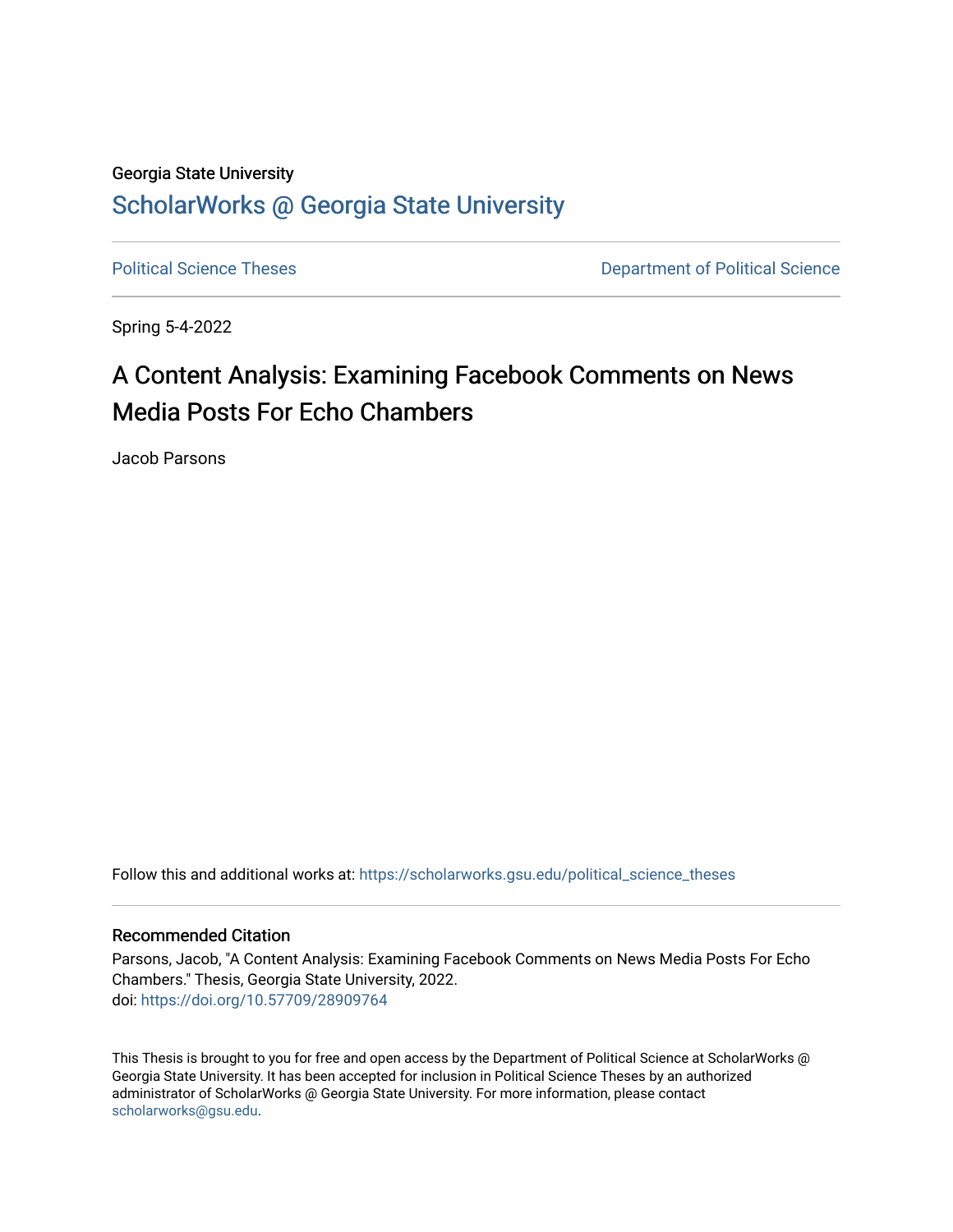Georgia State University

# ScholarWorks @ Georgia State University

Political Science Theses

Department of Political Science

Spring 5-4-2022

# A Content Analysis: Examining Facebook Comments on News Media Posts For Echo Chambers

Jacob Parsons

Follow this and additional works at: https://scholarworks.gsu.edu/political_science_theses

## Recommended Citation

Parsons, Jacob, "A Content Analysis: Examining Facebook Comments on News Media Posts For Echo Chambers." Thesis, Georgia State University, 2022.
doi: https://doi.org/10.57709/28909764

This Thesis is brought to you for free and open access by the Department of Political Science at ScholarWorks @ Georgia State University. It has been accepted for inclusion in Political Science Theses by an authorized administrator of ScholarWorks @ Georgia State University. For more information, please contact scholarworks@gsu.edu.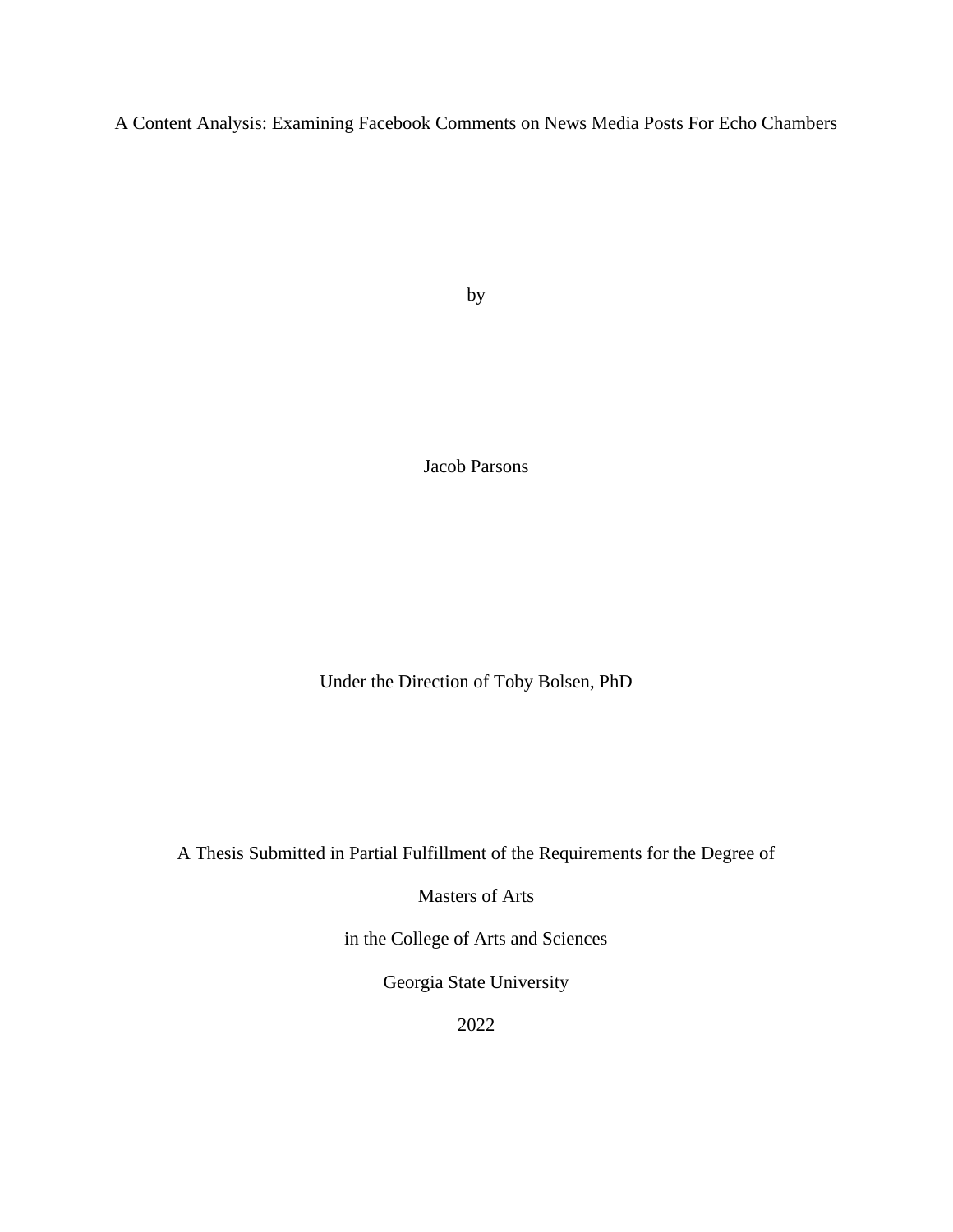A Content Analysis: Examining Facebook Comments on News Media Posts For Echo Chambers

by

Jacob Parsons

Under the Direction of Toby Bolsen, PhD

A Thesis Submitted in Partial Fulfillment of the Requirements for the Degree of

Masters of Arts

in the College of Arts and Sciences

Georgia State University

2022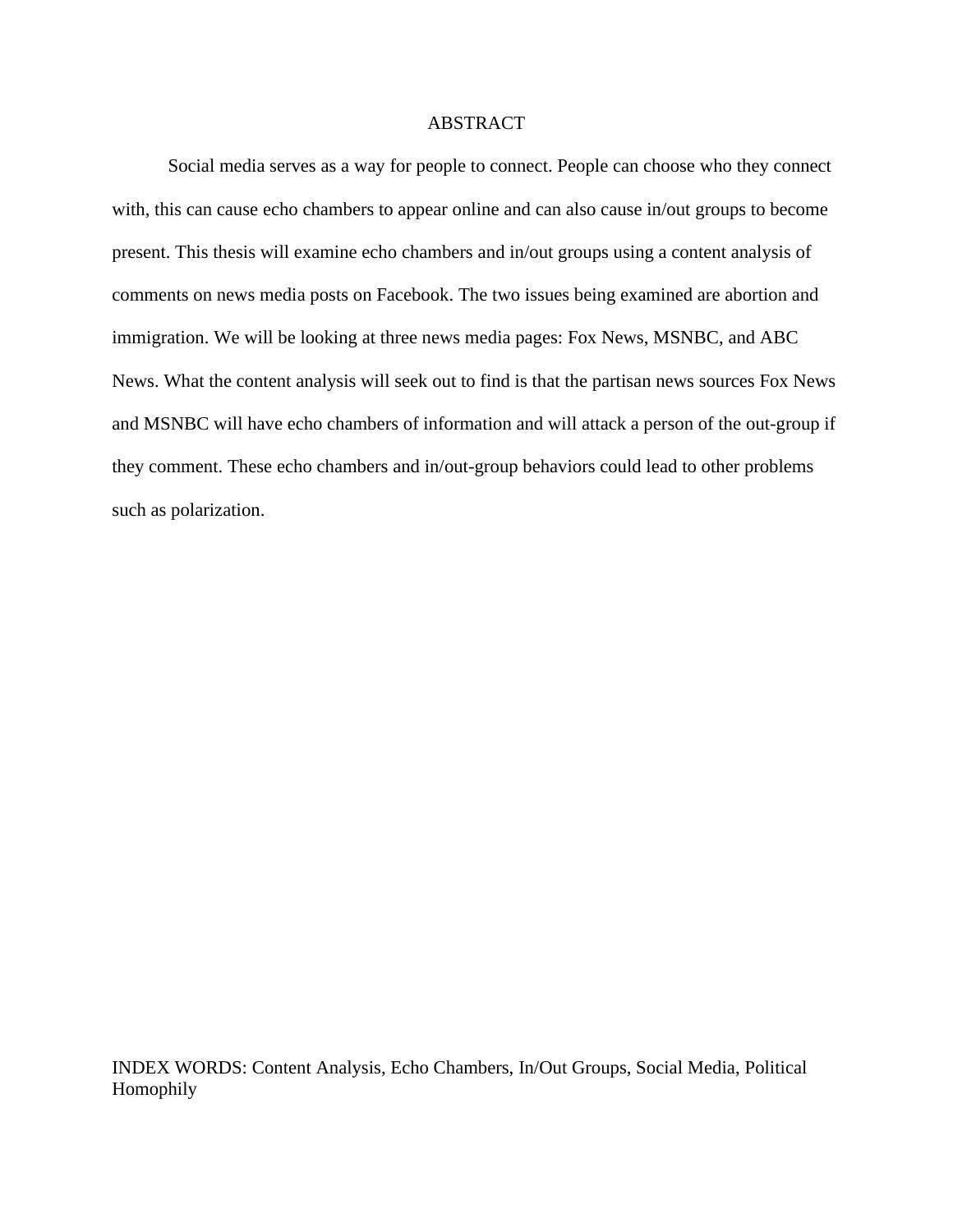# ABSTRACT

Social media serves as a way for people to connect. People can choose who they connect with, this can cause echo chambers to appear online and can also cause in/out groups to become present. This thesis will examine echo chambers and in/out groups using a content analysis of comments on news media posts on Facebook. The two issues being examined are abortion and immigration. We will be looking at three news media pages: Fox News, MSNBC, and ABC News. What the content analysis will seek out to find is that the partisan news sources Fox News and MSNBC will have echo chambers of information and will attack a person of the out-group if they comment. These echo chambers and in/out-group behaviors could lead to other problems such as polarization.

INDEX WORDS: Content Analysis, Echo Chambers, In/Out Groups, Social Media, Political Homophily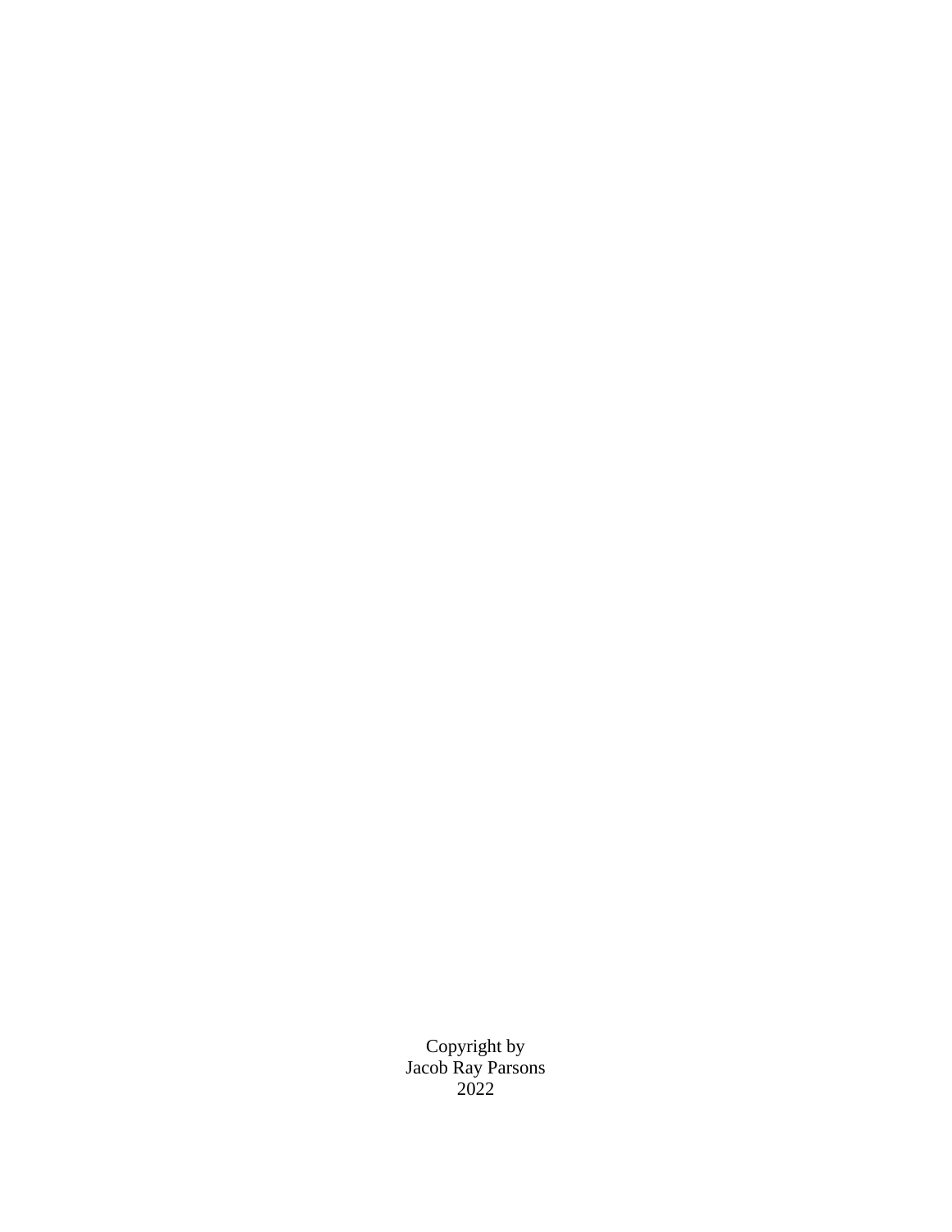Copyright by
Jacob Ray Parsons
2022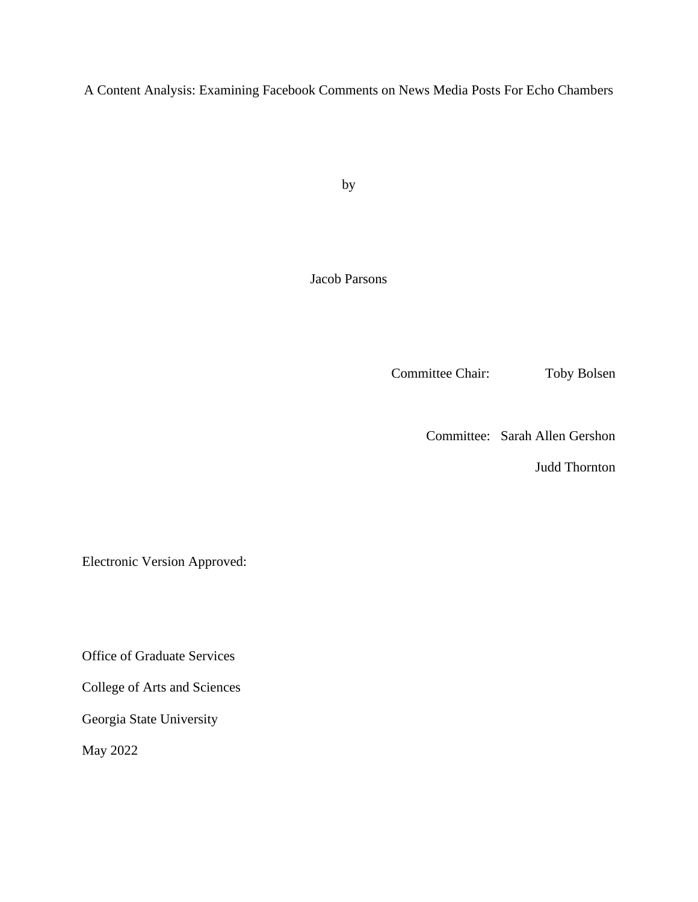A Content Analysis: Examining Facebook Comments on News Media Posts For Echo Chambers

by

Jacob Parsons

Committee Chair: Toby Bolsen

Committee: Sarah Allen Gershon

Judd Thornton

Electronic Version Approved:

Office of Graduate Services

College of Arts and Sciences

Georgia State University

May 2022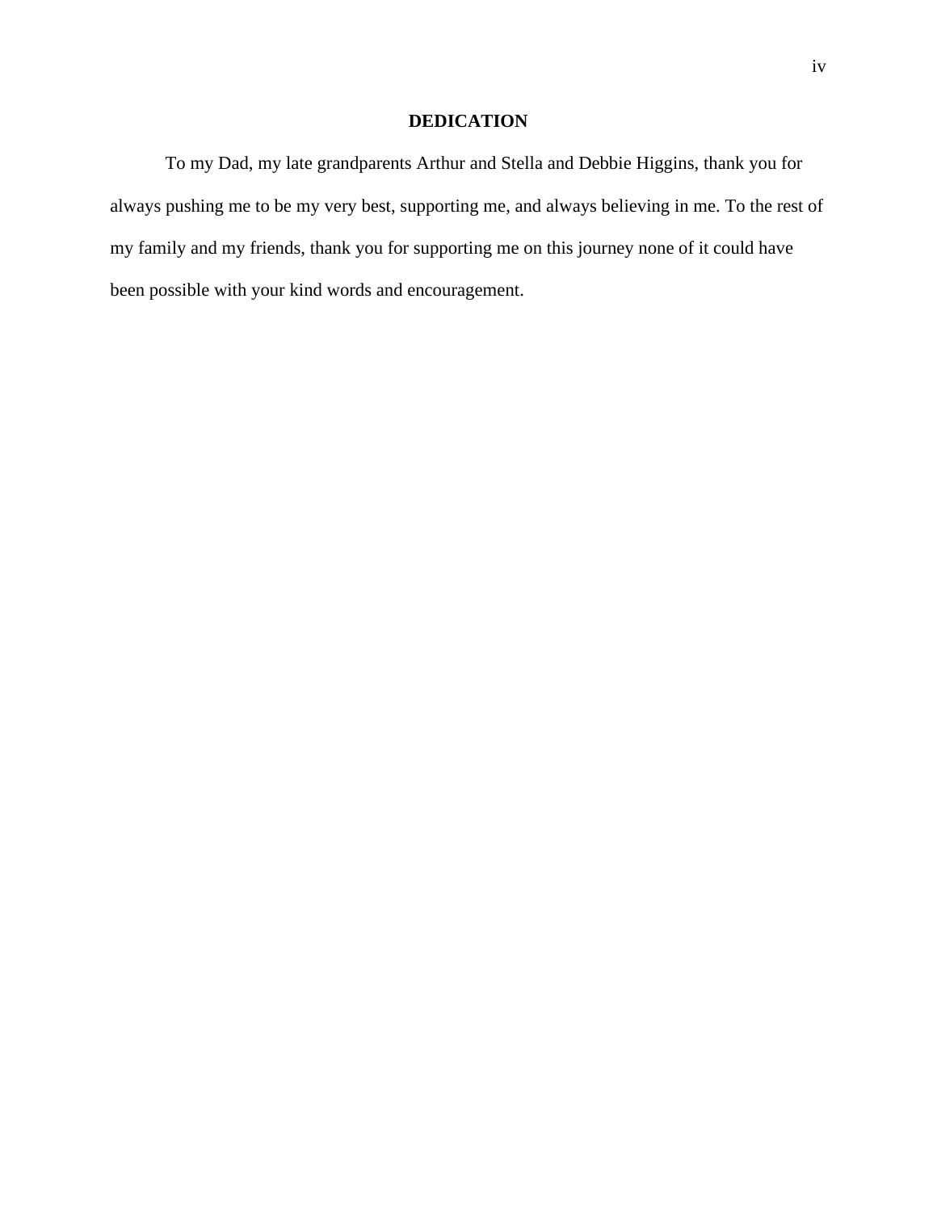# DEDICATION

To my Dad, my late grandparents Arthur and Stella and Debbie Higgins, thank you for always pushing me to be my very best, supporting me, and always believing in me. To the rest of my family and my friends, thank you for supporting me on this journey none of it could have been possible with your kind words and encouragement.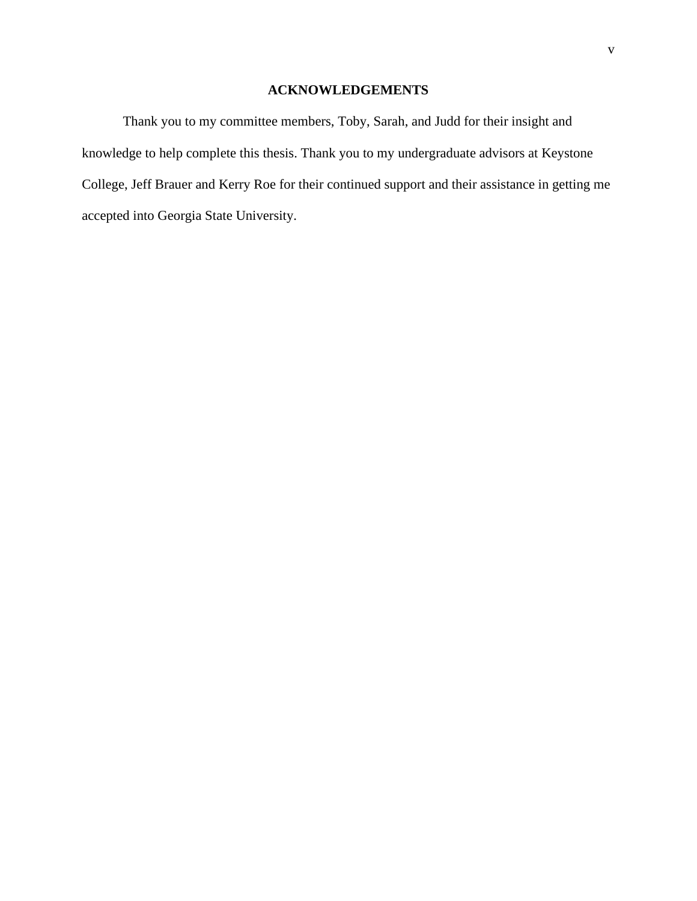# ACKNOWLEDGEMENTS

Thank you to my committee members, Toby, Sarah, and Judd for their insight and knowledge to help complete this thesis. Thank you to my undergraduate advisors at Keystone College, Jeff Brauer and Kerry Roe for their continued support and their assistance in getting me accepted into Georgia State University.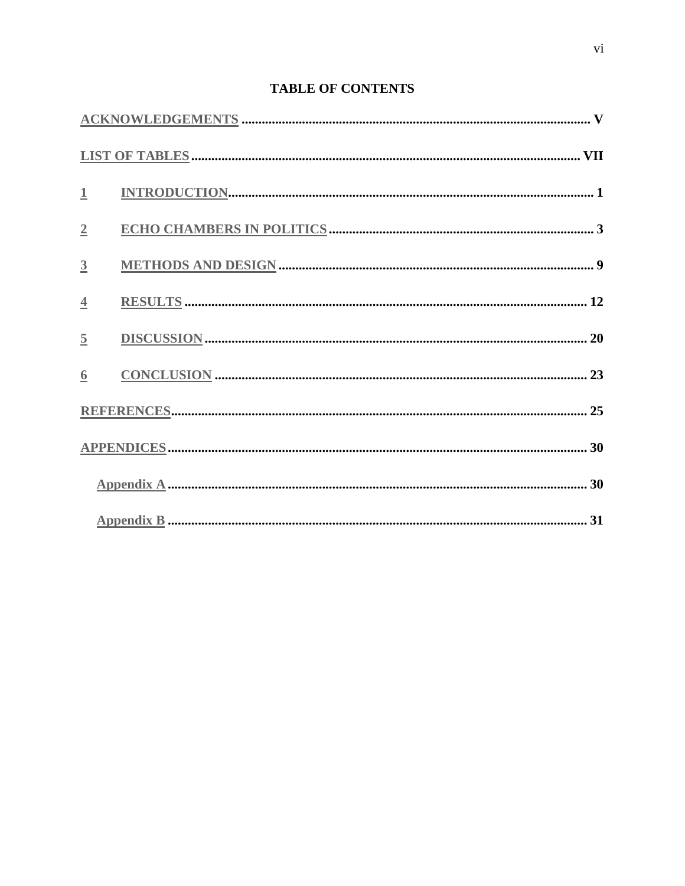**TABLE OF CONTENTS**

ACKNOWLEDGEMENTS ........................................................................................................ V

LIST OF TABLES................................................................................................................ VII

1 INTRODUCTION............................................................................................................ 1

2 ECHO CHAMBERS IN POLITICS ............................................................................... 3

3 METHODS AND DESIGN ............................................................................................. 9

4 RESULTS ........................................................................................................................ 12

5 DISCUSSION ................................................................................................................. 20

6 CONCLUSION .............................................................................................................. 23

REFERENCES...................................................................................................................... 25

APPENDICES ....................................................................................................................... 30

Appendix A ........................................................................................................................ 30

Appendix B ........................................................................................................................ 31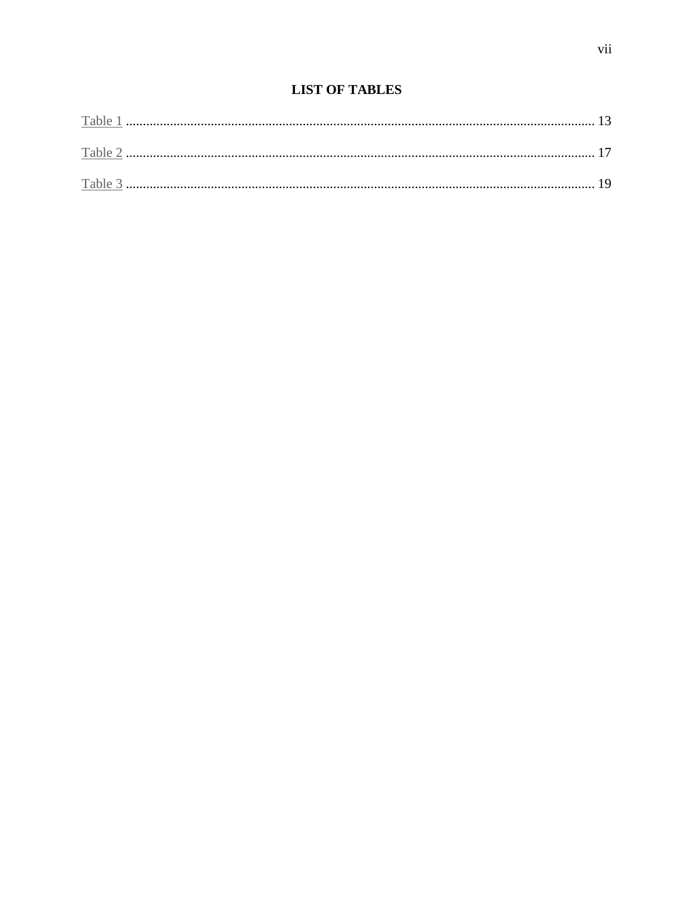# LIST OF TABLES

Table 1 .......................................................................................................................................... 13

Table 2 .......................................................................................................................................... 17

Table 3 .......................................................................................................................................... 19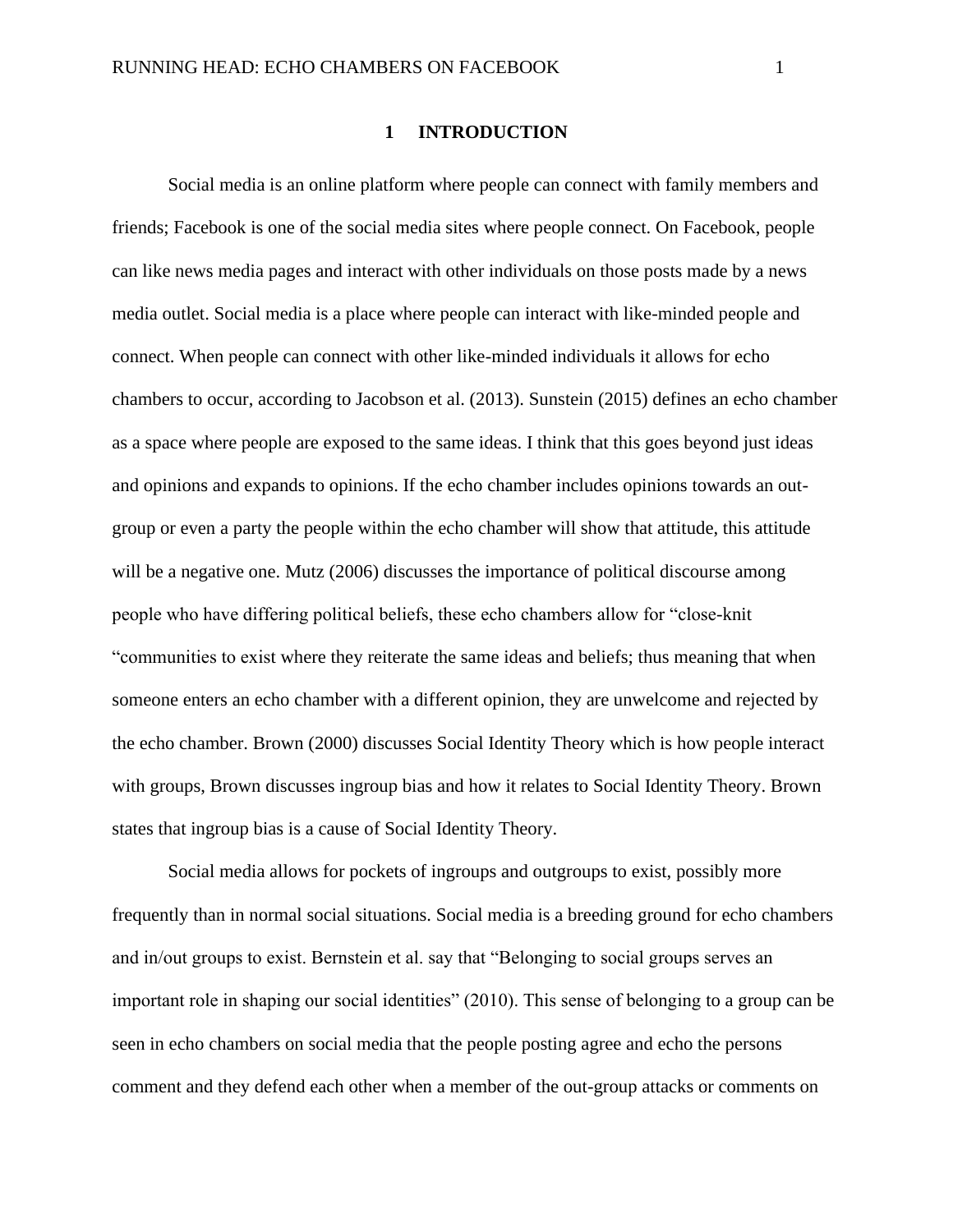# 1 INTRODUCTION

Social media is an online platform where people can connect with family members and friends; Facebook is one of the social media sites where people connect. On Facebook, people can like news media pages and interact with other individuals on those posts made by a news media outlet. Social media is a place where people can interact with like-minded people and connect. When people can connect with other like-minded individuals it allows for echo chambers to occur, according to Jacobson et al. (2013). Sunstein (2015) defines an echo chamber as a space where people are exposed to the same ideas. I think that this goes beyond just ideas and opinions and expands to opinions. If the echo chamber includes opinions towards an out-group or even a party the people within the echo chamber will show that attitude, this attitude will be a negative one. Mutz (2006) discusses the importance of political discourse among people who have differing political beliefs, these echo chambers allow for "close-knit "communities to exist where they reiterate the same ideas and beliefs; thus meaning that when someone enters an echo chamber with a different opinion, they are unwelcome and rejected by the echo chamber. Brown (2000) discusses Social Identity Theory which is how people interact with groups, Brown discusses ingroup bias and how it relates to Social Identity Theory. Brown states that ingroup bias is a cause of Social Identity Theory.

Social media allows for pockets of ingroups and outgroups to exist, possibly more frequently than in normal social situations. Social media is a breeding ground for echo chambers and in/out groups to exist. Bernstein et al. say that "Belonging to social groups serves an important role in shaping our social identities" (2010). This sense of belonging to a group can be seen in echo chambers on social media that the people posting agree and echo the persons comment and they defend each other when a member of the out-group attacks or comments on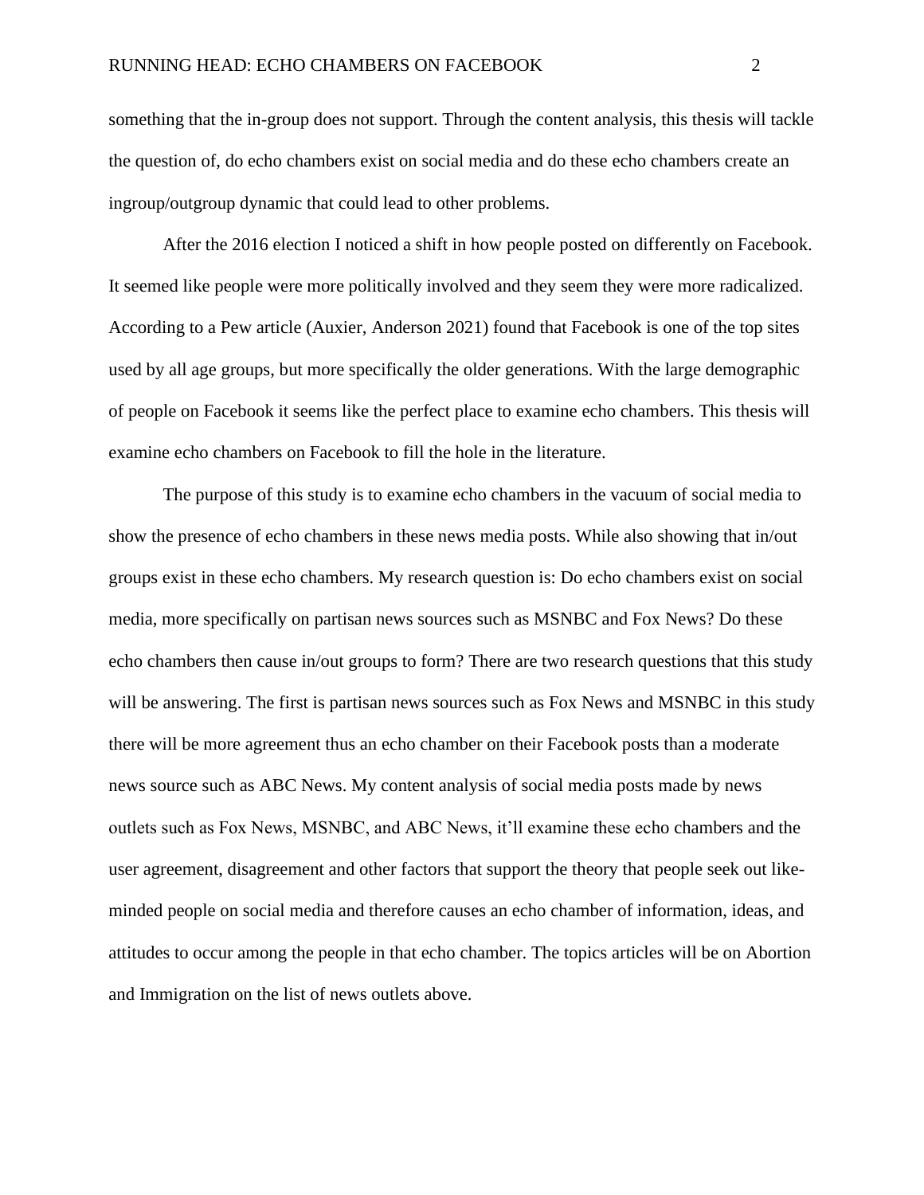something that the in-group does not support. Through the content analysis, this thesis will tackle the question of, do echo chambers exist on social media and do these echo chambers create an ingroup/outgroup dynamic that could lead to other problems.

After the 2016 election I noticed a shift in how people posted on differently on Facebook. It seemed like people were more politically involved and they seem they were more radicalized. According to a Pew article (Auxier, Anderson 2021) found that Facebook is one of the top sites used by all age groups, but more specifically the older generations. With the large demographic of people on Facebook it seems like the perfect place to examine echo chambers. This thesis will examine echo chambers on Facebook to fill the hole in the literature.

The purpose of this study is to examine echo chambers in the vacuum of social media to show the presence of echo chambers in these news media posts. While also showing that in/out groups exist in these echo chambers. My research question is: Do echo chambers exist on social media, more specifically on partisan news sources such as MSNBC and Fox News? Do these echo chambers then cause in/out groups to form? There are two research questions that this study will be answering. The first is partisan news sources such as Fox News and MSNBC in this study there will be more agreement thus an echo chamber on their Facebook posts than a moderate news source such as ABC News. My content analysis of social media posts made by news outlets such as Fox News, MSNBC, and ABC News, it'll examine these echo chambers and the user agreement, disagreement and other factors that support the theory that people seek out like-minded people on social media and therefore causes an echo chamber of information, ideas, and attitudes to occur among the people in that echo chamber. The topics articles will be on Abortion and Immigration on the list of news outlets above.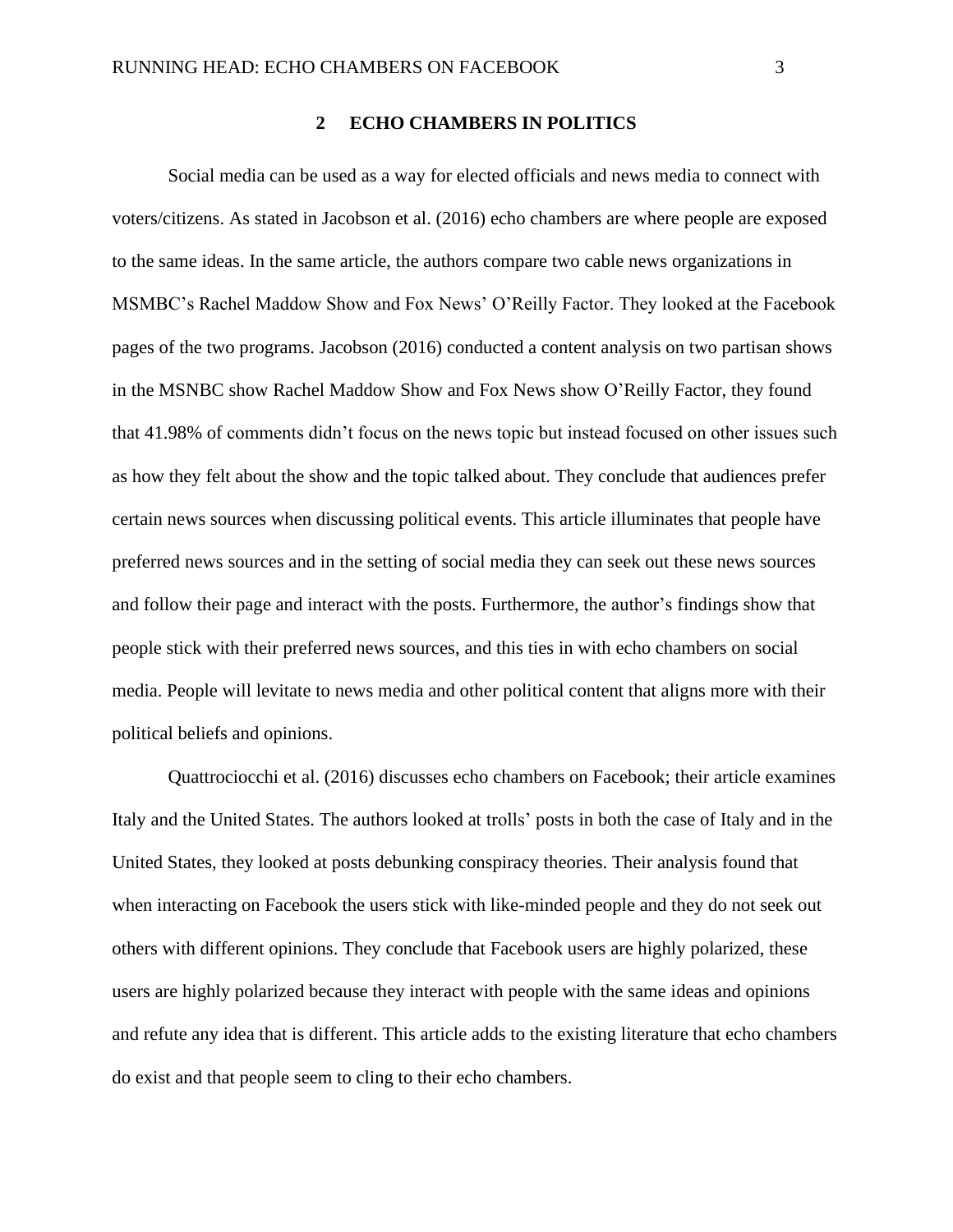## 2 ECHO CHAMBERS IN POLITICS

Social media can be used as a way for elected officials and news media to connect with voters/citizens. As stated in Jacobson et al. (2016) echo chambers are where people are exposed to the same ideas. In the same article, the authors compare two cable news organizations in MSMBC's Rachel Maddow Show and Fox News' O'Reilly Factor. They looked at the Facebook pages of the two programs. Jacobson (2016) conducted a content analysis on two partisan shows in the MSNBC show Rachel Maddow Show and Fox News show O'Reilly Factor, they found that 41.98% of comments didn't focus on the news topic but instead focused on other issues such as how they felt about the show and the topic talked about. They conclude that audiences prefer certain news sources when discussing political events. This article illuminates that people have preferred news sources and in the setting of social media they can seek out these news sources and follow their page and interact with the posts. Furthermore, the author's findings show that people stick with their preferred news sources, and this ties in with echo chambers on social media. People will levitate to news media and other political content that aligns more with their political beliefs and opinions.

Quattrociocchi et al. (2016) discusses echo chambers on Facebook; their article examines Italy and the United States. The authors looked at trolls' posts in both the case of Italy and in the United States, they looked at posts debunking conspiracy theories. Their analysis found that when interacting on Facebook the users stick with like-minded people and they do not seek out others with different opinions. They conclude that Facebook users are highly polarized, these users are highly polarized because they interact with people with the same ideas and opinions and refute any idea that is different. This article adds to the existing literature that echo chambers do exist and that people seem to cling to their echo chambers.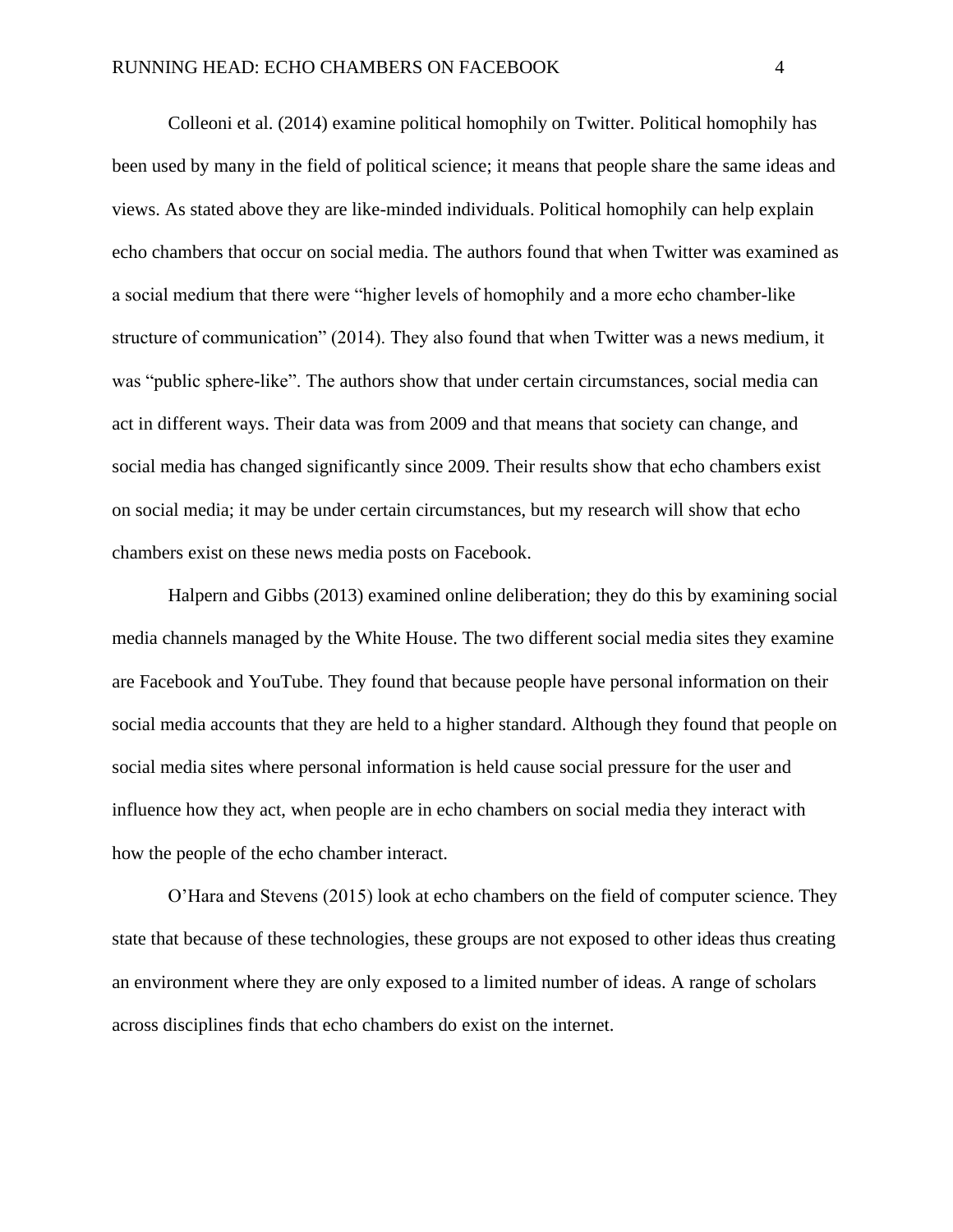Colleoni et al. (2014) examine political homophily on Twitter. Political homophily has been used by many in the field of political science; it means that people share the same ideas and views. As stated above they are like-minded individuals. Political homophily can help explain echo chambers that occur on social media. The authors found that when Twitter was examined as a social medium that there were "higher levels of homophily and a more echo chamber-like structure of communication" (2014). They also found that when Twitter was a news medium, it was "public sphere-like". The authors show that under certain circumstances, social media can act in different ways. Their data was from 2009 and that means that society can change, and social media has changed significantly since 2009. Their results show that echo chambers exist on social media; it may be under certain circumstances, but my research will show that echo chambers exist on these news media posts on Facebook.

Halpern and Gibbs (2013) examined online deliberation; they do this by examining social media channels managed by the White House. The two different social media sites they examine are Facebook and YouTube. They found that because people have personal information on their social media accounts that they are held to a higher standard. Although they found that people on social media sites where personal information is held cause social pressure for the user and influence how they act, when people are in echo chambers on social media they interact with how the people of the echo chamber interact.

O'Hara and Stevens (2015) look at echo chambers on the field of computer science. They state that because of these technologies, these groups are not exposed to other ideas thus creating an environment where they are only exposed to a limited number of ideas. A range of scholars across disciplines finds that echo chambers do exist on the internet.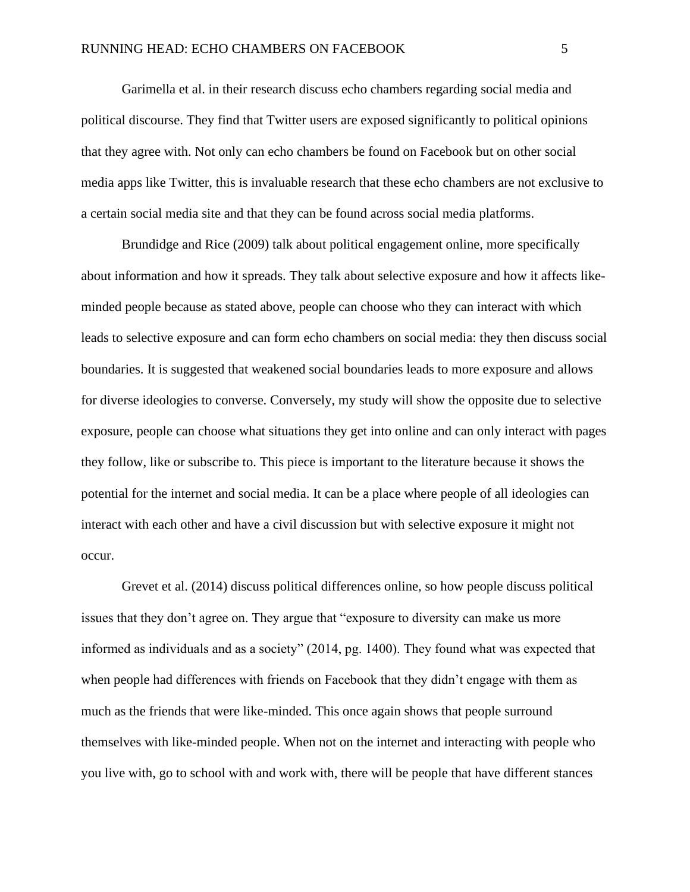Garimella et al. in their research discuss echo chambers regarding social media and political discourse. They find that Twitter users are exposed significantly to political opinions that they agree with. Not only can echo chambers be found on Facebook but on other social media apps like Twitter, this is invaluable research that these echo chambers are not exclusive to a certain social media site and that they can be found across social media platforms.

Brundidge and Rice (2009) talk about political engagement online, more specifically about information and how it spreads. They talk about selective exposure and how it affects like-minded people because as stated above, people can choose who they can interact with which leads to selective exposure and can form echo chambers on social media: they then discuss social boundaries. It is suggested that weakened social boundaries leads to more exposure and allows for diverse ideologies to converse. Conversely, my study will show the opposite due to selective exposure, people can choose what situations they get into online and can only interact with pages they follow, like or subscribe to. This piece is important to the literature because it shows the potential for the internet and social media. It can be a place where people of all ideologies can interact with each other and have a civil discussion but with selective exposure it might not occur.

Grevet et al. (2014) discuss political differences online, so how people discuss political issues that they don't agree on. They argue that "exposure to diversity can make us more informed as individuals and as a society" (2014, pg. 1400). They found what was expected that when people had differences with friends on Facebook that they didn't engage with them as much as the friends that were like-minded. This once again shows that people surround themselves with like-minded people. When not on the internet and interacting with people who you live with, go to school with and work with, there will be people that have different stances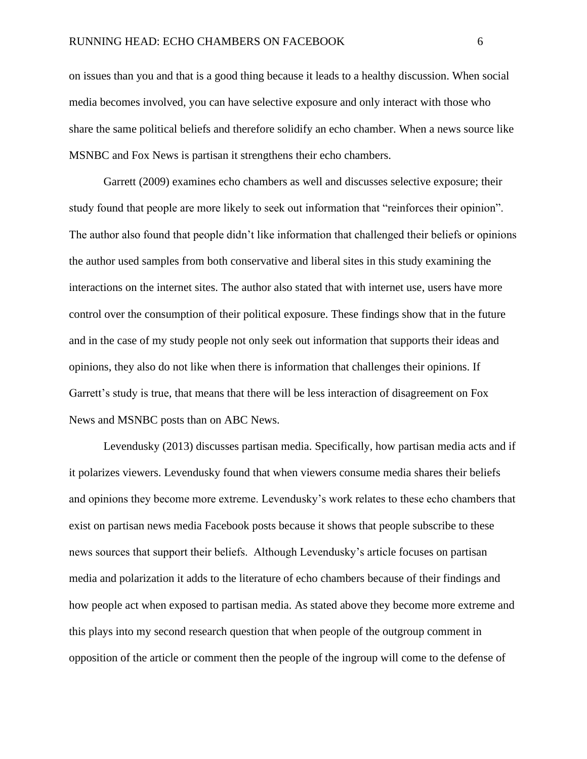on issues than you and that is a good thing because it leads to a healthy discussion. When social media becomes involved, you can have selective exposure and only interact with those who share the same political beliefs and therefore solidify an echo chamber. When a news source like MSNBC and Fox News is partisan it strengthens their echo chambers.

Garrett (2009) examines echo chambers as well and discusses selective exposure; their study found that people are more likely to seek out information that "reinforces their opinion". The author also found that people didn't like information that challenged their beliefs or opinions the author used samples from both conservative and liberal sites in this study examining the interactions on the internet sites. The author also stated that with internet use, users have more control over the consumption of their political exposure. These findings show that in the future and in the case of my study people not only seek out information that supports their ideas and opinions, they also do not like when there is information that challenges their opinions. If Garrett's study is true, that means that there will be less interaction of disagreement on Fox News and MSNBC posts than on ABC News.

Levendusky (2013) discusses partisan media. Specifically, how partisan media acts and if it polarizes viewers. Levendusky found that when viewers consume media shares their beliefs and opinions they become more extreme. Levendusky's work relates to these echo chambers that exist on partisan news media Facebook posts because it shows that people subscribe to these news sources that support their beliefs. Although Levendusky's article focuses on partisan media and polarization it adds to the literature of echo chambers because of their findings and how people act when exposed to partisan media. As stated above they become more extreme and this plays into my second research question that when people of the outgroup comment in opposition of the article or comment then the people of the ingroup will come to the defense of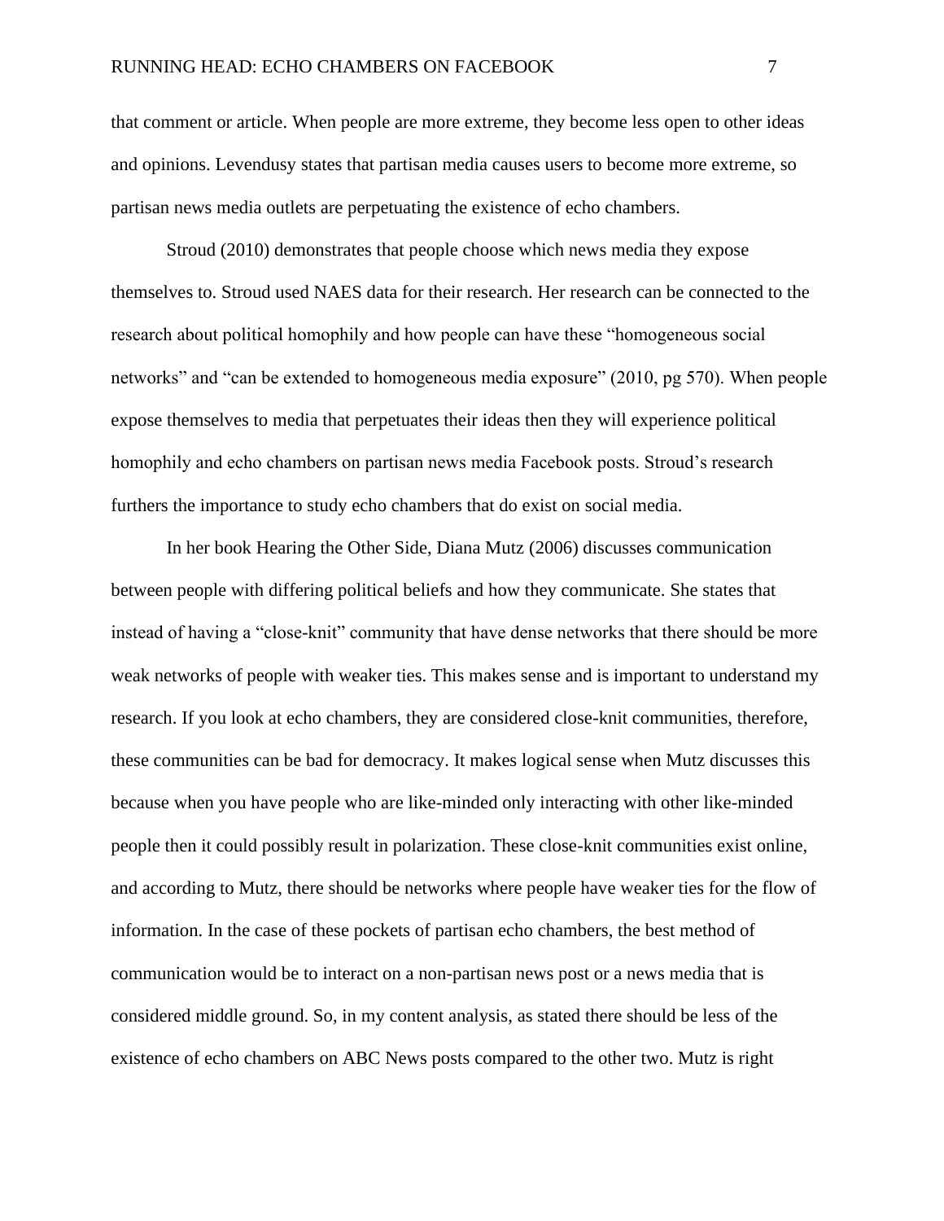that comment or article. When people are more extreme, they become less open to other ideas and opinions. Levendusy states that partisan media causes users to become more extreme, so partisan news media outlets are perpetuating the existence of echo chambers.

Stroud (2010) demonstrates that people choose which news media they expose themselves to. Stroud used NAES data for their research. Her research can be connected to the research about political homophily and how people can have these "homogeneous social networks" and "can be extended to homogeneous media exposure" (2010, pg 570). When people expose themselves to media that perpetuates their ideas then they will experience political homophily and echo chambers on partisan news media Facebook posts. Stroud's research furthers the importance to study echo chambers that do exist on social media.

In her book Hearing the Other Side, Diana Mutz (2006) discusses communication between people with differing political beliefs and how they communicate. She states that instead of having a "close-knit" community that have dense networks that there should be more weak networks of people with weaker ties. This makes sense and is important to understand my research. If you look at echo chambers, they are considered close-knit communities, therefore, these communities can be bad for democracy. It makes logical sense when Mutz discusses this because when you have people who are like-minded only interacting with other like-minded people then it could possibly result in polarization. These close-knit communities exist online, and according to Mutz, there should be networks where people have weaker ties for the flow of information. In the case of these pockets of partisan echo chambers, the best method of communication would be to interact on a non-partisan news post or a news media that is considered middle ground. So, in my content analysis, as stated there should be less of the existence of echo chambers on ABC News posts compared to the other two. Mutz is right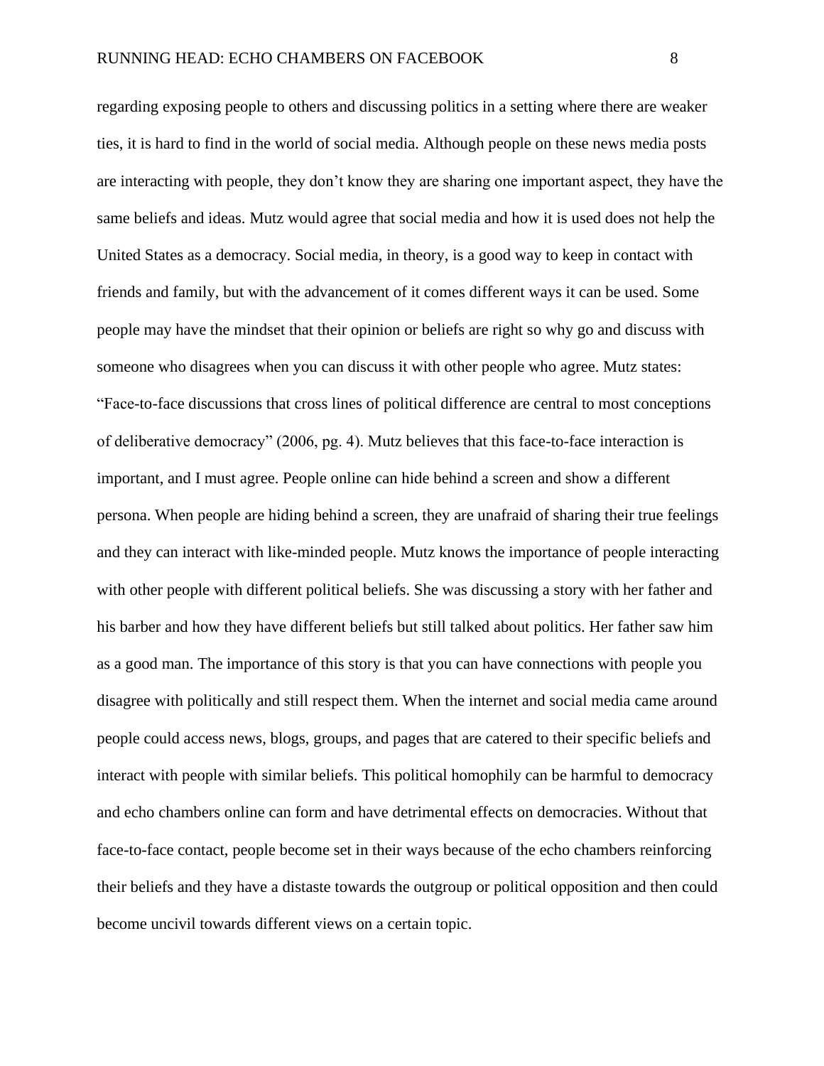regarding exposing people to others and discussing politics in a setting where there are weaker ties, it is hard to find in the world of social media. Although people on these news media posts are interacting with people, they don't know they are sharing one important aspect, they have the same beliefs and ideas. Mutz would agree that social media and how it is used does not help the United States as a democracy. Social media, in theory, is a good way to keep in contact with friends and family, but with the advancement of it comes different ways it can be used. Some people may have the mindset that their opinion or beliefs are right so why go and discuss with someone who disagrees when you can discuss it with other people who agree. Mutz states: "Face-to-face discussions that cross lines of political difference are central to most conceptions of deliberative democracy" (2006, pg. 4). Mutz believes that this face-to-face interaction is important, and I must agree. People online can hide behind a screen and show a different persona. When people are hiding behind a screen, they are unafraid of sharing their true feelings and they can interact with like-minded people. Mutz knows the importance of people interacting with other people with different political beliefs. She was discussing a story with her father and his barber and how they have different beliefs but still talked about politics. Her father saw him as a good man. The importance of this story is that you can have connections with people you disagree with politically and still respect them. When the internet and social media came around people could access news, blogs, groups, and pages that are catered to their specific beliefs and interact with people with similar beliefs. This political homophily can be harmful to democracy and echo chambers online can form and have detrimental effects on democracies. Without that face-to-face contact, people become set in their ways because of the echo chambers reinforcing their beliefs and they have a distaste towards the outgroup or political opposition and then could become uncivil towards different views on a certain topic.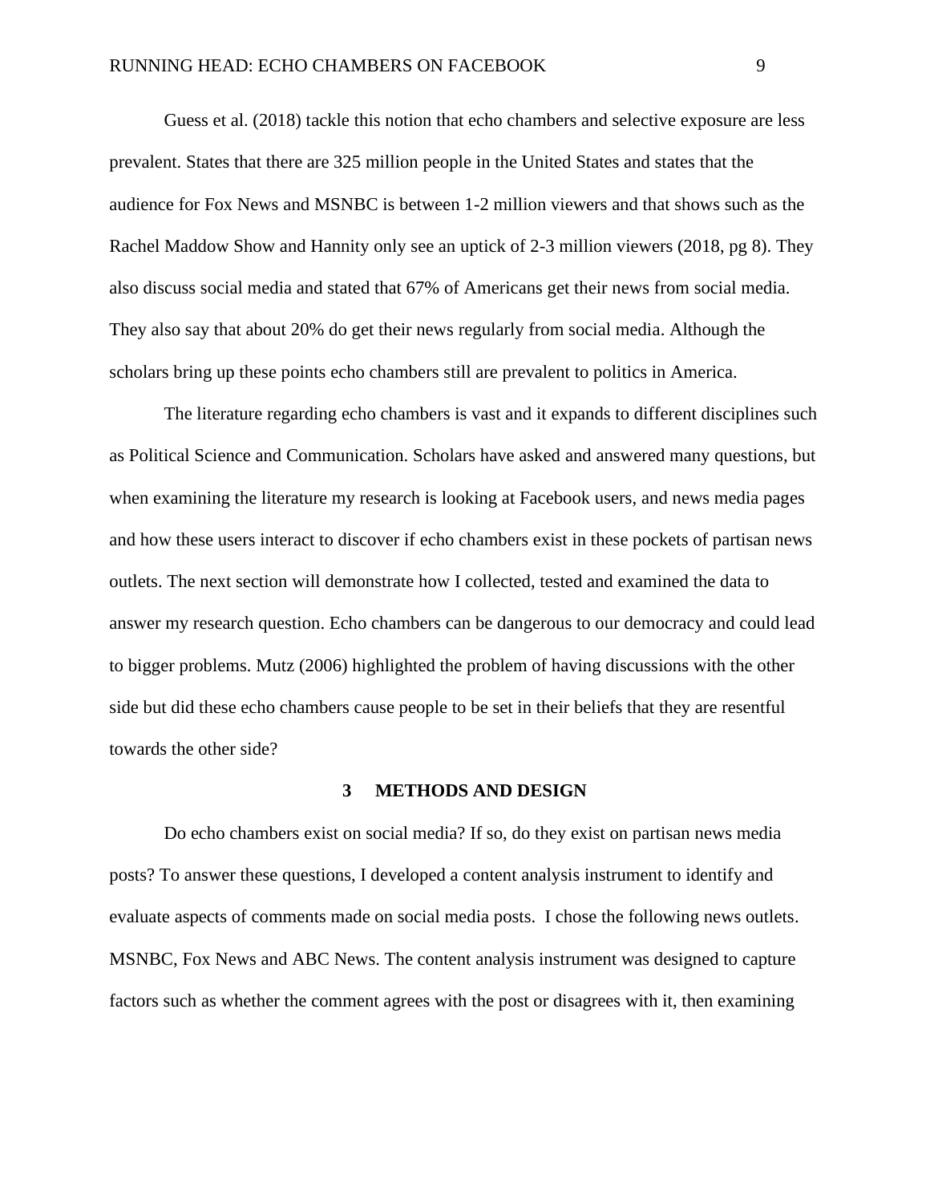Guess et al. (2018) tackle this notion that echo chambers and selective exposure are less prevalent. States that there are 325 million people in the United States and states that the audience for Fox News and MSNBC is between 1-2 million viewers and that shows such as the Rachel Maddow Show and Hannity only see an uptick of 2-3 million viewers (2018, pg 8). They also discuss social media and stated that 67% of Americans get their news from social media. They also say that about 20% do get their news regularly from social media. Although the scholars bring up these points echo chambers still are prevalent to politics in America.

The literature regarding echo chambers is vast and it expands to different disciplines such as Political Science and Communication. Scholars have asked and answered many questions, but when examining the literature my research is looking at Facebook users, and news media pages and how these users interact to discover if echo chambers exist in these pockets of partisan news outlets. The next section will demonstrate how I collected, tested and examined the data to answer my research question. Echo chambers can be dangerous to our democracy and could lead to bigger problems. Mutz (2006) highlighted the problem of having discussions with the other side but did these echo chambers cause people to be set in their beliefs that they are resentful towards the other side?

## 3 METHODS AND DESIGN

Do echo chambers exist on social media? If so, do they exist on partisan news media posts? To answer these questions, I developed a content analysis instrument to identify and evaluate aspects of comments made on social media posts. I chose the following news outlets. MSNBC, Fox News and ABC News. The content analysis instrument was designed to capture factors such as whether the comment agrees with the post or disagrees with it, then examining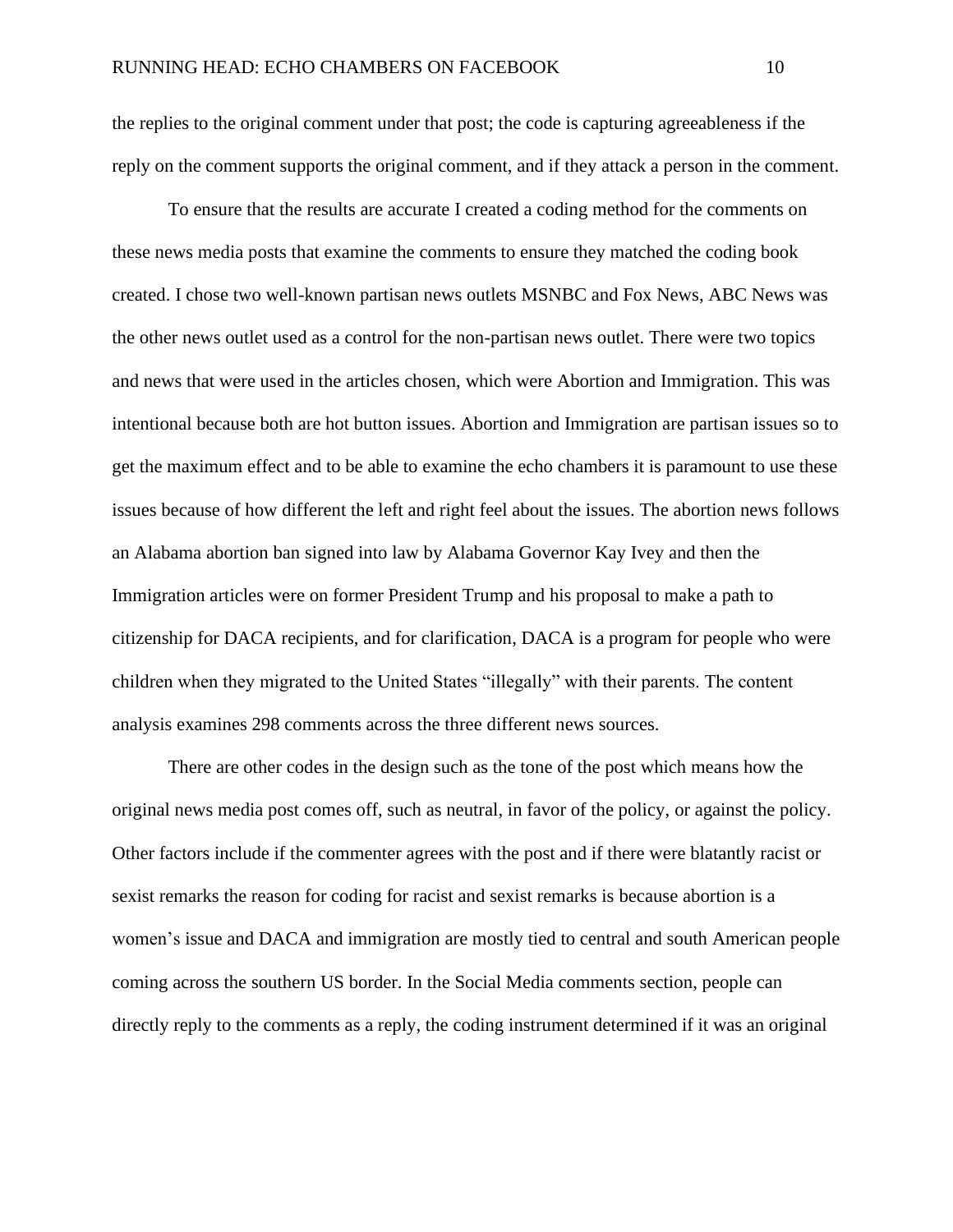the replies to the original comment under that post; the code is capturing agreeableness if the reply on the comment supports the original comment, and if they attack a person in the comment.

To ensure that the results are accurate I created a coding method for the comments on these news media posts that examine the comments to ensure they matched the coding book created. I chose two well-known partisan news outlets MSNBC and Fox News, ABC News was the other news outlet used as a control for the non-partisan news outlet. There were two topics and news that were used in the articles chosen, which were Abortion and Immigration. This was intentional because both are hot button issues. Abortion and Immigration are partisan issues so to get the maximum effect and to be able to examine the echo chambers it is paramount to use these issues because of how different the left and right feel about the issues. The abortion news follows an Alabama abortion ban signed into law by Alabama Governor Kay Ivey and then the Immigration articles were on former President Trump and his proposal to make a path to citizenship for DACA recipients, and for clarification, DACA is a program for people who were children when they migrated to the United States "illegally" with their parents. The content analysis examines 298 comments across the three different news sources.

There are other codes in the design such as the tone of the post which means how the original news media post comes off, such as neutral, in favor of the policy, or against the policy. Other factors include if the commenter agrees with the post and if there were blatantly racist or sexist remarks the reason for coding for racist and sexist remarks is because abortion is a women's issue and DACA and immigration are mostly tied to central and south American people coming across the southern US border. In the Social Media comments section, people can directly reply to the comments as a reply, the coding instrument determined if it was an original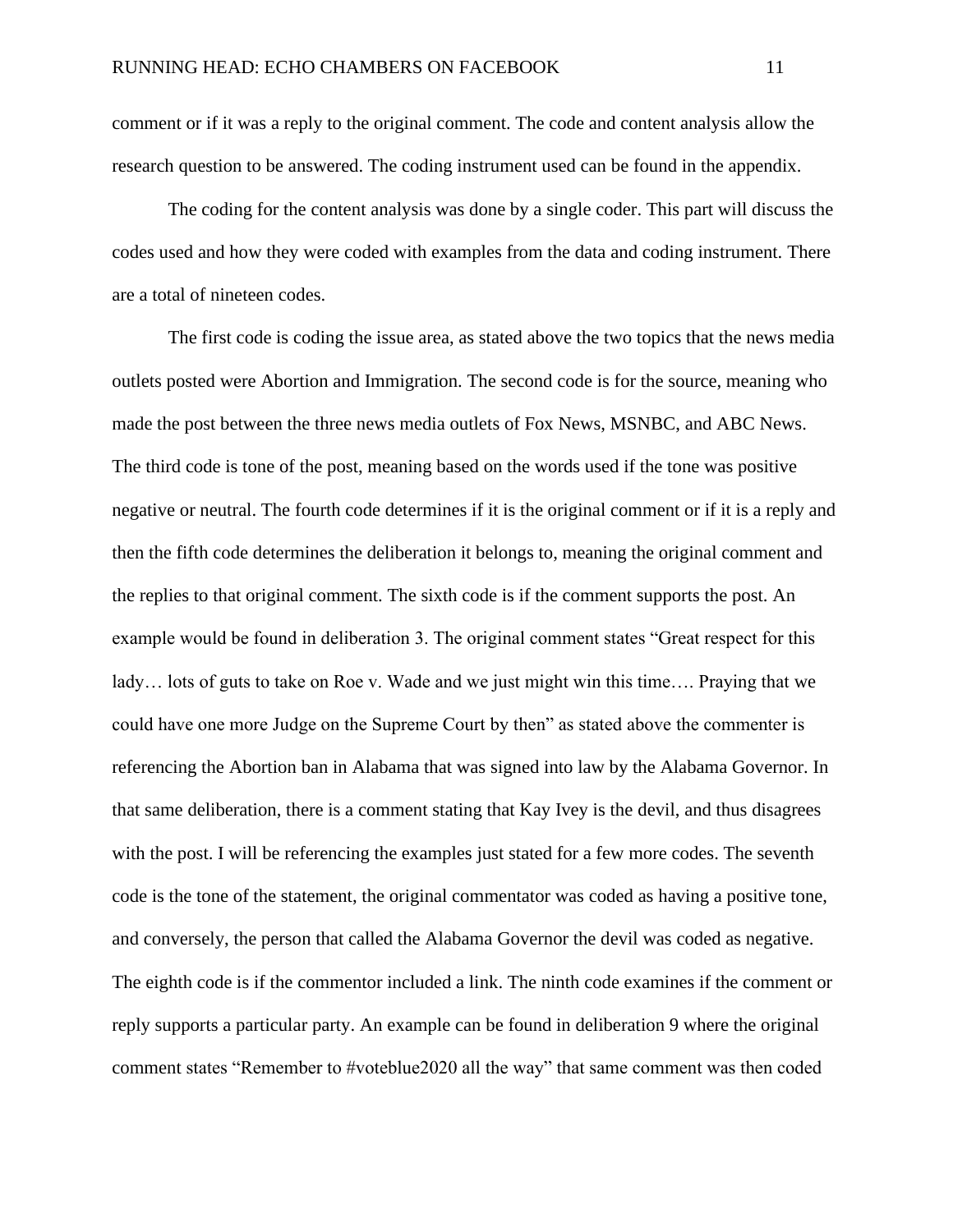comment or if it was a reply to the original comment. The code and content analysis allow the research question to be answered. The coding instrument used can be found in the appendix.

The coding for the content analysis was done by a single coder. This part will discuss the codes used and how they were coded with examples from the data and coding instrument. There are a total of nineteen codes.

The first code is coding the issue area, as stated above the two topics that the news media outlets posted were Abortion and Immigration. The second code is for the source, meaning who made the post between the three news media outlets of Fox News, MSNBC, and ABC News. The third code is tone of the post, meaning based on the words used if the tone was positive negative or neutral. The fourth code determines if it is the original comment or if it is a reply and then the fifth code determines the deliberation it belongs to, meaning the original comment and the replies to that original comment. The sixth code is if the comment supports the post. An example would be found in deliberation 3. The original comment states "Great respect for this lady… lots of guts to take on Roe v. Wade and we just might win this time…. Praying that we could have one more Judge on the Supreme Court by then" as stated above the commenter is referencing the Abortion ban in Alabama that was signed into law by the Alabama Governor. In that same deliberation, there is a comment stating that Kay Ivey is the devil, and thus disagrees with the post. I will be referencing the examples just stated for a few more codes. The seventh code is the tone of the statement, the original commentator was coded as having a positive tone, and conversely, the person that called the Alabama Governor the devil was coded as negative. The eighth code is if the commentor included a link. The ninth code examines if the comment or reply supports a particular party. An example can be found in deliberation 9 where the original comment states "Remember to #voteblue2020 all the way" that same comment was then coded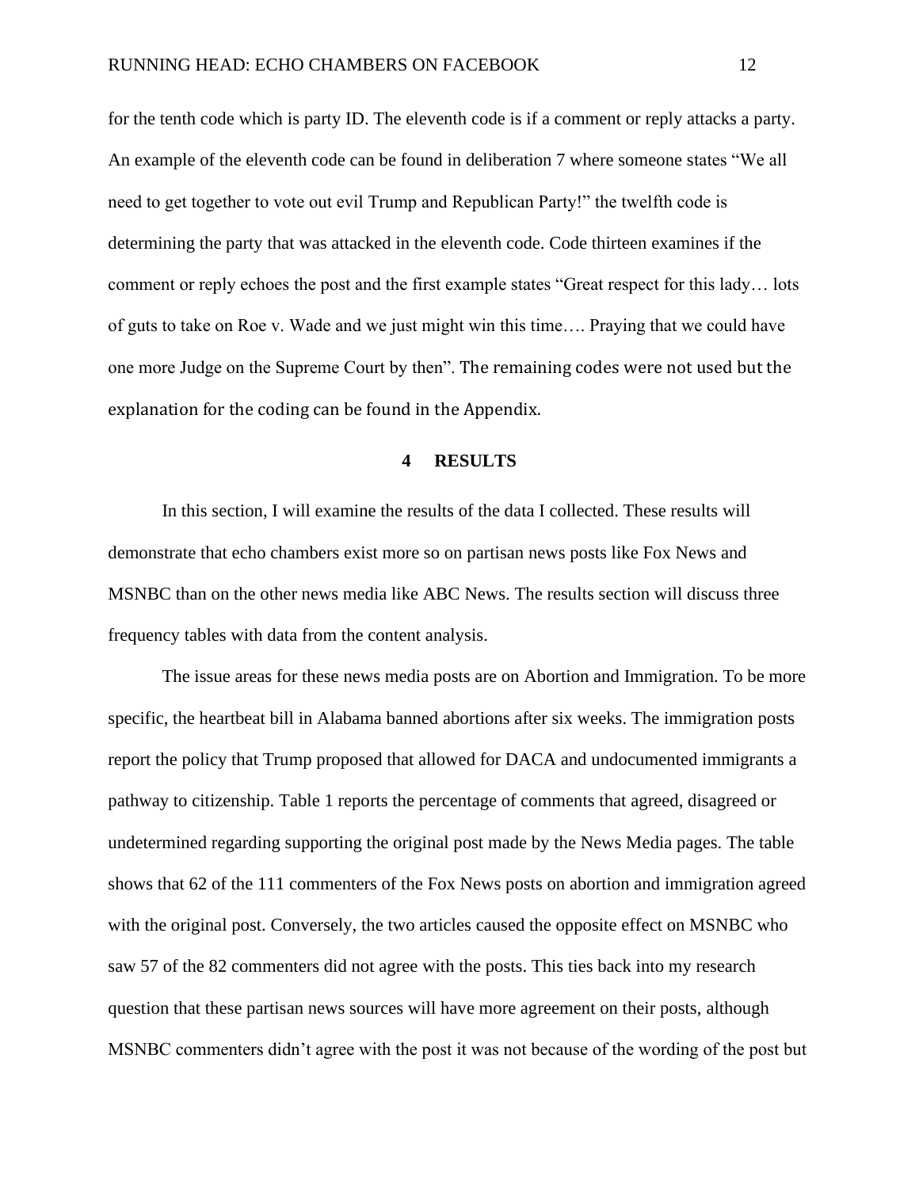for the tenth code which is party ID. The eleventh code is if a comment or reply attacks a party. An example of the eleventh code can be found in deliberation 7 where someone states "We all need to get together to vote out evil Trump and Republican Party!" the twelfth code is determining the party that was attacked in the eleventh code. Code thirteen examines if the comment or reply echoes the post and the first example states "Great respect for this lady… lots of guts to take on Roe v. Wade and we just might win this time…. Praying that we could have one more Judge on the Supreme Court by then". The remaining codes were not used but the explanation for the coding can be found in the Appendix.

## 4 RESULTS

In this section, I will examine the results of the data I collected. These results will demonstrate that echo chambers exist more so on partisan news posts like Fox News and MSNBC than on the other news media like ABC News. The results section will discuss three frequency tables with data from the content analysis.

The issue areas for these news media posts are on Abortion and Immigration. To be more specific, the heartbeat bill in Alabama banned abortions after six weeks. The immigration posts report the policy that Trump proposed that allowed for DACA and undocumented immigrants a pathway to citizenship. Table 1 reports the percentage of comments that agreed, disagreed or undetermined regarding supporting the original post made by the News Media pages. The table shows that 62 of the 111 commenters of the Fox News posts on abortion and immigration agreed with the original post. Conversely, the two articles caused the opposite effect on MSNBC who saw 57 of the 82 commenters did not agree with the posts. This ties back into my research question that these partisan news sources will have more agreement on their posts, although MSNBC commenters didn't agree with the post it was not because of the wording of the post but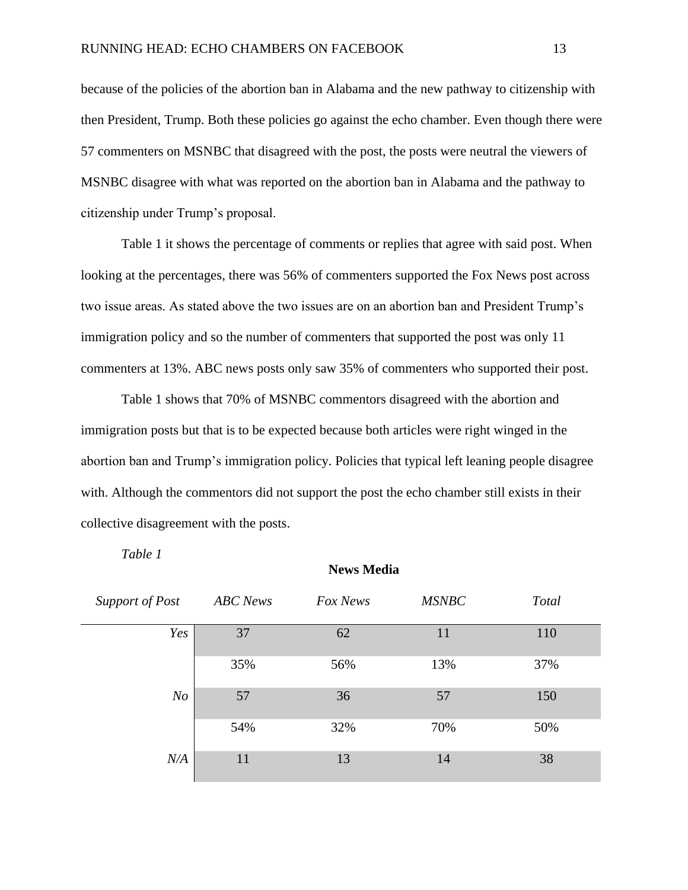because of the policies of the abortion ban in Alabama and the new pathway to citizenship with then President, Trump. Both these policies go against the echo chamber. Even though there were 57 commenters on MSNBC that disagreed with the post, the posts were neutral the viewers of MSNBC disagree with what was reported on the abortion ban in Alabama and the pathway to citizenship under Trump's proposal.

Table 1 it shows the percentage of comments or replies that agree with said post. When looking at the percentages, there was 56% of commenters supported the Fox News post across two issue areas. As stated above the two issues are on an abortion ban and President Trump's immigration policy and so the number of commenters that supported the post was only 11 commenters at 13%. ABC news posts only saw 35% of commenters who supported their post.

Table 1 shows that 70% of MSNBC commentors disagreed with the abortion and immigration posts but that is to be expected because both articles were right winged in the abortion ban and Trump's immigration policy. Policies that typical left leaning people disagree with. Although the commentors did not support the post the echo chamber still exists in their collective disagreement with the posts.

*Table 1*

| | **News Media** | | | |
|---|---|---|---|---|
| *Support of Post* | *ABC News* | *Fox News* | *MSNBC* | *Total* |
| *Yes* | 37 | 62 | 11 | 110 |
| | 35% | 56% | 13% | 37% |
| *No* | 57 | 36 | 57 | 150 |
| | 54% | 32% | 70% | 50% |
| *N/A* | 11 | 13 | 14 | 38 |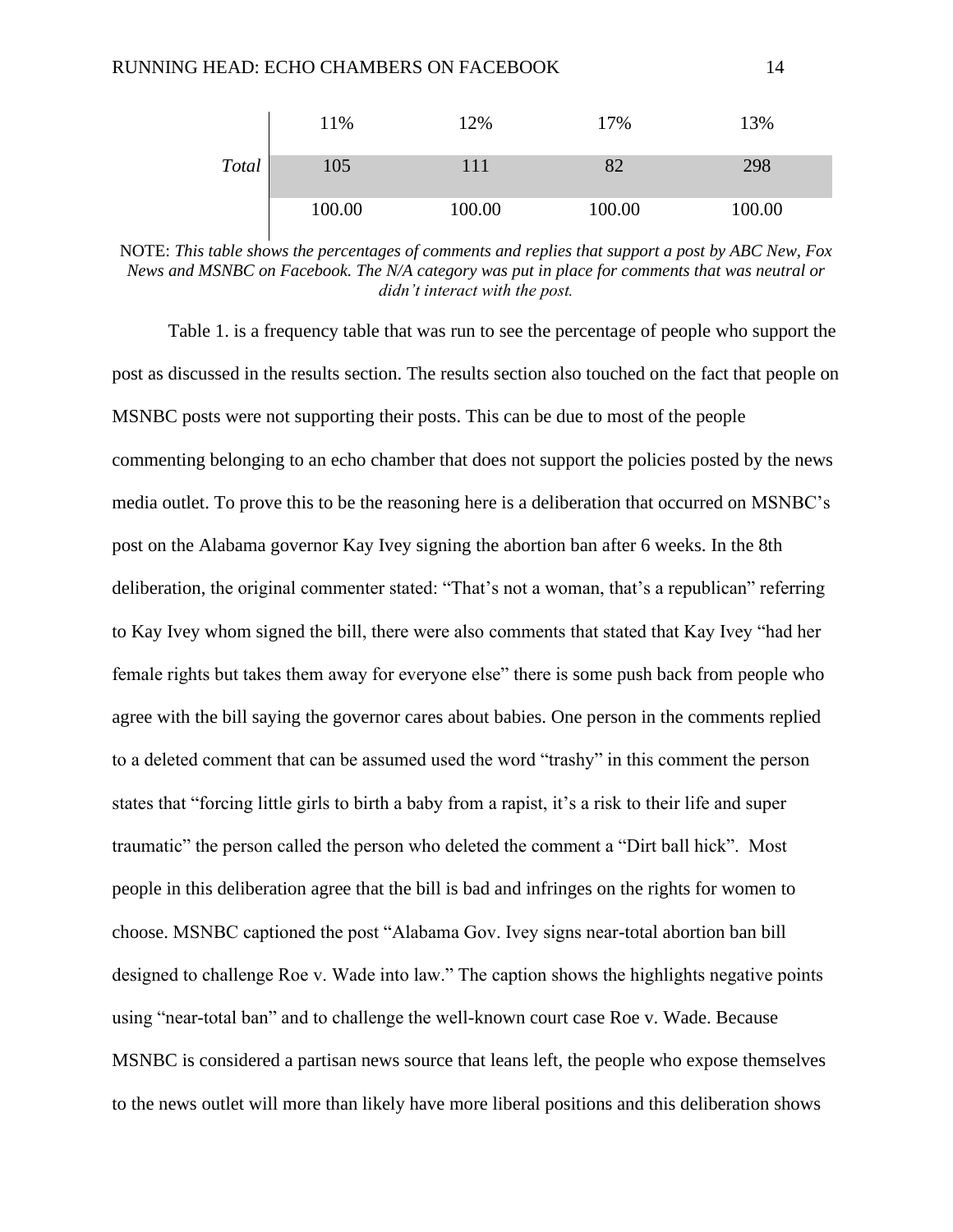| | | | | |
|---|---|---|---|---|
| | 11% | 12% | 17% | 13% |
| *Total* | 105 | 111 | 82 | 298 |
| | 100.00 | 100.00 | 100.00 | 100.00 |

NOTE: *This table shows the percentages of comments and replies that support a post by ABC New, Fox News and MSNBC on Facebook. The N/A category was put in place for comments that was neutral or didn't interact with the post.*

Table 1. is a frequency table that was run to see the percentage of people who support the post as discussed in the results section. The results section also touched on the fact that people on MSNBC posts were not supporting their posts. This can be due to most of the people commenting belonging to an echo chamber that does not support the policies posted by the news media outlet. To prove this to be the reasoning here is a deliberation that occurred on MSNBC's post on the Alabama governor Kay Ivey signing the abortion ban after 6 weeks. In the 8th deliberation, the original commenter stated: "That's not a woman, that's a republican" referring to Kay Ivey whom signed the bill, there were also comments that stated that Kay Ivey "had her female rights but takes them away for everyone else" there is some push back from people who agree with the bill saying the governor cares about babies. One person in the comments replied to a deleted comment that can be assumed used the word "trashy" in this comment the person states that "forcing little girls to birth a baby from a rapist, it's a risk to their life and super traumatic" the person called the person who deleted the comment a "Dirt ball hick". Most people in this deliberation agree that the bill is bad and infringes on the rights for women to choose. MSNBC captioned the post "Alabama Gov. Ivey signs near-total abortion ban bill designed to challenge Roe v. Wade into law." The caption shows the highlights negative points using "near-total ban" and to challenge the well-known court case Roe v. Wade. Because MSNBC is considered a partisan news source that leans left, the people who expose themselves to the news outlet will more than likely have more liberal positions and this deliberation shows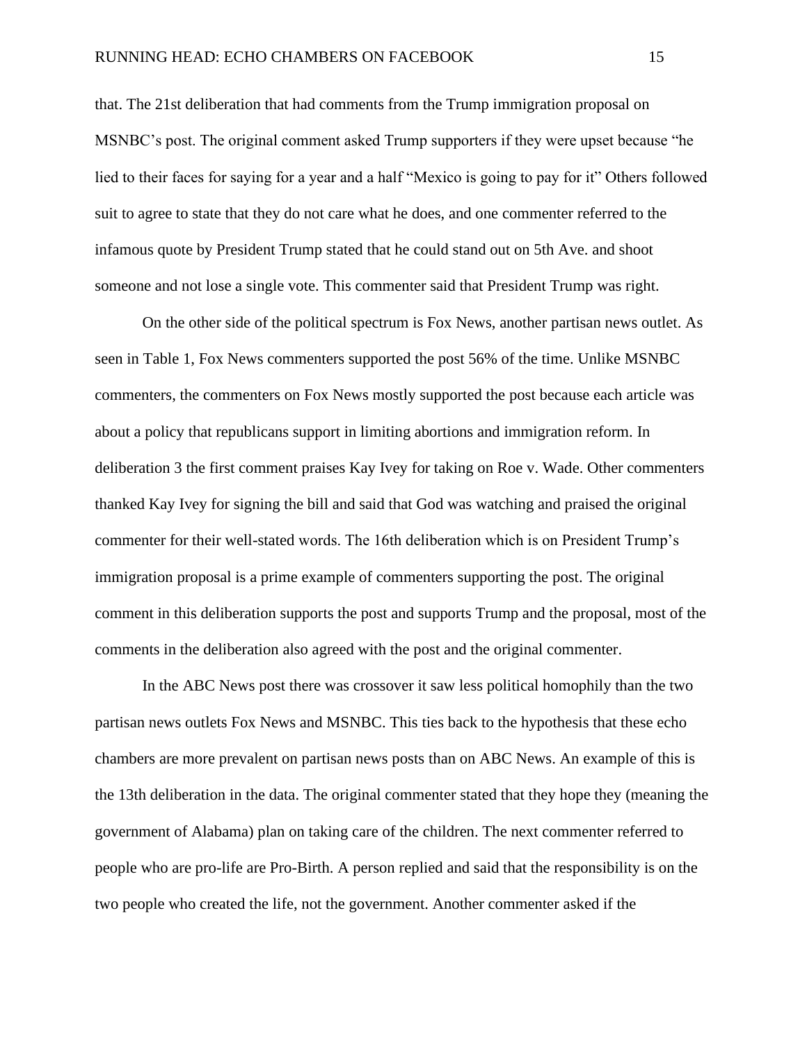that. The 21st deliberation that had comments from the Trump immigration proposal on MSNBC's post. The original comment asked Trump supporters if they were upset because "he lied to their faces for saying for a year and a half "Mexico is going to pay for it" Others followed suit to agree to state that they do not care what he does, and one commenter referred to the infamous quote by President Trump stated that he could stand out on 5th Ave. and shoot someone and not lose a single vote. This commenter said that President Trump was right.

On the other side of the political spectrum is Fox News, another partisan news outlet. As seen in Table 1, Fox News commenters supported the post 56% of the time. Unlike MSNBC commenters, the commenters on Fox News mostly supported the post because each article was about a policy that republicans support in limiting abortions and immigration reform. In deliberation 3 the first comment praises Kay Ivey for taking on Roe v. Wade. Other commenters thanked Kay Ivey for signing the bill and said that God was watching and praised the original commenter for their well-stated words. The 16th deliberation which is on President Trump's immigration proposal is a prime example of commenters supporting the post. The original comment in this deliberation supports the post and supports Trump and the proposal, most of the comments in the deliberation also agreed with the post and the original commenter.

In the ABC News post there was crossover it saw less political homophily than the two partisan news outlets Fox News and MSNBC. This ties back to the hypothesis that these echo chambers are more prevalent on partisan news posts than on ABC News. An example of this is the 13th deliberation in the data. The original commenter stated that they hope they (meaning the government of Alabama) plan on taking care of the children. The next commenter referred to people who are pro-life are Pro-Birth. A person replied and said that the responsibility is on the two people who created the life, not the government. Another commenter asked if the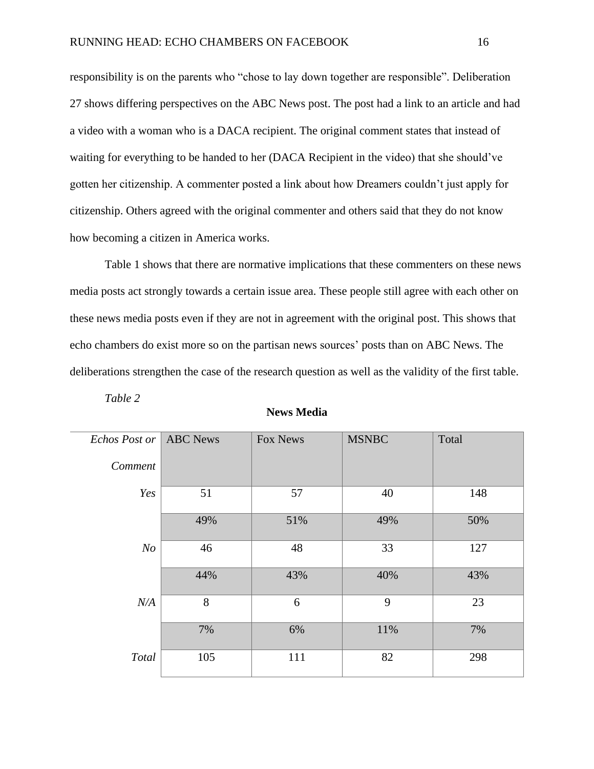responsibility is on the parents who "chose to lay down together are responsible". Deliberation 27 shows differing perspectives on the ABC News post. The post had a link to an article and had a video with a woman who is a DACA recipient. The original comment states that instead of waiting for everything to be handed to her (DACA Recipient in the video) that she should've gotten her citizenship. A commenter posted a link about how Dreamers couldn't just apply for citizenship. Others agreed with the original commenter and others said that they do not know how becoming a citizen in America works.

Table 1 shows that there are normative implications that these commenters on these news media posts act strongly towards a certain issue area. These people still agree with each other on these news media posts even if they are not in agreement with the original post. This shows that echo chambers do exist more so on the partisan news sources' posts than on ABC News. The deliberations strengthen the case of the research question as well as the validity of the first table.

*Table 2*

**News Media**

| *Echos Post or Comment* | ABC News | Fox News | MSNBC | Total |
|---|---|---|---|---|
| *Yes* | 51 | 57 | 40 | 148 |
| | 49% | 51% | 49% | 50% |
| *No* | 46 | 48 | 33 | 127 |
| | 44% | 43% | 40% | 43% |
| *N/A* | 8 | 6 | 9 | 23 |
| | 7% | 6% | 11% | 7% |
| *Total* | 105 | 111 | 82 | 298 |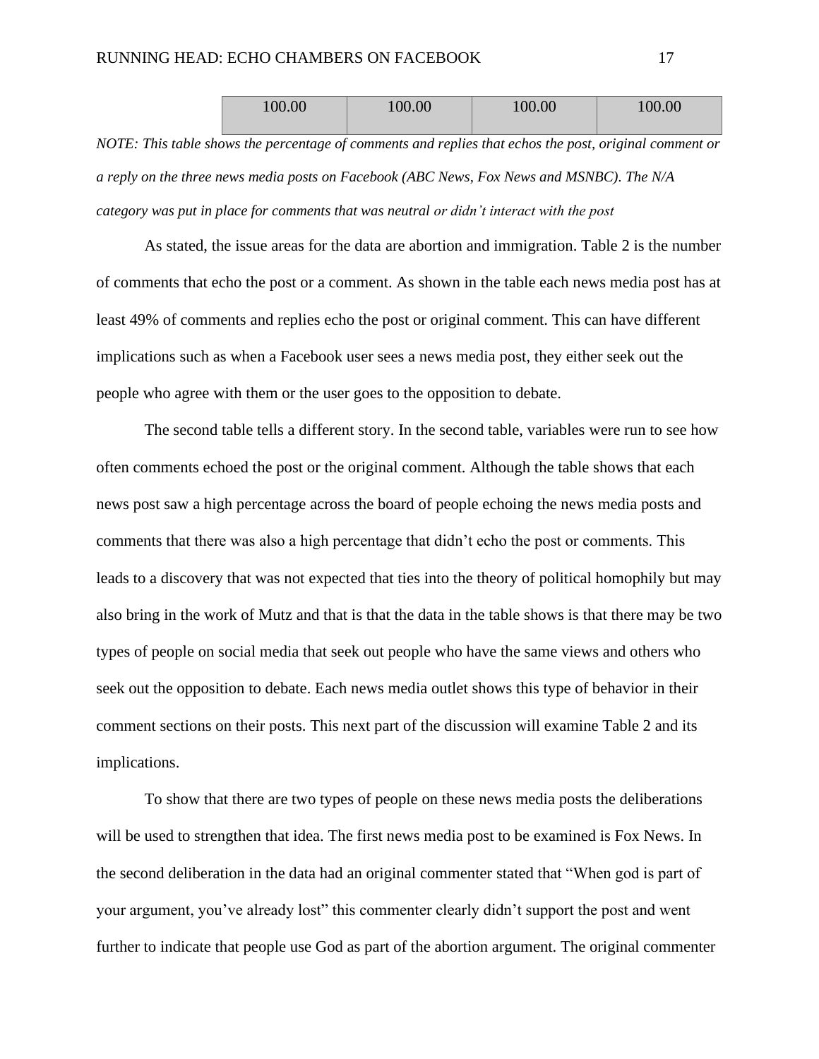| | | | | |
|---|---|---|---|---|
| | 100.00 | 100.00 | 100.00 | 100.00 |

*NOTE: This table shows the percentage of comments and replies that echos the post, original comment or a reply on the three news media posts on Facebook (ABC News, Fox News and MSNBC). The N/A category was put in place for comments that was neutral or didn't interact with the post*

As stated, the issue areas for the data are abortion and immigration. Table 2 is the number of comments that echo the post or a comment. As shown in the table each news media post has at least 49% of comments and replies echo the post or original comment. This can have different implications such as when a Facebook user sees a news media post, they either seek out the people who agree with them or the user goes to the opposition to debate.

The second table tells a different story. In the second table, variables were run to see how often comments echoed the post or the original comment. Although the table shows that each news post saw a high percentage across the board of people echoing the news media posts and comments that there was also a high percentage that didn't echo the post or comments. This leads to a discovery that was not expected that ties into the theory of political homophily but may also bring in the work of Mutz and that is that the data in the table shows is that there may be two types of people on social media that seek out people who have the same views and others who seek out the opposition to debate. Each news media outlet shows this type of behavior in their comment sections on their posts. This next part of the discussion will examine Table 2 and its implications.

To show that there are two types of people on these news media posts the deliberations will be used to strengthen that idea. The first news media post to be examined is Fox News. In the second deliberation in the data had an original commenter stated that "When god is part of your argument, you've already lost" this commenter clearly didn't support the post and went further to indicate that people use God as part of the abortion argument. The original commenter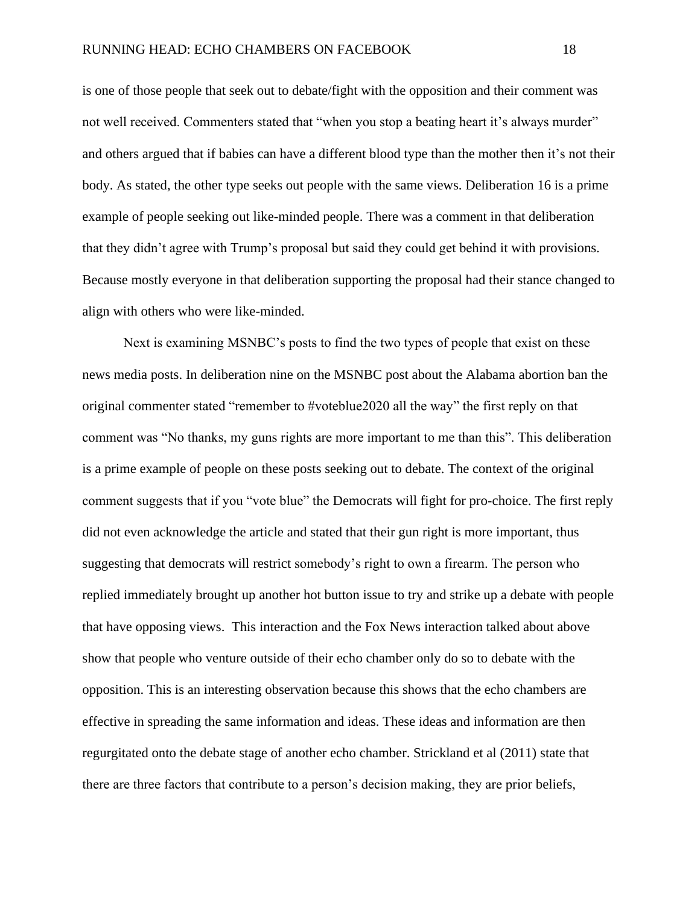is one of those people that seek out to debate/fight with the opposition and their comment was not well received. Commenters stated that "when you stop a beating heart it's always murder" and others argued that if babies can have a different blood type than the mother then it's not their body. As stated, the other type seeks out people with the same views. Deliberation 16 is a prime example of people seeking out like-minded people. There was a comment in that deliberation that they didn't agree with Trump's proposal but said they could get behind it with provisions. Because mostly everyone in that deliberation supporting the proposal had their stance changed to align with others who were like-minded.

Next is examining MSNBC's posts to find the two types of people that exist on these news media posts. In deliberation nine on the MSNBC post about the Alabama abortion ban the original commenter stated "remember to #voteblue2020 all the way" the first reply on that comment was "No thanks, my guns rights are more important to me than this". This deliberation is a prime example of people on these posts seeking out to debate. The context of the original comment suggests that if you "vote blue" the Democrats will fight for pro-choice. The first reply did not even acknowledge the article and stated that their gun right is more important, thus suggesting that democrats will restrict somebody's right to own a firearm. The person who replied immediately brought up another hot button issue to try and strike up a debate with people that have opposing views. This interaction and the Fox News interaction talked about above show that people who venture outside of their echo chamber only do so to debate with the opposition. This is an interesting observation because this shows that the echo chambers are effective in spreading the same information and ideas. These ideas and information are then regurgitated onto the debate stage of another echo chamber. Strickland et al (2011) state that there are three factors that contribute to a person's decision making, they are prior beliefs,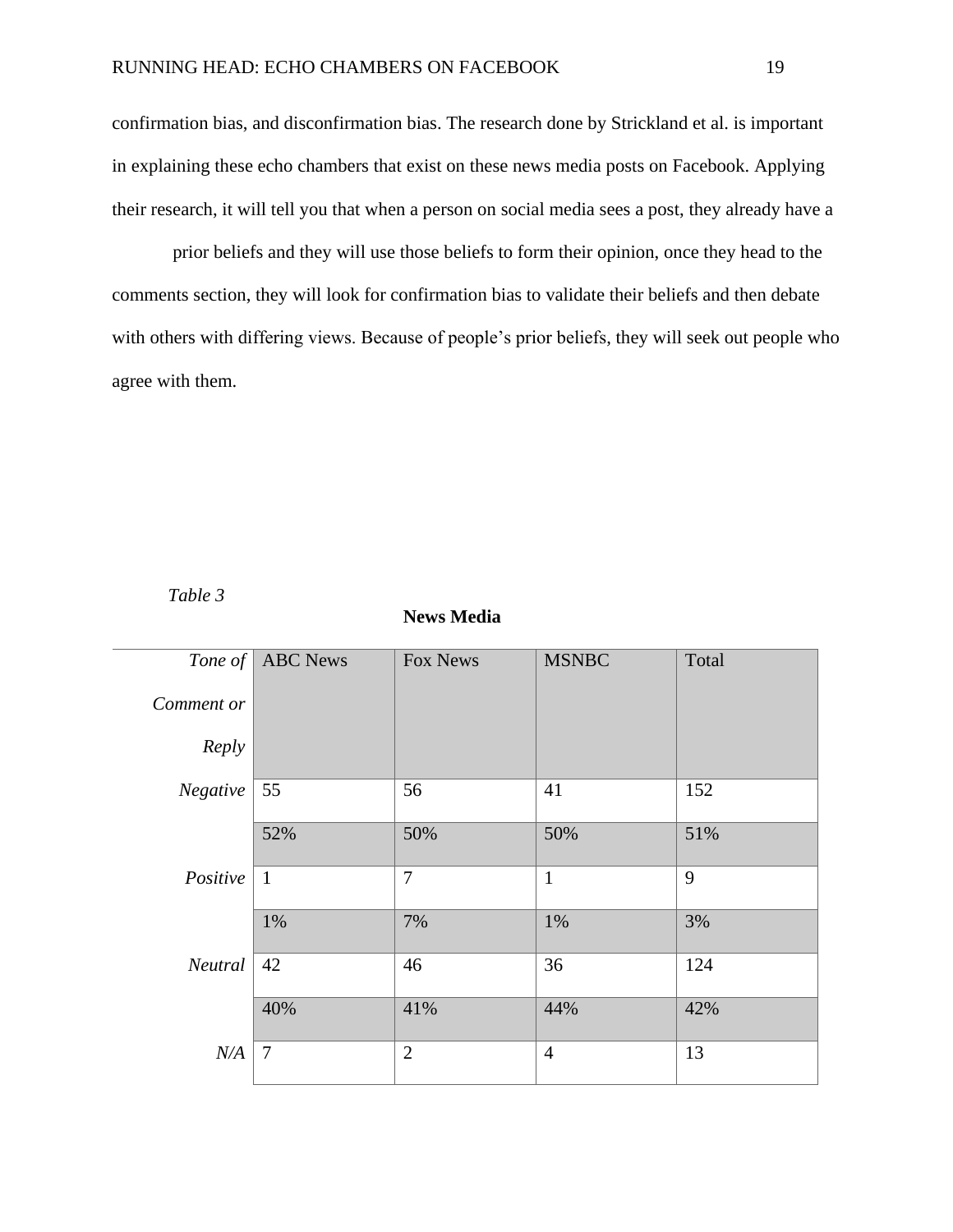confirmation bias, and disconfirmation bias. The research done by Strickland et al. is important in explaining these echo chambers that exist on these news media posts on Facebook. Applying their research, it will tell you that when a person on social media sees a post, they already have a

prior beliefs and they will use those beliefs to form their opinion, once they head to the comments section, they will look for confirmation bias to validate their beliefs and then debate with others with differing views. Because of people's prior beliefs, they will seek out people who agree with them.

*Table 3*

**News Media**

| *Tone of Comment or Reply* | ABC News | Fox News | MSNBC | Total |
|---|---|---|---|---|
| *Negative* | 55 | 56 | 41 | 152 |
| | 52% | 50% | 50% | 51% |
| *Positive* | 1 | 7 | 1 | 9 |
| | 1% | 7% | 1% | 3% |
| *Neutral* | 42 | 46 | 36 | 124 |
| | 40% | 41% | 44% | 42% |
| *N/A* | 7 | 2 | 4 | 13 |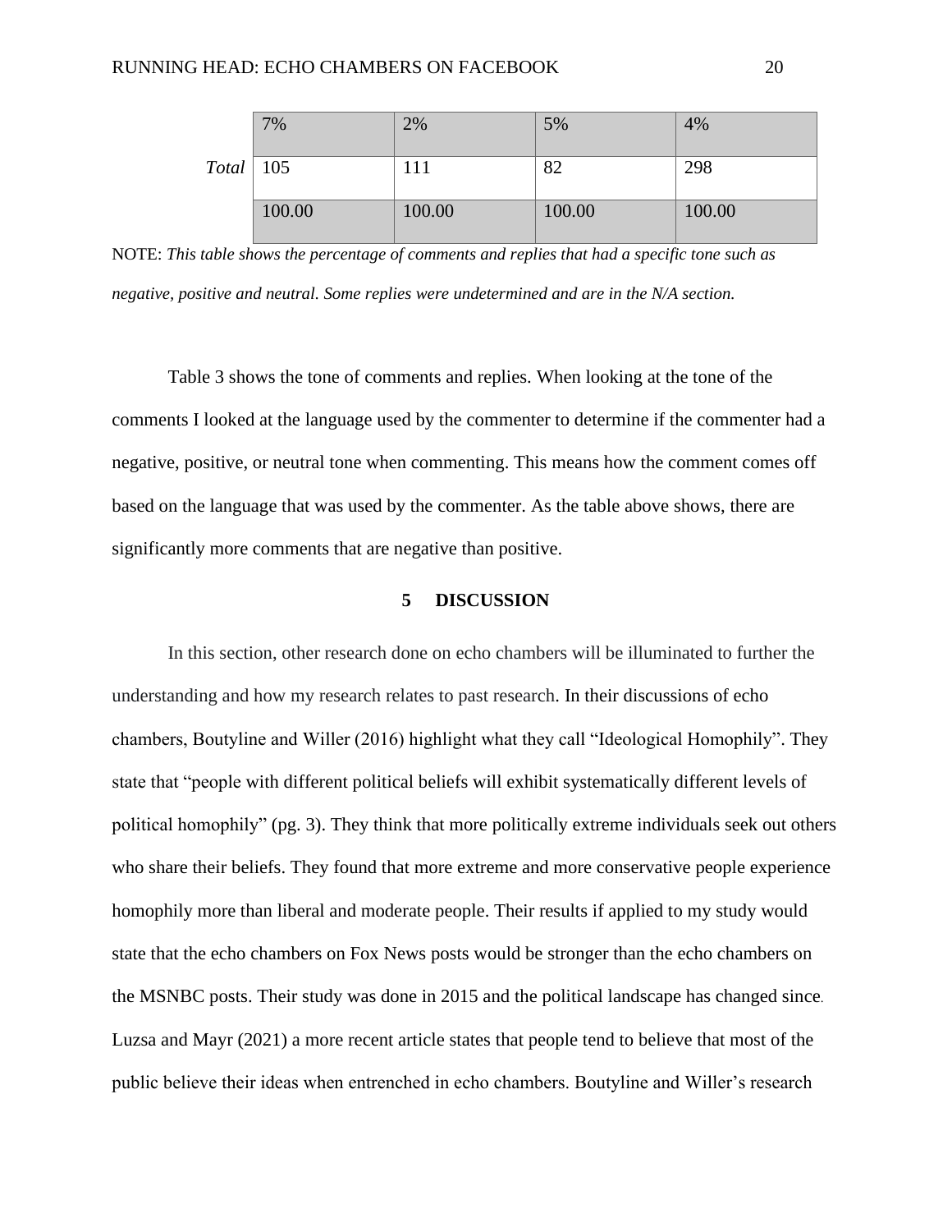| | | | | |
|---|---|---|---|---|
| | 7% | 2% | 5% | 4% |
| *Total* | 105 | 111 | 82 | 298 |
| | 100.00 | 100.00 | 100.00 | 100.00 |

NOTE: *This table shows the percentage of comments and replies that had a specific tone such as negative, positive and neutral. Some replies were undetermined and are in the N/A section.*

Table 3 shows the tone of comments and replies. When looking at the tone of the comments I looked at the language used by the commenter to determine if the commenter had a negative, positive, or neutral tone when commenting. This means how the comment comes off based on the language that was used by the commenter. As the table above shows, there are significantly more comments that are negative than positive.

## 5 DISCUSSION

In this section, other research done on echo chambers will be illuminated to further the understanding and how my research relates to past research. In their discussions of echo chambers, Boutyline and Willer (2016) highlight what they call "Ideological Homophily". They state that "people with different political beliefs will exhibit systematically different levels of political homophily" (pg. 3). They think that more politically extreme individuals seek out others who share their beliefs. They found that more extreme and more conservative people experience homophily more than liberal and moderate people. Their results if applied to my study would state that the echo chambers on Fox News posts would be stronger than the echo chambers on the MSNBC posts. Their study was done in 2015 and the political landscape has changed since. Luzsa and Mayr (2021) a more recent article states that people tend to believe that most of the public believe their ideas when entrenched in echo chambers. Boutyline and Willer's research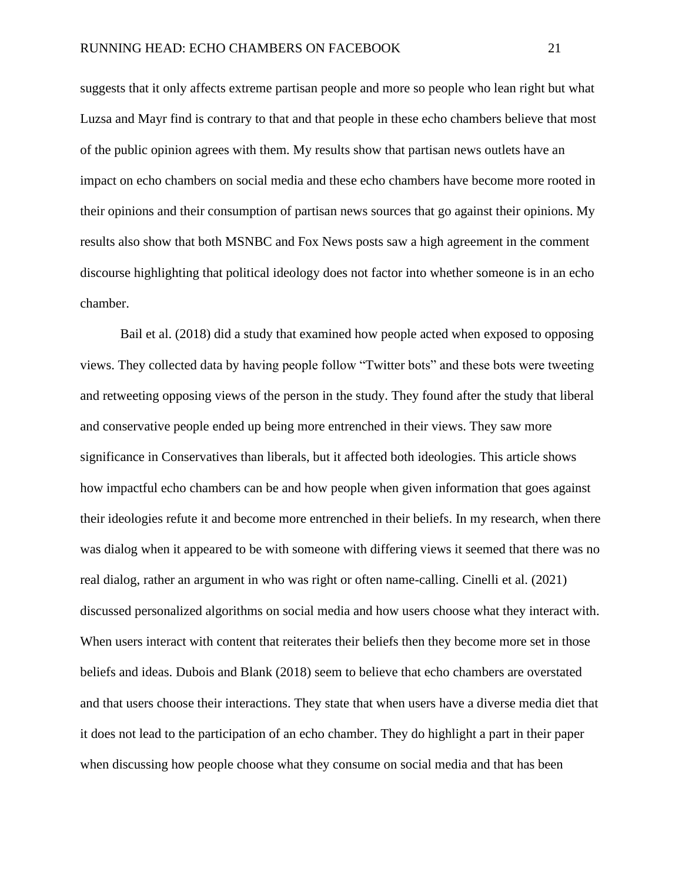suggests that it only affects extreme partisan people and more so people who lean right but what Luzsa and Mayr find is contrary to that and that people in these echo chambers believe that most of the public opinion agrees with them. My results show that partisan news outlets have an impact on echo chambers on social media and these echo chambers have become more rooted in their opinions and their consumption of partisan news sources that go against their opinions. My results also show that both MSNBC and Fox News posts saw a high agreement in the comment discourse highlighting that political ideology does not factor into whether someone is in an echo chamber.

Bail et al. (2018) did a study that examined how people acted when exposed to opposing views. They collected data by having people follow "Twitter bots" and these bots were tweeting and retweeting opposing views of the person in the study. They found after the study that liberal and conservative people ended up being more entrenched in their views. They saw more significance in Conservatives than liberals, but it affected both ideologies. This article shows how impactful echo chambers can be and how people when given information that goes against their ideologies refute it and become more entrenched in their beliefs. In my research, when there was dialog when it appeared to be with someone with differing views it seemed that there was no real dialog, rather an argument in who was right or often name-calling. Cinelli et al. (2021) discussed personalized algorithms on social media and how users choose what they interact with. When users interact with content that reiterates their beliefs then they become more set in those beliefs and ideas. Dubois and Blank (2018) seem to believe that echo chambers are overstated and that users choose their interactions. They state that when users have a diverse media diet that it does not lead to the participation of an echo chamber. They do highlight a part in their paper when discussing how people choose what they consume on social media and that has been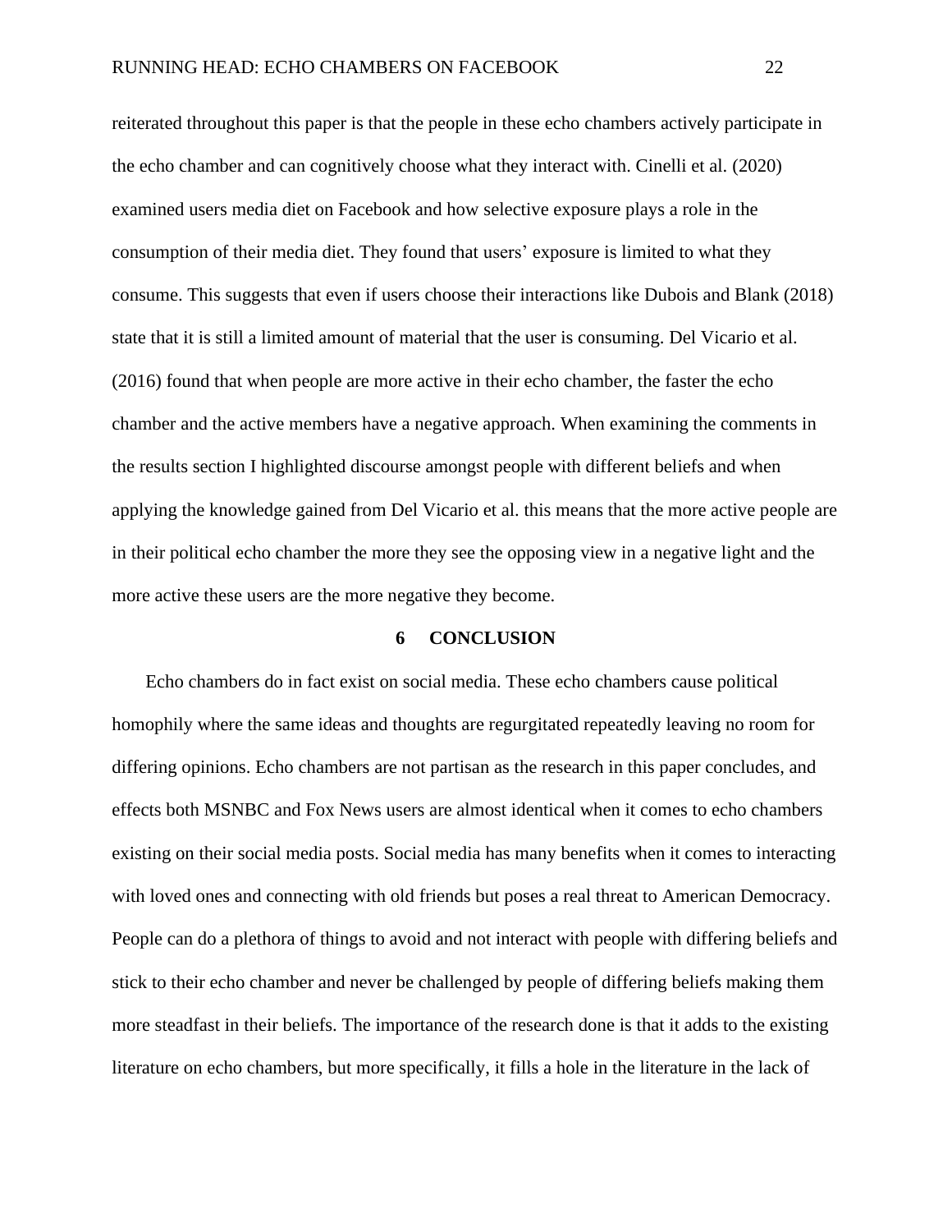reiterated throughout this paper is that the people in these echo chambers actively participate in the echo chamber and can cognitively choose what they interact with. Cinelli et al. (2020) examined users media diet on Facebook and how selective exposure plays a role in the consumption of their media diet. They found that users' exposure is limited to what they consume. This suggests that even if users choose their interactions like Dubois and Blank (2018) state that it is still a limited amount of material that the user is consuming. Del Vicario et al. (2016) found that when people are more active in their echo chamber, the faster the echo chamber and the active members have a negative approach. When examining the comments in the results section I highlighted discourse amongst people with different beliefs and when applying the knowledge gained from Del Vicario et al. this means that the more active people are in their political echo chamber the more they see the opposing view in a negative light and the more active these users are the more negative they become.

# 6 CONCLUSION

Echo chambers do in fact exist on social media. These echo chambers cause political homophily where the same ideas and thoughts are regurgitated repeatedly leaving no room for differing opinions. Echo chambers are not partisan as the research in this paper concludes, and effects both MSNBC and Fox News users are almost identical when it comes to echo chambers existing on their social media posts. Social media has many benefits when it comes to interacting with loved ones and connecting with old friends but poses a real threat to American Democracy. People can do a plethora of things to avoid and not interact with people with differing beliefs and stick to their echo chamber and never be challenged by people of differing beliefs making them more steadfast in their beliefs. The importance of the research done is that it adds to the existing literature on echo chambers, but more specifically, it fills a hole in the literature in the lack of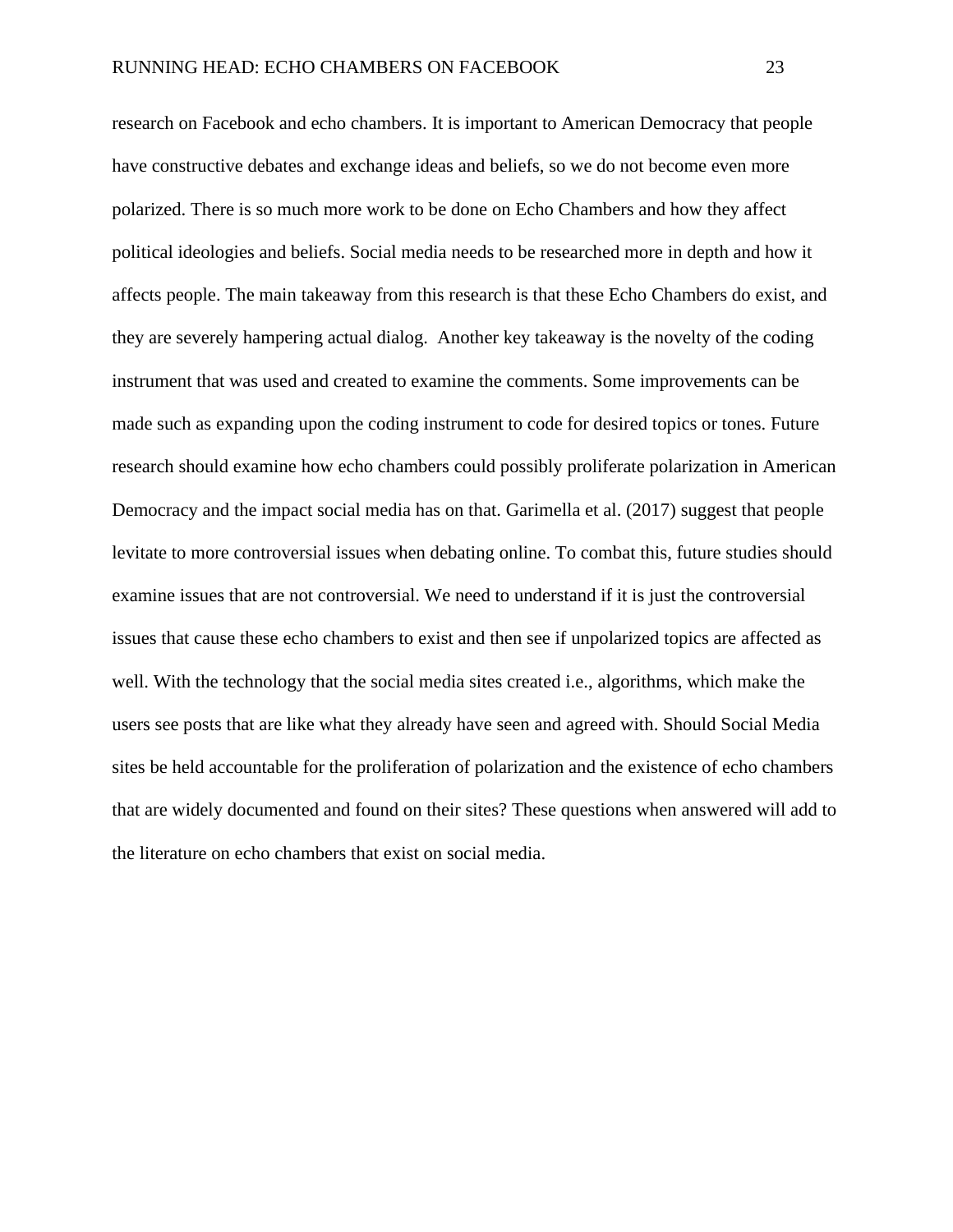research on Facebook and echo chambers. It is important to American Democracy that people have constructive debates and exchange ideas and beliefs, so we do not become even more polarized. There is so much more work to be done on Echo Chambers and how they affect political ideologies and beliefs. Social media needs to be researched more in depth and how it affects people. The main takeaway from this research is that these Echo Chambers do exist, and they are severely hampering actual dialog.  Another key takeaway is the novelty of the coding instrument that was used and created to examine the comments. Some improvements can be made such as expanding upon the coding instrument to code for desired topics or tones. Future research should examine how echo chambers could possibly proliferate polarization in American Democracy and the impact social media has on that. Garimella et al. (2017) suggest that people levitate to more controversial issues when debating online. To combat this, future studies should examine issues that are not controversial. We need to understand if it is just the controversial issues that cause these echo chambers to exist and then see if unpolarized topics are affected as well. With the technology that the social media sites created i.e., algorithms, which make the users see posts that are like what they already have seen and agreed with. Should Social Media sites be held accountable for the proliferation of polarization and the existence of echo chambers that are widely documented and found on their sites? These questions when answered will add to the literature on echo chambers that exist on social media.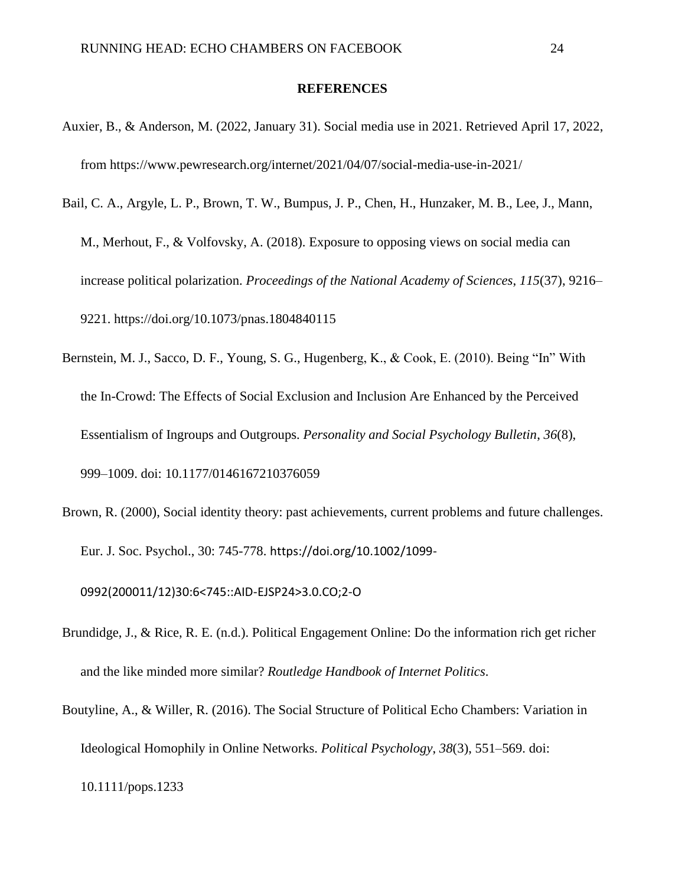**REFERENCES**

Auxier, B., & Anderson, M. (2022, January 31). Social media use in 2021. Retrieved April 17, 2022, from https://www.pewresearch.org/internet/2021/04/07/social-media-use-in-2021/

Bail, C. A., Argyle, L. P., Brown, T. W., Bumpus, J. P., Chen, H., Hunzaker, M. B., Lee, J., Mann, M., Merhout, F., & Volfovsky, A. (2018). Exposure to opposing views on social media can increase political polarization. *Proceedings of the National Academy of Sciences*, *115*(37), 9216–9221. https://doi.org/10.1073/pnas.1804840115

Bernstein, M. J., Sacco, D. F., Young, S. G., Hugenberg, K., & Cook, E. (2010). Being "In" With the In-Crowd: The Effects of Social Exclusion and Inclusion Are Enhanced by the Perceived Essentialism of Ingroups and Outgroups. *Personality and Social Psychology Bulletin*, *36*(8), 999–1009. doi: 10.1177/0146167210376059

Brown, R. (2000), Social identity theory: past achievements, current problems and future challenges. Eur. J. Soc. Psychol., 30: 745-778. https://doi.org/10.1002/1099-0992(200011/12)30:6<745::AID-EJSP24>3.0.CO;2-O

Brundidge, J., & Rice, R. E. (n.d.). Political Engagement Online: Do the information rich get richer and the like minded more similar? *Routledge Handbook of Internet Politics*.

Boutyline, A., & Willer, R. (2016). The Social Structure of Political Echo Chambers: Variation in Ideological Homophily in Online Networks. *Political Psychology*, *38*(3), 551–569. doi: 10.1111/pops.1233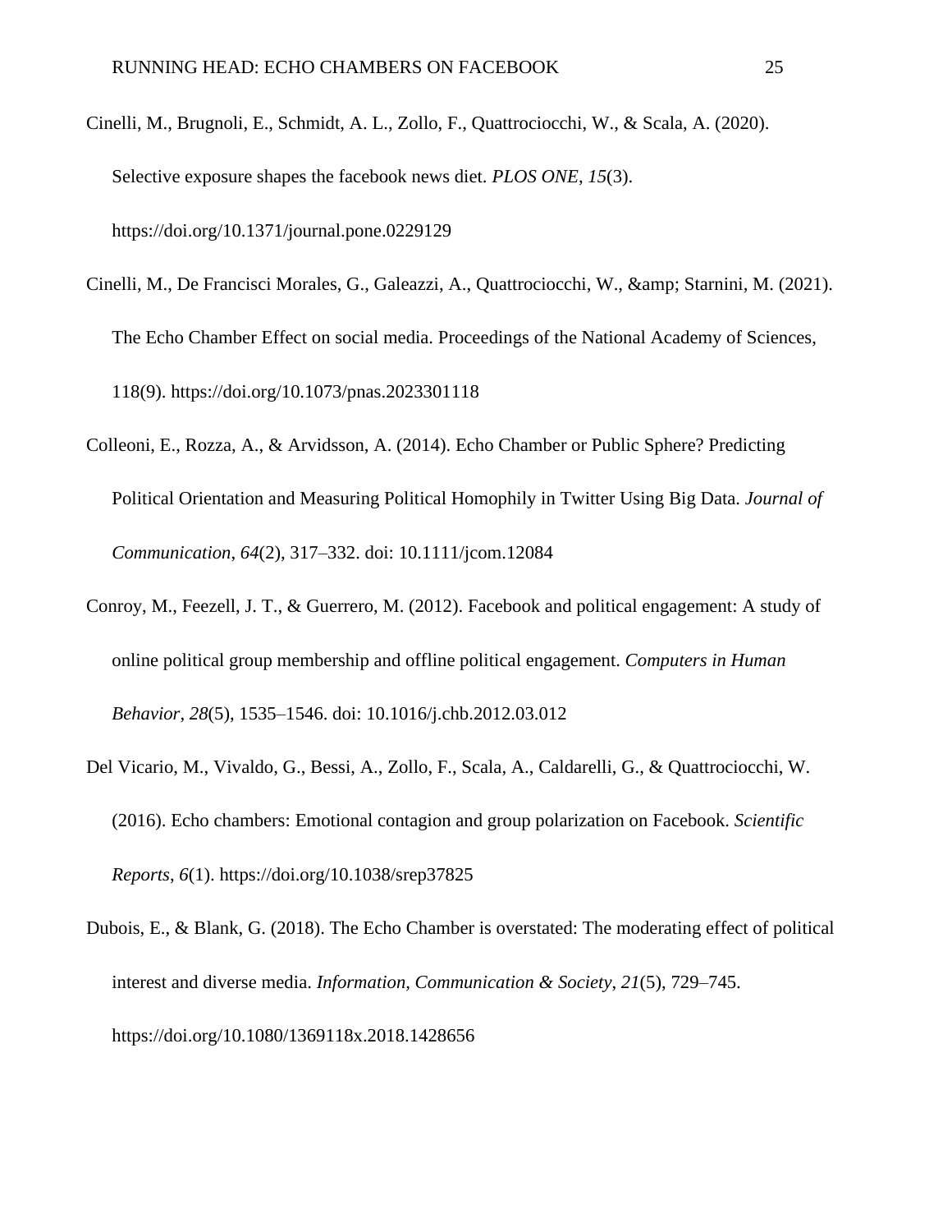Cinelli, M., Brugnoli, E., Schmidt, A. L., Zollo, F., Quattrociocchi, W., & Scala, A. (2020). Selective exposure shapes the facebook news diet. *PLOS ONE*, *15*(3). https://doi.org/10.1371/journal.pone.0229129

Cinelli, M., De Francisci Morales, G., Galeazzi, A., Quattrociocchi, W., &amp; Starnini, M. (2021). The Echo Chamber Effect on social media. Proceedings of the National Academy of Sciences, 118(9). https://doi.org/10.1073/pnas.2023301118

Colleoni, E., Rozza, A., & Arvidsson, A. (2014). Echo Chamber or Public Sphere? Predicting Political Orientation and Measuring Political Homophily in Twitter Using Big Data. *Journal of Communication*, *64*(2), 317–332. doi: 10.1111/jcom.12084

Conroy, M., Feezell, J. T., & Guerrero, M. (2012). Facebook and political engagement: A study of online political group membership and offline political engagement. *Computers in Human Behavior*, *28*(5), 1535–1546. doi: 10.1016/j.chb.2012.03.012

Del Vicario, M., Vivaldo, G., Bessi, A., Zollo, F., Scala, A., Caldarelli, G., & Quattrociocchi, W. (2016). Echo chambers: Emotional contagion and group polarization on Facebook. *Scientific Reports*, *6*(1). https://doi.org/10.1038/srep37825

Dubois, E., & Blank, G. (2018). The Echo Chamber is overstated: The moderating effect of political interest and diverse media. *Information, Communication & Society*, *21*(5), 729–745. https://doi.org/10.1080/1369118x.2018.1428656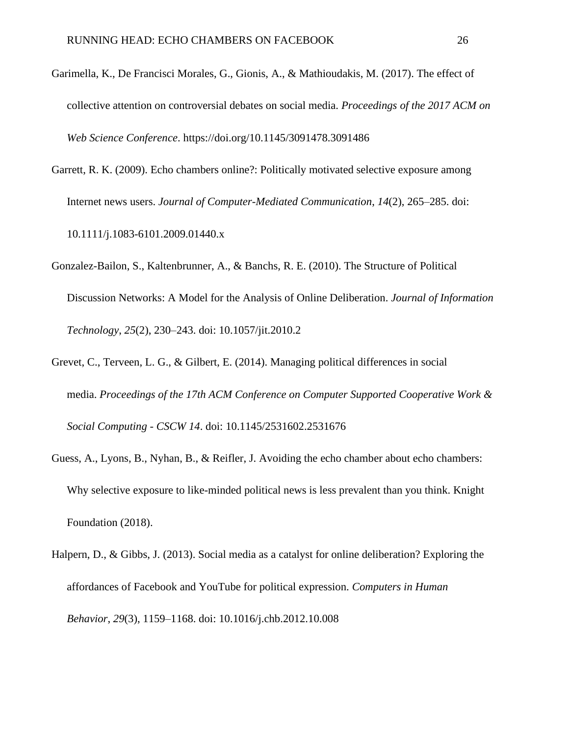Garimella, K., De Francisci Morales, G., Gionis, A., & Mathioudakis, M. (2017). The effect of collective attention on controversial debates on social media. *Proceedings of the 2017 ACM on Web Science Conference*. https://doi.org/10.1145/3091478.3091486

Garrett, R. K. (2009). Echo chambers online?: Politically motivated selective exposure among Internet news users. *Journal of Computer-Mediated Communication*, *14*(2), 265–285. doi: 10.1111/j.1083-6101.2009.01440.x

Gonzalez-Bailon, S., Kaltenbrunner, A., & Banchs, R. E. (2010). The Structure of Political Discussion Networks: A Model for the Analysis of Online Deliberation. *Journal of Information Technology*, *25*(2), 230–243. doi: 10.1057/jit.2010.2

Grevet, C., Terveen, L. G., & Gilbert, E. (2014). Managing political differences in social media. *Proceedings of the 17th ACM Conference on Computer Supported Cooperative Work & Social Computing - CSCW 14*. doi: 10.1145/2531602.2531676

Guess, A., Lyons, B., Nyhan, B., & Reifler, J. Avoiding the echo chamber about echo chambers: Why selective exposure to like-minded political news is less prevalent than you think. Knight Foundation (2018).

Halpern, D., & Gibbs, J. (2013). Social media as a catalyst for online deliberation? Exploring the affordances of Facebook and YouTube for political expression. *Computers in Human Behavior*, *29*(3), 1159–1168. doi: 10.1016/j.chb.2012.10.008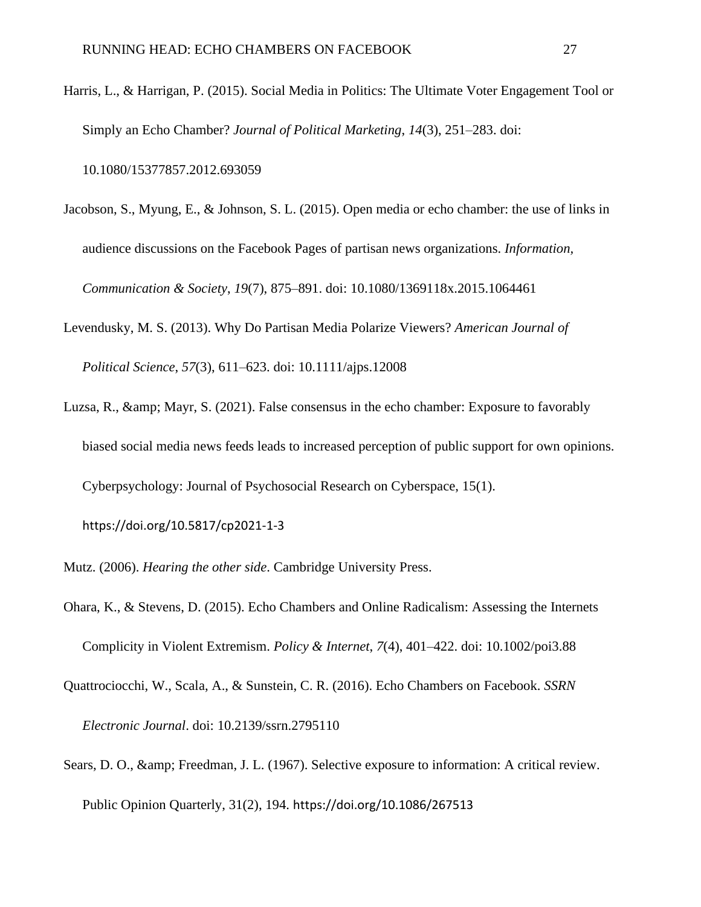Harris, L., & Harrigan, P. (2015). Social Media in Politics: The Ultimate Voter Engagement Tool or Simply an Echo Chamber? *Journal of Political Marketing*, *14*(3), 251–283. doi: 10.1080/15377857.2012.693059

Jacobson, S., Myung, E., & Johnson, S. L. (2015). Open media or echo chamber: the use of links in audience discussions on the Facebook Pages of partisan news organizations. *Information, Communication & Society*, *19*(7), 875–891. doi: 10.1080/1369118x.2015.1064461

Levendusky, M. S. (2013). Why Do Partisan Media Polarize Viewers? *American Journal of Political Science*, *57*(3), 611–623. doi: 10.1111/ajps.12008

Luzsa, R., &amp; Mayr, S. (2021). False consensus in the echo chamber: Exposure to favorably biased social media news feeds leads to increased perception of public support for own opinions. Cyberpsychology: Journal of Psychosocial Research on Cyberspace, 15(1). https://doi.org/10.5817/cp2021-1-3

Mutz. (2006). *Hearing the other side*. Cambridge University Press.

Ohara, K., & Stevens, D. (2015). Echo Chambers and Online Radicalism: Assessing the Internets Complicity in Violent Extremism. *Policy & Internet*, *7*(4), 401–422. doi: 10.1002/poi3.88

Quattrociocchi, W., Scala, A., & Sunstein, C. R. (2016). Echo Chambers on Facebook. *SSRN Electronic Journal*. doi: 10.2139/ssrn.2795110

Sears, D. O., &amp; Freedman, J. L. (1967). Selective exposure to information: A critical review. Public Opinion Quarterly, 31(2), 194. https://doi.org/10.1086/267513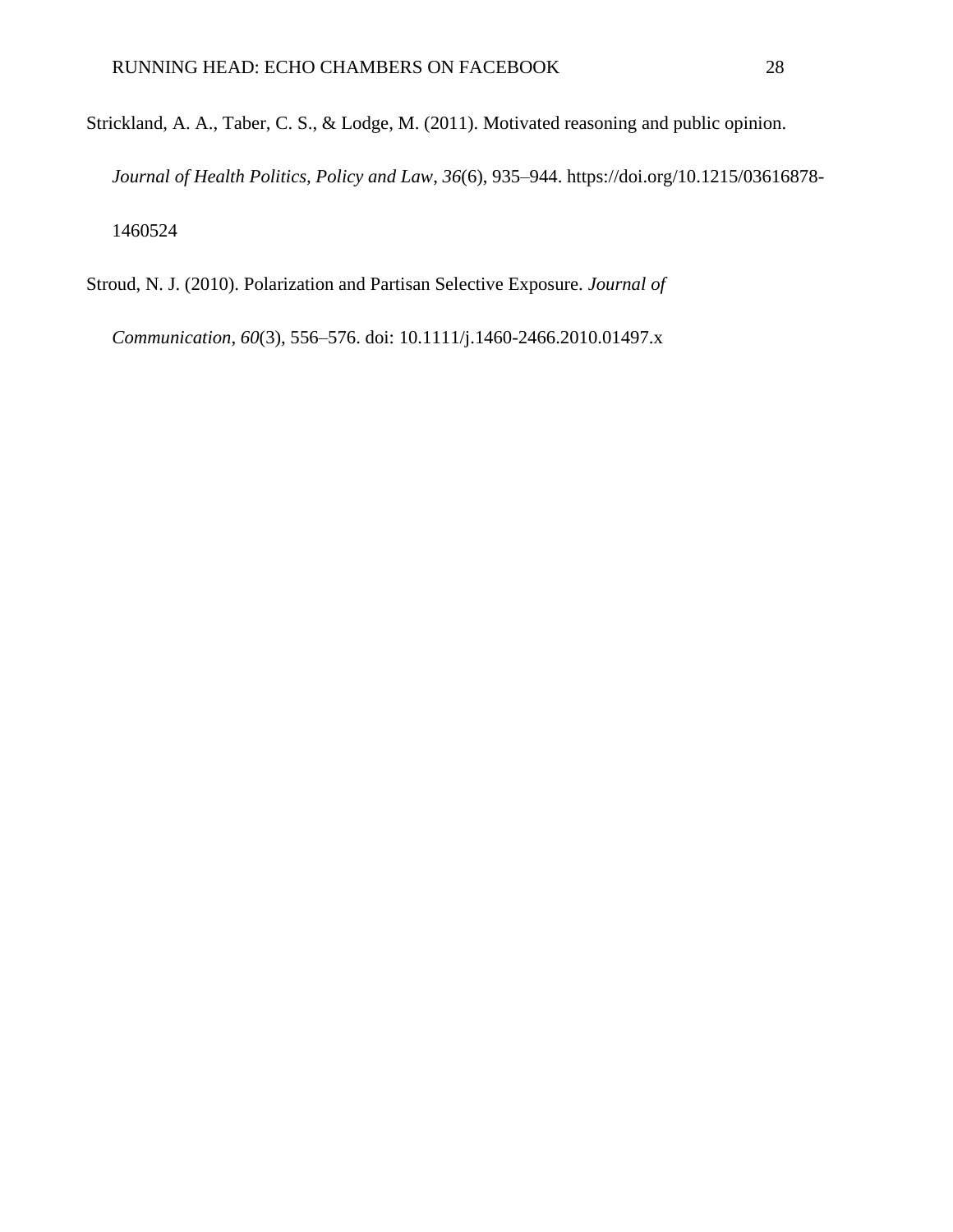Strickland, A. A., Taber, C. S., & Lodge, M. (2011). Motivated reasoning and public opinion. *Journal of Health Politics, Policy and Law*, *36*(6), 935–944. https://doi.org/10.1215/03616878-1460524

Stroud, N. J. (2010). Polarization and Partisan Selective Exposure. *Journal of Communication*, *60*(3), 556–576. doi: 10.1111/j.1460-2466.2010.01497.x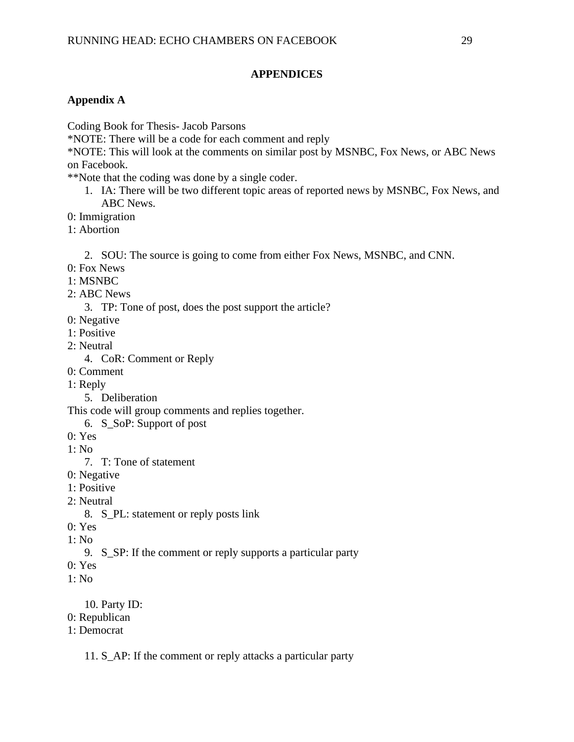# APPENDICES

## Appendix A

Coding Book for Thesis- Jacob Parsons
*NOTE: There will be a code for each comment and reply
*NOTE: This will look at the comments on similar post by MSNBC, Fox News, or ABC News on Facebook.
**Note that the coding was done by a single coder.

1. IA: There will be two different topic areas of reported news by MSNBC, Fox News, and ABC News.

0: Immigration
1: Abortion

2. SOU: The source is going to come from either Fox News, MSNBC, and CNN.

0: Fox News
1: MSNBC
2: ABC News

3. TP: Tone of post, does the post support the article?

0: Negative
1: Positive
2: Neutral

4. CoR: Comment or Reply

0: Comment
1: Reply

5. Deliberation

This code will group comments and replies together.

6. S_SoP: Support of post

0: Yes
1: No

7. T: Tone of statement

0: Negative
1: Positive
2: Neutral

8. S_PL: statement or reply posts link

0: Yes
1: No

9. S_SP: If the comment or reply supports a particular party

0: Yes
1: No

10. Party ID:

0: Republican
1: Democrat

11. S_AP: If the comment or reply attacks a particular party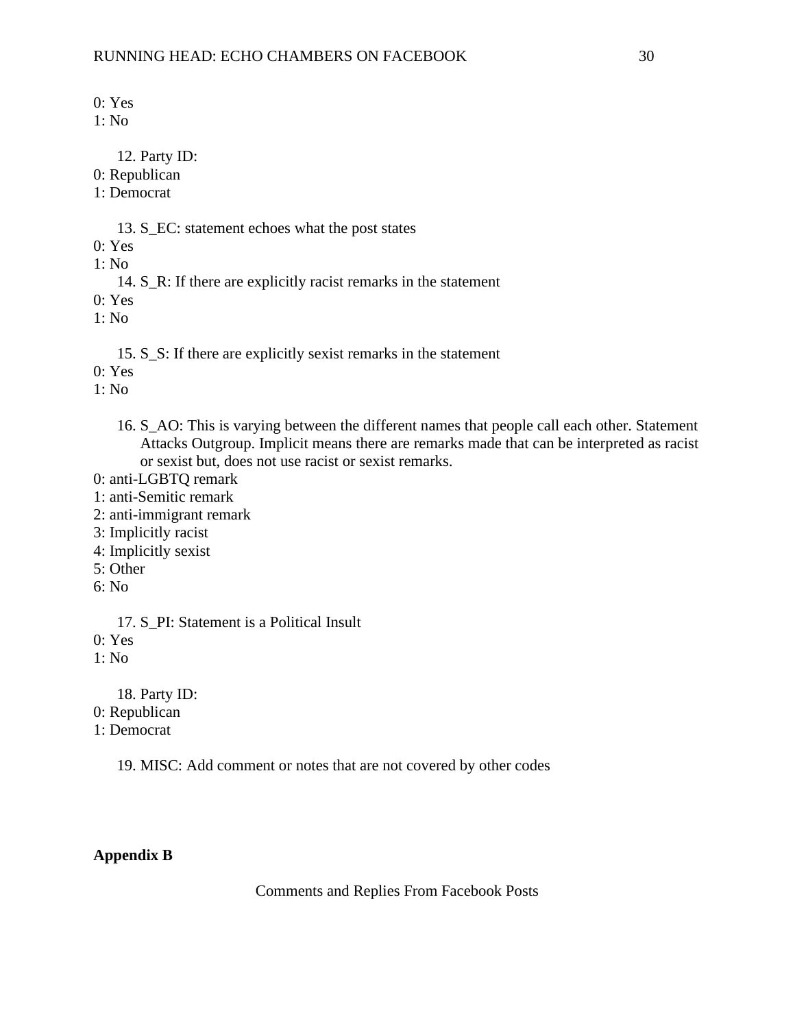0: Yes
1: No

12. Party ID:

0: Republican
1: Democrat

13. S_EC: statement echoes what the post states

0: Yes
1: No

14. S_R: If there are explicitly racist remarks in the statement

0: Yes
1: No

15. S_S: If there are explicitly sexist remarks in the statement

0: Yes
1: No

16. S_AO: This is varying between the different names that people call each other. Statement Attacks Outgroup. Implicit means there are remarks made that can be interpreted as racist or sexist but, does not use racist or sexist remarks.

0: anti-LGBTQ remark
1: anti-Semitic remark
2: anti-immigrant remark
3: Implicitly racist
4: Implicitly sexist
5: Other
6: No

17. S_PI: Statement is a Political Insult

0: Yes
1: No

18. Party ID:

0: Republican
1: Democrat

19. MISC: Add comment or notes that are not covered by other codes

**Appendix B**

Comments and Replies From Facebook Posts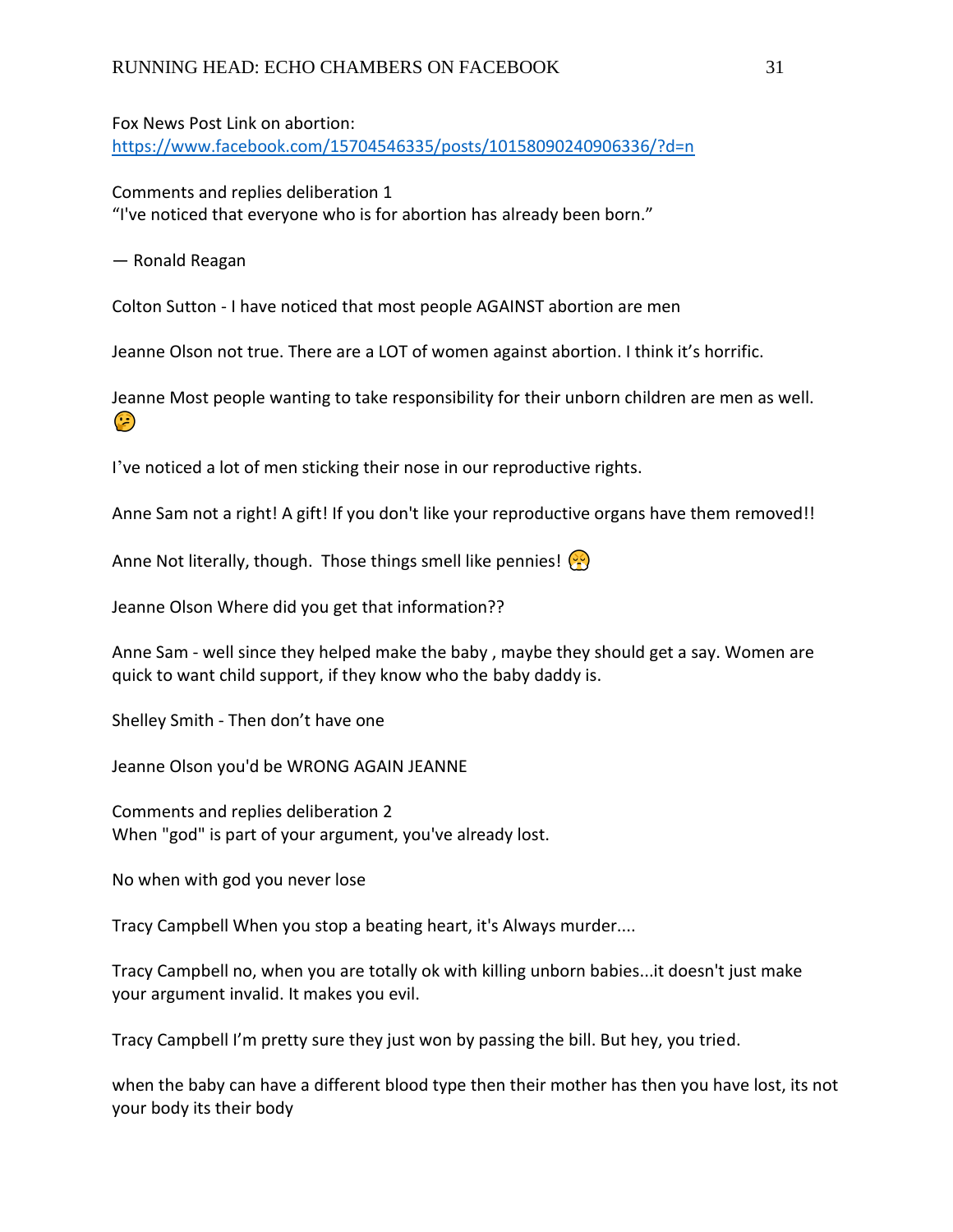Fox News Post Link on abortion:
https://www.facebook.com/15704546335/posts/10158090240906336/?d=n

Comments and replies deliberation 1
"I've noticed that everyone who is for abortion has already been born."

— Ronald Reagan

Colton Sutton - I have noticed that most people AGAINST abortion are men

Jeanne Olson not true. There are a LOT of women against abortion. I think it's horrific.

Jeanne Most people wanting to take responsibility for their unborn children are men as well. 🤥

I've noticed a lot of men sticking their nose in our reproductive rights.

Anne Sam not a right! A gift! If you don't like your reproductive organs have them removed!!

Anne Not literally, though. Those things smell like pennies! 😫

Jeanne Olson Where did you get that information??

Anne Sam - well since they helped make the baby , maybe they should get a say. Women are quick to want child support, if they know who the baby daddy is.

Shelley Smith - Then don't have one

Jeanne Olson you'd be WRONG AGAIN JEANNE

Comments and replies deliberation 2
When "god" is part of your argument, you've already lost.

No when with god you never lose

Tracy Campbell When you stop a beating heart, it's Always murder....

Tracy Campbell no, when you are totally ok with killing unborn babies...it doesn't just make your argument invalid. It makes you evil.

Tracy Campbell I'm pretty sure they just won by passing the bill. But hey, you tried.

when the baby can have a different blood type then their mother has then you have lost, its not your body its their body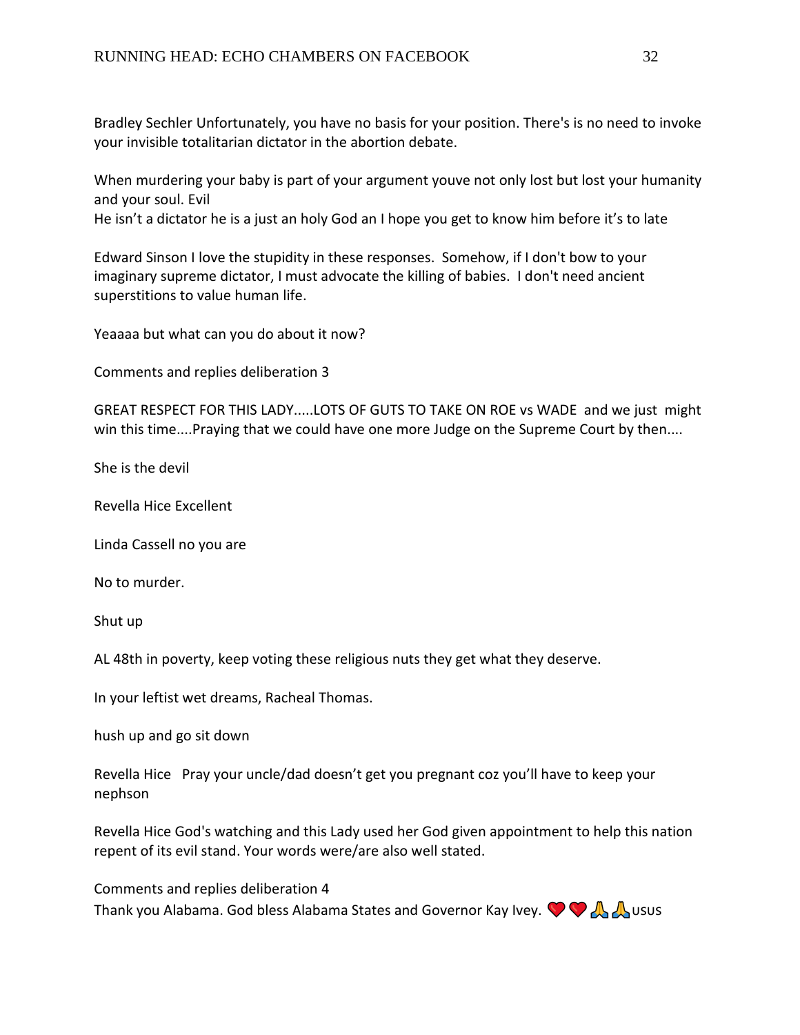Bradley Sechler Unfortunately, you have no basis for your position. There's is no need to invoke your invisible totalitarian dictator in the abortion debate.

When murdering your baby is part of your argument youve not only lost but lost your humanity and your soul. Evil
He isn't a dictator he is a just an holy God an I hope you get to know him before it's to late

Edward Sinson I love the stupidity in these responses. Somehow, if I don't bow to your imaginary supreme dictator, I must advocate the killing of babies. I don't need ancient superstitions to value human life.

Yeaaaa but what can you do about it now?

Comments and replies deliberation 3

GREAT RESPECT FOR THIS LADY.....LOTS OF GUTS TO TAKE ON ROE vs WADE and we just might win this time....Praying that we could have one more Judge on the Supreme Court by then....

She is the devil

Revella Hice Excellent

Linda Cassell no you are

No to murder.

Shut up

AL 48th in poverty, keep voting these religious nuts they get what they deserve.

In your leftist wet dreams, Racheal Thomas.

hush up and go sit down

Revella Hice Pray your uncle/dad doesn't get you pregnant coz you'll have to keep your nephson

Revella Hice God's watching and this Lady used her God given appointment to help this nation repent of its evil stand. Your words were/are also well stated.

Comments and replies deliberation 4

Thank you Alabama. God bless Alabama States and Governor Kay Ivey. ❤️❤️🙏🙏usus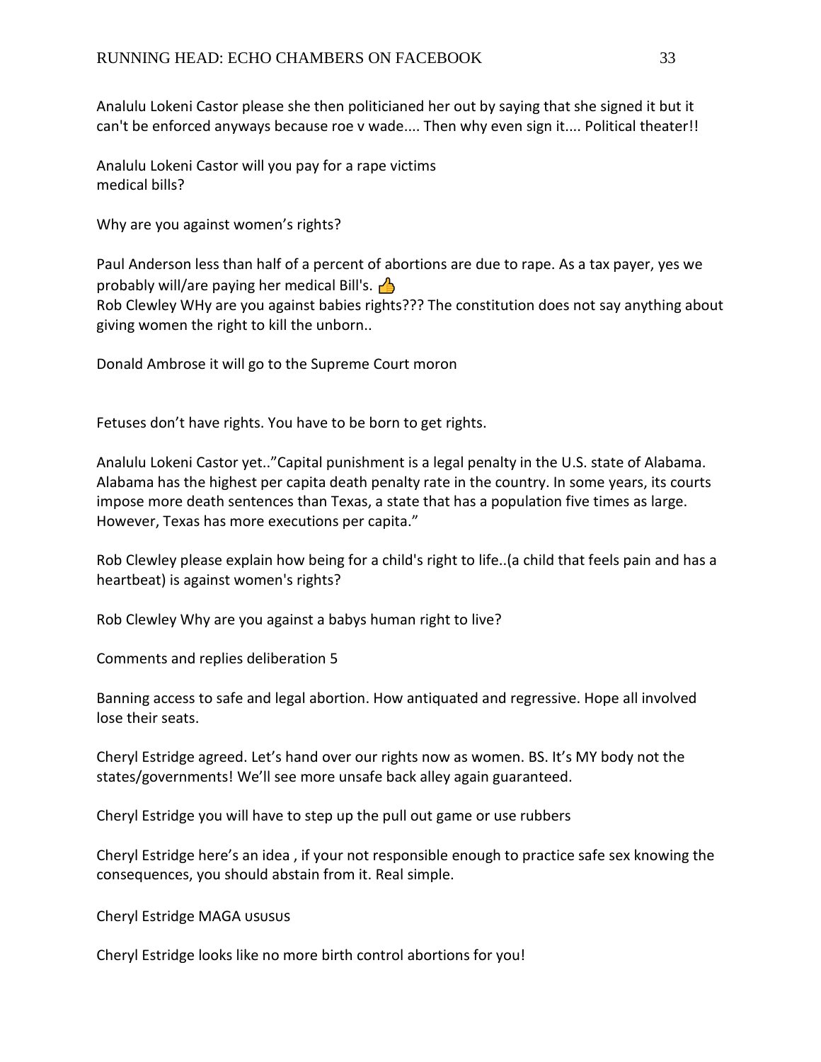Analulu Lokeni Castor please she then politicianed her out by saying that she signed it but it can't be enforced anyways because roe v wade.... Then why even sign it.... Political theater!!

Analulu Lokeni Castor will you pay for a rape victims
medical bills?

Why are you against women's rights?

Paul Anderson less than half of a percent of abortions are due to rape. As a tax payer, yes we probably will/are paying her medical Bill's. 👍
Rob Clewley WHy are you against babies rights??? The constitution does not say anything about giving women the right to kill the unborn..

Donald Ambrose it will go to the Supreme Court moron

Fetuses don't have rights. You have to be born to get rights.

Analulu Lokeni Castor yet.."Capital punishment is a legal penalty in the U.S. state of Alabama. Alabama has the highest per capita death penalty rate in the country. In some years, its courts impose more death sentences than Texas, a state that has a population five times as large. However, Texas has more executions per capita."

Rob Clewley please explain how being for a child's right to life..(a child that feels pain and has a heartbeat) is against women's rights?

Rob Clewley Why are you against a babys human right to live?

Comments and replies deliberation 5

Banning access to safe and legal abortion. How antiquated and regressive. Hope all involved lose their seats.

Cheryl Estridge agreed. Let's hand over our rights now as women. BS. It's MY body not the states/governments! We'll see more unsafe back alley again guaranteed.

Cheryl Estridge you will have to step up the pull out game or use rubbers

Cheryl Estridge here's an idea , if your not responsible enough to practice safe sex knowing the consequences, you should abstain from it. Real simple.

Cheryl Estridge MAGA USUSUS

Cheryl Estridge looks like no more birth control abortions for you!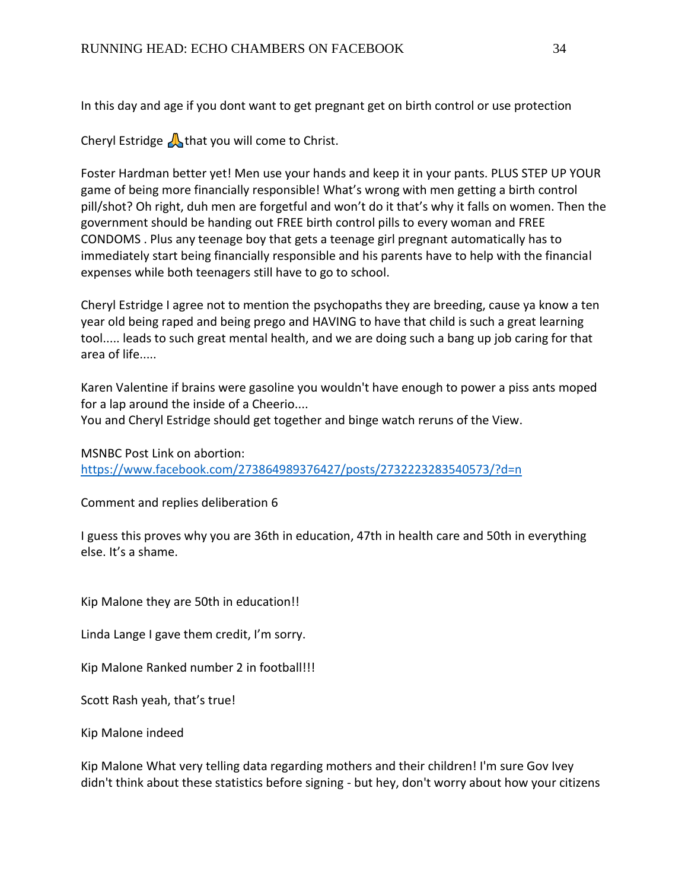In this day and age if you dont want to get pregnant get on birth control or use protection

Cheryl Estridge 🙏 that you will come to Christ.

Foster Hardman better yet! Men use your hands and keep it in your pants. PLUS STEP UP YOUR game of being more financially responsible! What's wrong with men getting a birth control pill/shot? Oh right, duh men are forgetful and won't do it that's why it falls on women. Then the government should be handing out FREE birth control pills to every woman and FREE CONDOMS . Plus any teenage boy that gets a teenage girl pregnant automatically has to immediately start being financially responsible and his parents have to help with the financial expenses while both teenagers still have to go to school.

Cheryl Estridge I agree not to mention the psychopaths they are breeding, cause ya know a ten year old being raped and being prego and HAVING to have that child is such a great learning tool..... leads to such great mental health, and we are doing such a bang up job caring for that area of life.....

Karen Valentine if brains were gasoline you wouldn't have enough to power a piss ants moped for a lap around the inside of a Cheerio....
You and Cheryl Estridge should get together and binge watch reruns of the View.

MSNBC Post Link on abortion:
https://www.facebook.com/273864989376427/posts/2732223283540573/?d=n

Comment and replies deliberation 6

I guess this proves why you are 36th in education, 47th in health care and 50th in everything else. It's a shame.

Kip Malone they are 50th in education!!

Linda Lange I gave them credit, I'm sorry.

Kip Malone Ranked number 2 in football!!!

Scott Rash yeah, that's true!

Kip Malone indeed

Kip Malone What very telling data regarding mothers and their children! I'm sure Gov Ivey didn't think about these statistics before signing - but hey, don't worry about how your citizens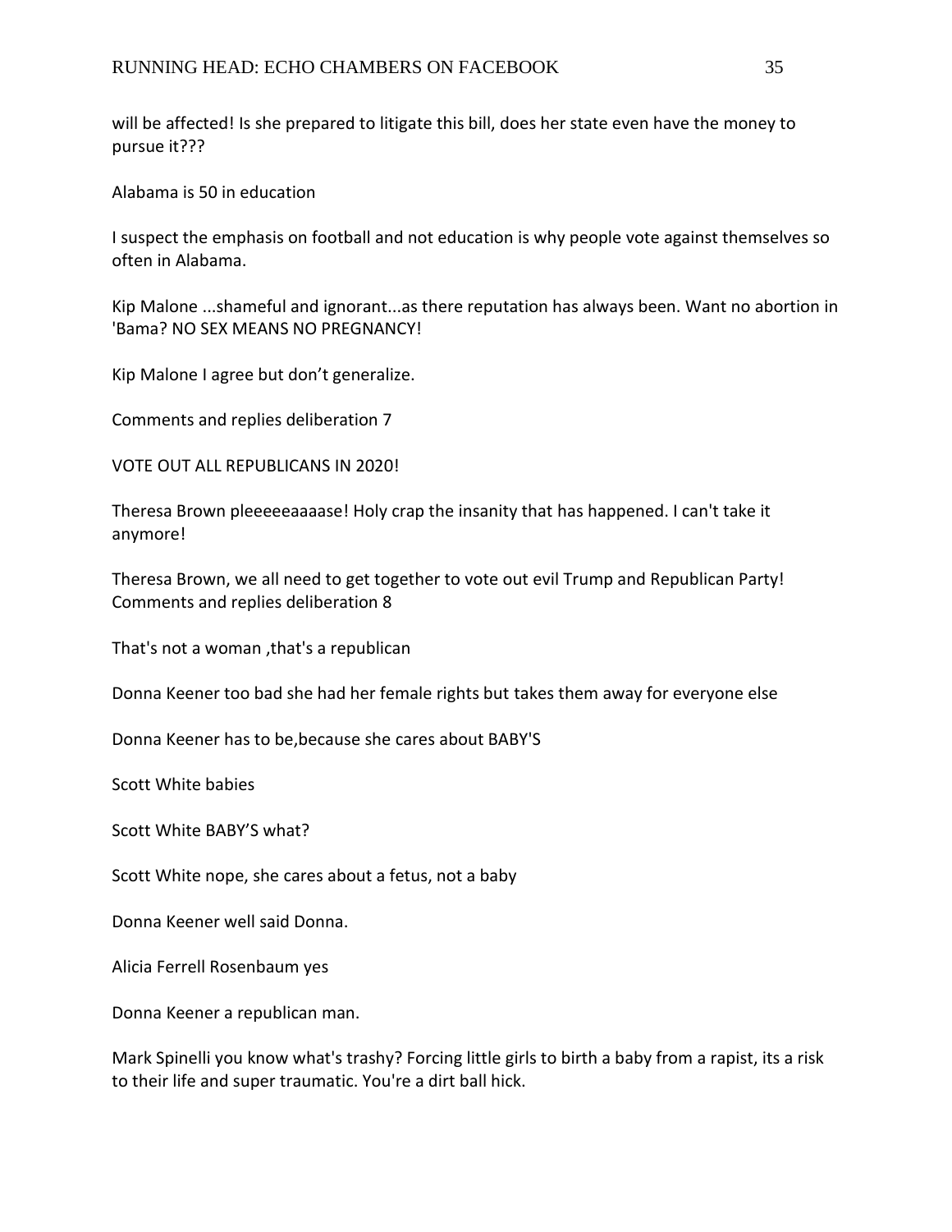will be affected! Is she prepared to litigate this bill, does her state even have the money to pursue it???

Alabama is 50 in education

I suspect the emphasis on football and not education is why people vote against themselves so often in Alabama.

Kip Malone ...shameful and ignorant...as there reputation has always been. Want no abortion in 'Bama? NO SEX MEANS NO PREGNANCY!

Kip Malone I agree but don't generalize.

Comments and replies deliberation 7

VOTE OUT ALL REPUBLICANS IN 2020!

Theresa Brown pleeeeeaaaase! Holy crap the insanity that has happened. I can't take it anymore!

Theresa Brown, we all need to get together to vote out evil Trump and Republican Party!
Comments and replies deliberation 8

That's not a woman ,that's a republican

Donna Keener too bad she had her female rights but takes them away for everyone else

Donna Keener has to be,because she cares about BABY'S

Scott White babies

Scott White BABY'S what?

Scott White nope, she cares about a fetus, not a baby

Donna Keener well said Donna.

Alicia Ferrell Rosenbaum yes

Donna Keener a republican man.

Mark Spinelli you know what's trashy? Forcing little girls to birth a baby from a rapist, its a risk to their life and super traumatic. You're a dirt ball hick.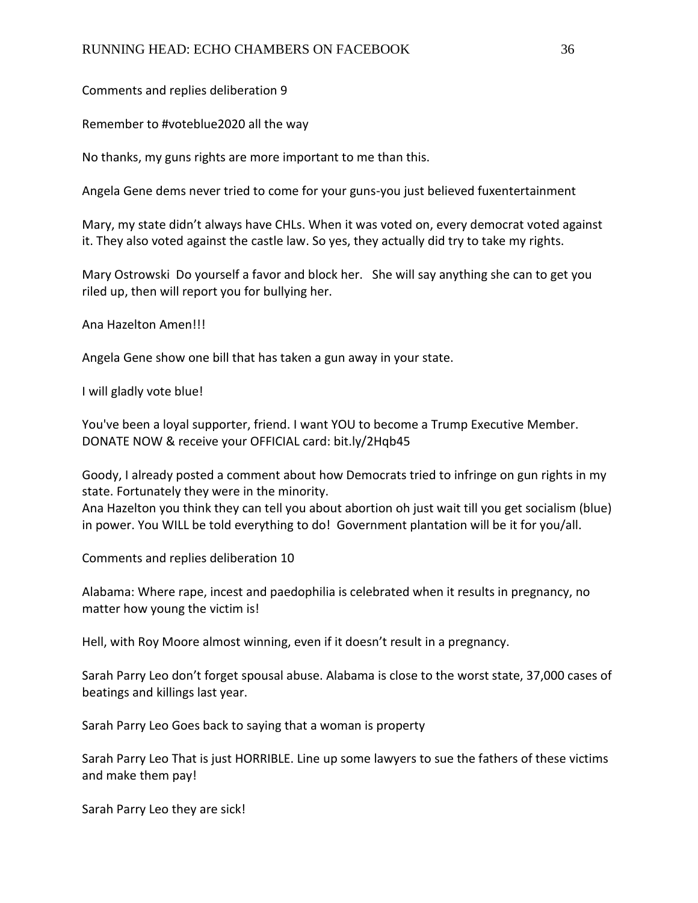Comments and replies deliberation 9

Remember to #voteblue2020 all the way

No thanks, my guns rights are more important to me than this.

Angela Gene dems never tried to come for your guns-you just believed fuxentertainment

Mary, my state didn't always have CHLs. When it was voted on, every democrat voted against it. They also voted against the castle law. So yes, they actually did try to take my rights.

Mary Ostrowski  Do yourself a favor and block her.   She will say anything she can to get you riled up, then will report you for bullying her.

Ana Hazelton Amen!!!

Angela Gene show one bill that has taken a gun away in your state.

I will gladly vote blue!

You've been a loyal supporter, friend. I want YOU to become a Trump Executive Member. DONATE NOW & receive your OFFICIAL card: bit.ly/2Hqb45

Goody, I already posted a comment about how Democrats tried to infringe on gun rights in my state. Fortunately they were in the minority.
Ana Hazelton you think they can tell you about abortion oh just wait till you get socialism (blue) in power. You WILL be told everything to do!  Government plantation will be it for you/all.

Comments and replies deliberation 10

Alabama: Where rape, incest and paedophilia is celebrated when it results in pregnancy, no matter how young the victim is!

Hell, with Roy Moore almost winning, even if it doesn't result in a pregnancy.

Sarah Parry Leo don't forget spousal abuse. Alabama is close to the worst state, 37,000 cases of beatings and killings last year.

Sarah Parry Leo Goes back to saying that a woman is property

Sarah Parry Leo That is just HORRIBLE. Line up some lawyers to sue the fathers of these victims and make them pay!

Sarah Parry Leo they are sick!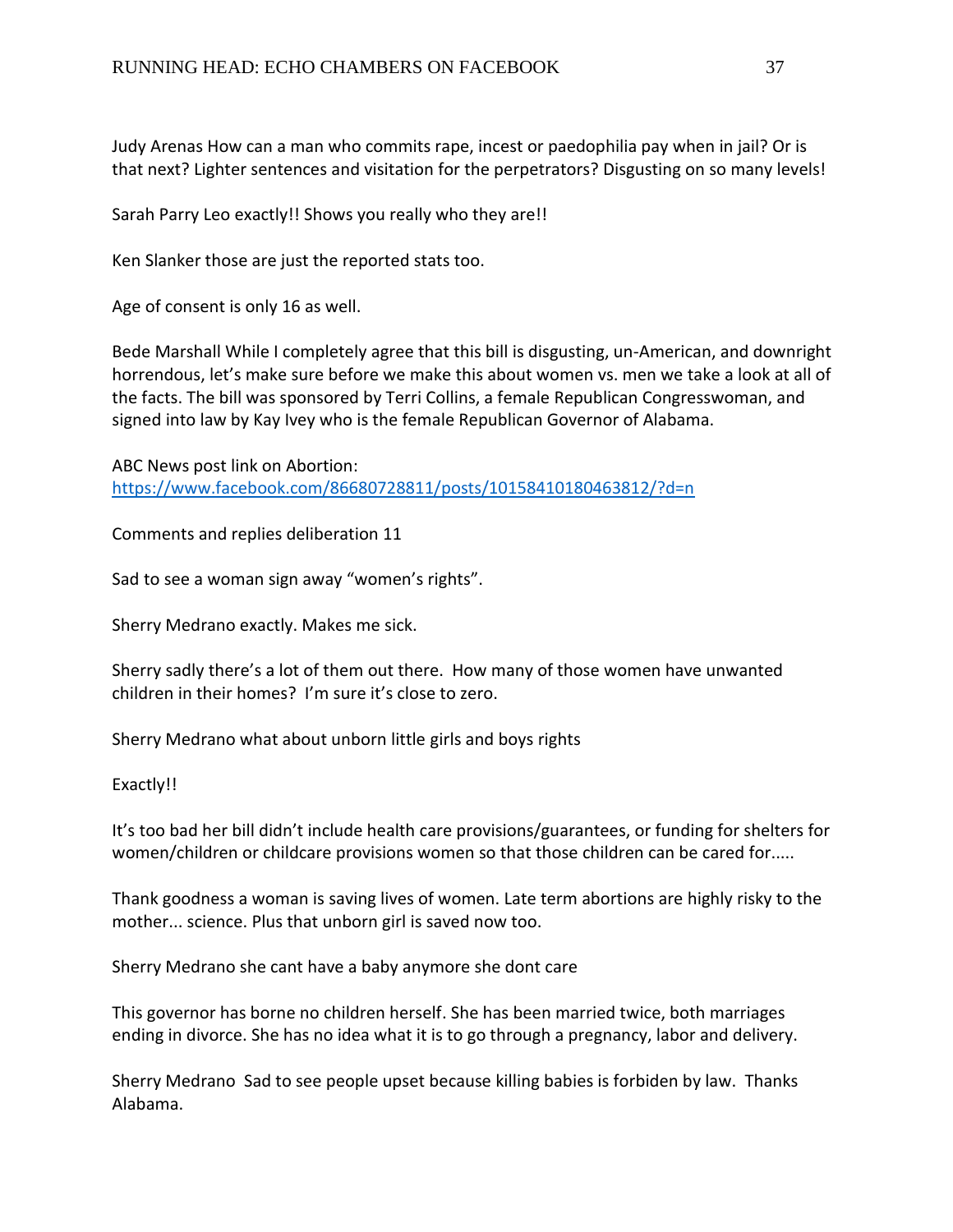Judy Arenas How can a man who commits rape, incest or paedophilia pay when in jail? Or is that next? Lighter sentences and visitation for the perpetrators? Disgusting on so many levels!

Sarah Parry Leo exactly!! Shows you really who they are!!

Ken Slanker those are just the reported stats too.

Age of consent is only 16 as well.

Bede Marshall While I completely agree that this bill is disgusting, un-American, and downright horrendous, let's make sure before we make this about women vs. men we take a look at all of the facts. The bill was sponsored by Terri Collins, a female Republican Congresswoman, and signed into law by Kay Ivey who is the female Republican Governor of Alabama.

ABC News post link on Abortion: https://www.facebook.com/86680728811/posts/10158410180463812/?d=n

Comments and replies deliberation 11

Sad to see a woman sign away "women's rights".

Sherry Medrano exactly. Makes me sick.

Sherry sadly there's a lot of them out there.  How many of those women have unwanted children in their homes?  I'm sure it's close to zero.

Sherry Medrano what about unborn little girls and boys rights

Exactly!!

It's too bad her bill didn't include health care provisions/guarantees, or funding for shelters for women/children or childcare provisions women so that those children can be cared for.....

Thank goodness a woman is saving lives of women. Late term abortions are highly risky to the mother... science. Plus that unborn girl is saved now too.

Sherry Medrano she cant have a baby anymore she dont care

This governor has borne no children herself. She has been married twice, both marriages ending in divorce. She has no idea what it is to go through a pregnancy, labor and delivery.

Sherry Medrano  Sad to see people upset because killing babies is forbiden by law.  Thanks Alabama.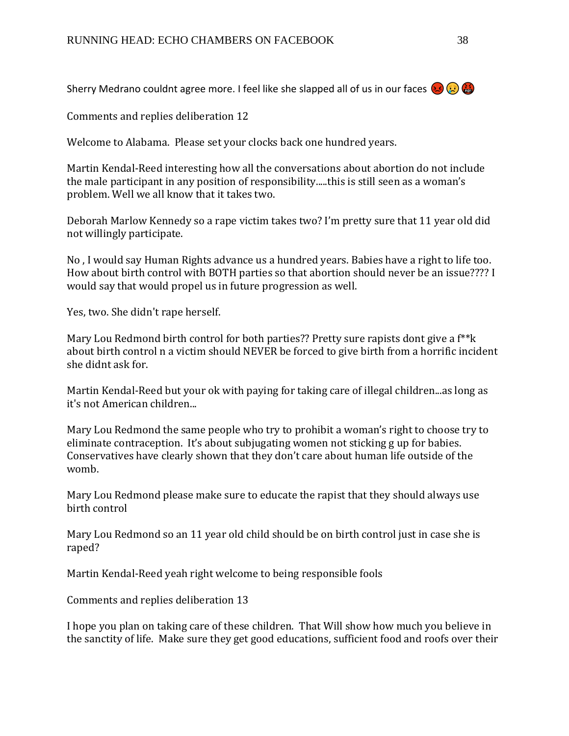Sherry Medrano couldnt agree more. I feel like she slapped all of us in our faces 😡😢🤬

Comments and replies deliberation 12

Welcome to Alabama. Please set your clocks back one hundred years.

Martin Kendal-Reed interesting how all the conversations about abortion do not include the male participant in any position of responsibility.....this is still seen as a woman's problem. Well we all know that it takes two.

Deborah Marlow Kennedy so a rape victim takes two? I'm pretty sure that 11 year old did not willingly participate.

No , I would say Human Rights advance us a hundred years. Babies have a right to life too. How about birth control with BOTH parties so that abortion should never be an issue???? I would say that would propel us in future progression as well.

Yes, two. She didn't rape herself.

Mary Lou Redmond birth control for both parties?? Pretty sure rapists dont give a f**k about birth control n a victim should NEVER be forced to give birth from a horrific incident she didnt ask for.

Martin Kendal-Reed but your ok with paying for taking care of illegal children...as long as it's not American children...

Mary Lou Redmond the same people who try to prohibit a woman's right to choose try to eliminate contraception. It's about subjugating women not sticking g up for babies. Conservatives have clearly shown that they don't care about human life outside of the womb.

Mary Lou Redmond please make sure to educate the rapist that they should always use birth control

Mary Lou Redmond so an 11 year old child should be on birth control just in case she is raped?

Martin Kendal-Reed yeah right welcome to being responsible fools

Comments and replies deliberation 13

I hope you plan on taking care of these children. That Will show how much you believe in the sanctity of life. Make sure they get good educations, sufficient food and roofs over their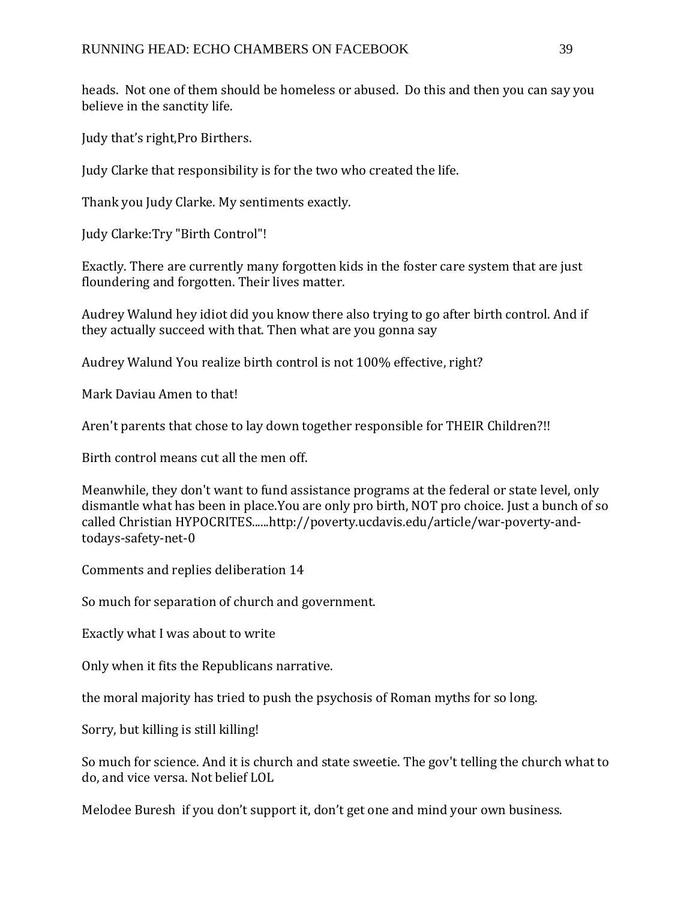heads. Not one of them should be homeless or abused. Do this and then you can say you believe in the sanctity life.

Judy that's right,Pro Birthers.

Judy Clarke that responsibility is for the two who created the life.

Thank you Judy Clarke. My sentiments exactly.

Judy Clarke:Try "Birth Control"!

Exactly. There are currently many forgotten kids in the foster care system that are just floundering and forgotten. Their lives matter.

Audrey Walund hey idiot did you know there also trying to go after birth control. And if they actually succeed with that. Then what are you gonna say

Audrey Walund You realize birth control is not 100% effective, right?

Mark Daviau Amen to that!

Aren't parents that chose to lay down together responsible for THEIR Children?!!

Birth control means cut all the men off.

Meanwhile, they don't want to fund assistance programs at the federal or state level, only dismantle what has been in place.You are only pro birth, NOT pro choice. Just a bunch of so called Christian HYPOCRITES......http://poverty.ucdavis.edu/article/war-poverty-and-todays-safety-net-0

Comments and replies deliberation 14

So much for separation of church and government.

Exactly what I was about to write

Only when it fits the Republicans narrative.

the moral majority has tried to push the psychosis of Roman myths for so long.

Sorry, but killing is still killing!

So much for science. And it is church and state sweetie. The gov't telling the church what to do, and vice versa. Not belief LOL

Melodee Buresh if you don't support it, don't get one and mind your own business.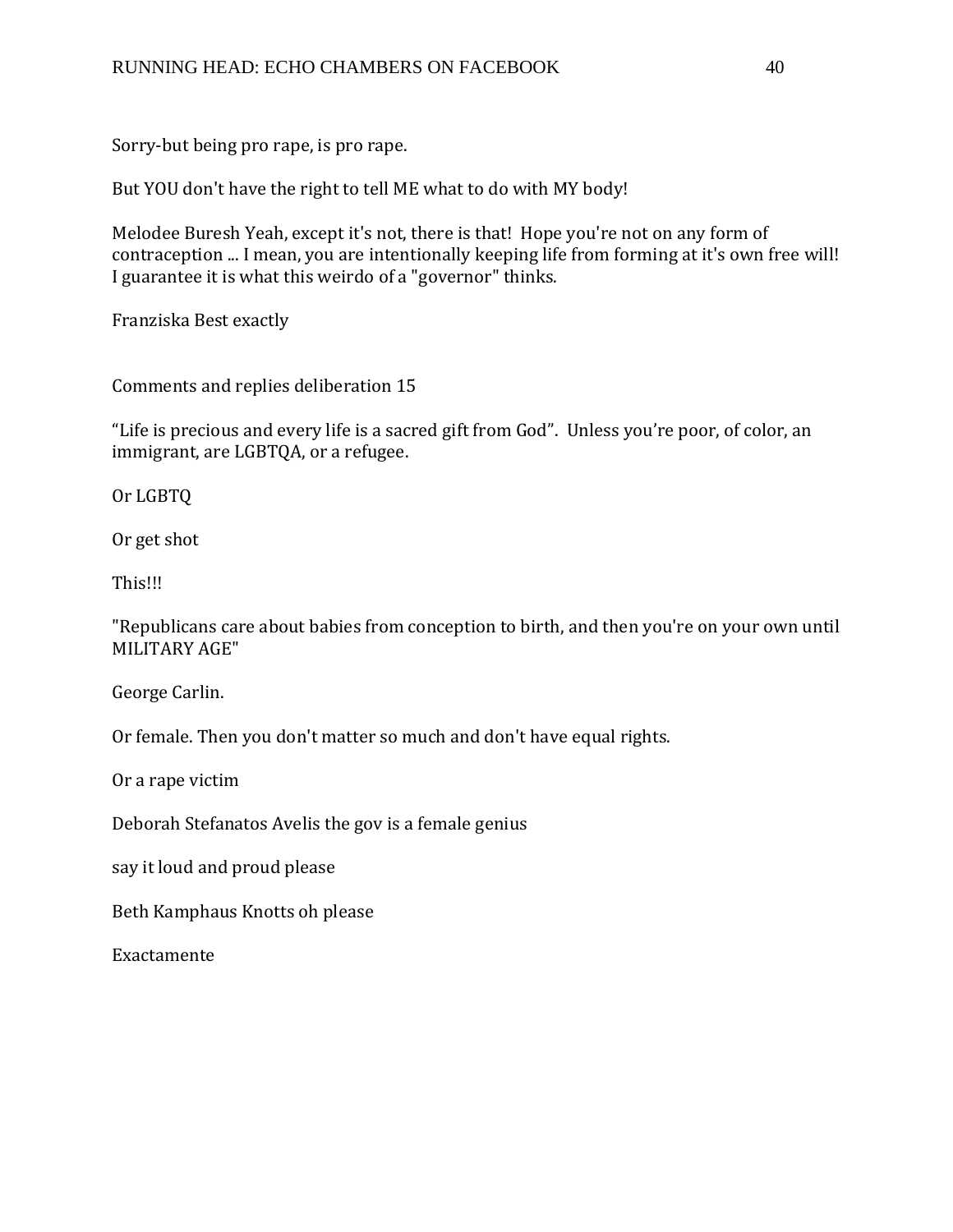Sorry-but being pro rape, is pro rape.

But YOU don't have the right to tell ME what to do with MY body!

Melodee Buresh Yeah, except it's not, there is that! Hope you're not on any form of contraception ... I mean, you are intentionally keeping life from forming at it's own free will! I guarantee it is what this weirdo of a "governor" thinks.

Franziska Best exactly

Comments and replies deliberation 15

“Life is precious and every life is a sacred gift from God”. Unless you’re poor, of color, an immigrant, are LGBTQA, or a refugee.

Or LGBTQ

Or get shot

This!!!

"Republicans care about babies from conception to birth, and then you're on your own until MILITARY AGE"

George Carlin.

Or female. Then you don't matter so much and don't have equal rights.

Or a rape victim

Deborah Stefanatos Avelis the gov is a female genius

say it loud and proud please

Beth Kamphaus Knotts oh please

Exactamente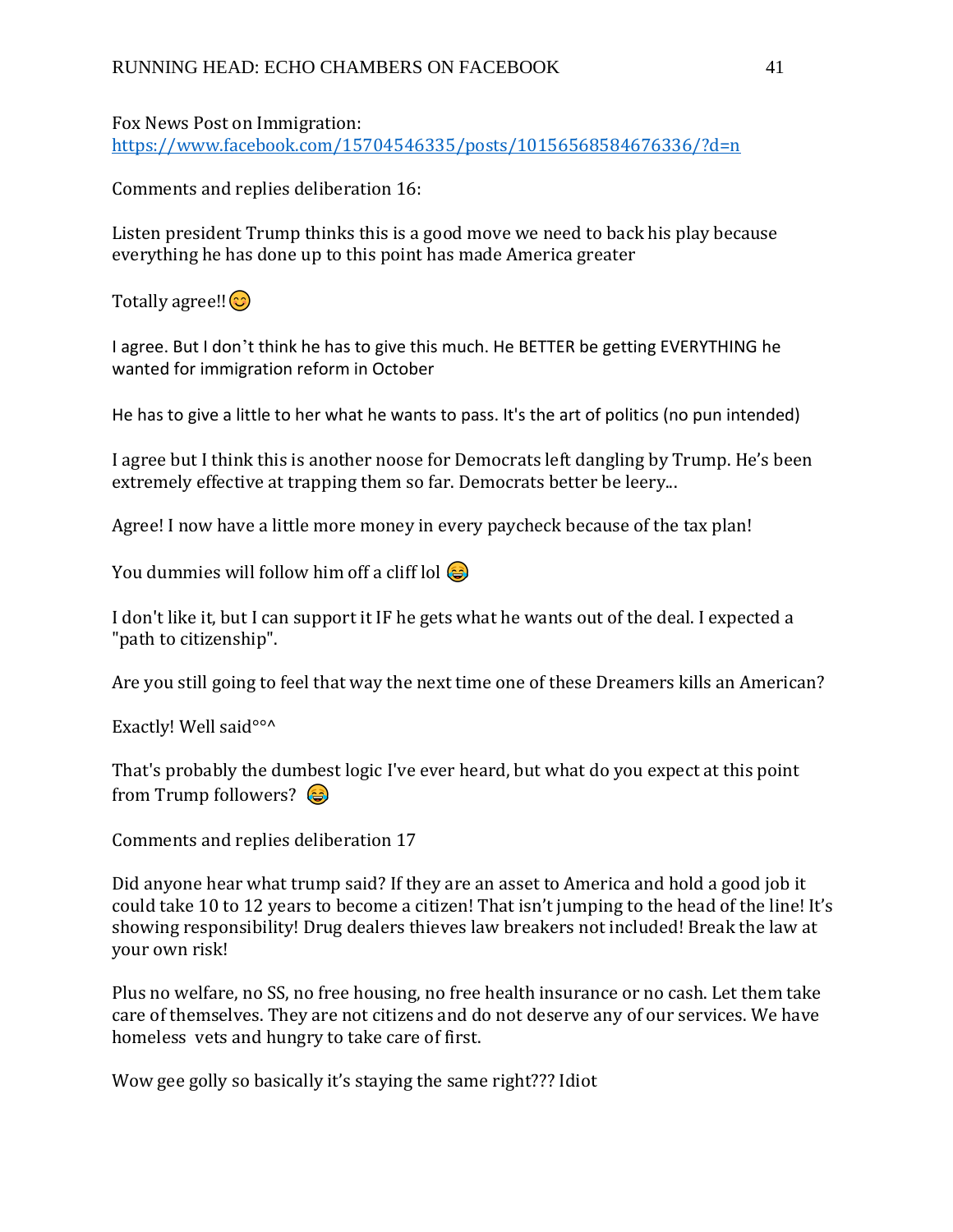Fox News Post on Immigration:
https://www.facebook.com/15704546335/posts/10156568584676336/?d=n

Comments and replies deliberation 16:

Listen president Trump thinks this is a good move we need to back his play because everything he has done up to this point has made America greater

Totally agree!! 😊

I agree. But I don't think he has to give this much. He BETTER be getting EVERYTHING he wanted for immigration reform in October

He has to give a little to her what he wants to pass. It's the art of politics (no pun intended)

I agree but I think this is another noose for Democrats left dangling by Trump. He's been extremely effective at trapping them so far. Democrats better be leery...

Agree! I now have a little more money in every paycheck because of the tax plan!

You dummies will follow him off a cliff lol 😂

I don't like it, but I can support it IF he gets what he wants out of the deal. I expected a "path to citizenship".

Are you still going to feel that way the next time one of these Dreamers kills an American?

Exactly! Well said°°^

That's probably the dumbest logic I've ever heard, but what do you expect at this point from Trump followers? 😂

Comments and replies deliberation 17

Did anyone hear what trump said? If they are an asset to America and hold a good job it could take 10 to 12 years to become a citizen! That isn't jumping to the head of the line! It's showing responsibility! Drug dealers thieves law breakers not included! Break the law at your own risk!

Plus no welfare, no SS, no free housing, no free health insurance or no cash. Let them take care of themselves. They are not citizens and do not deserve any of our services. We have homeless vets and hungry to take care of first.

Wow gee golly so basically it's staying the same right??? Idiot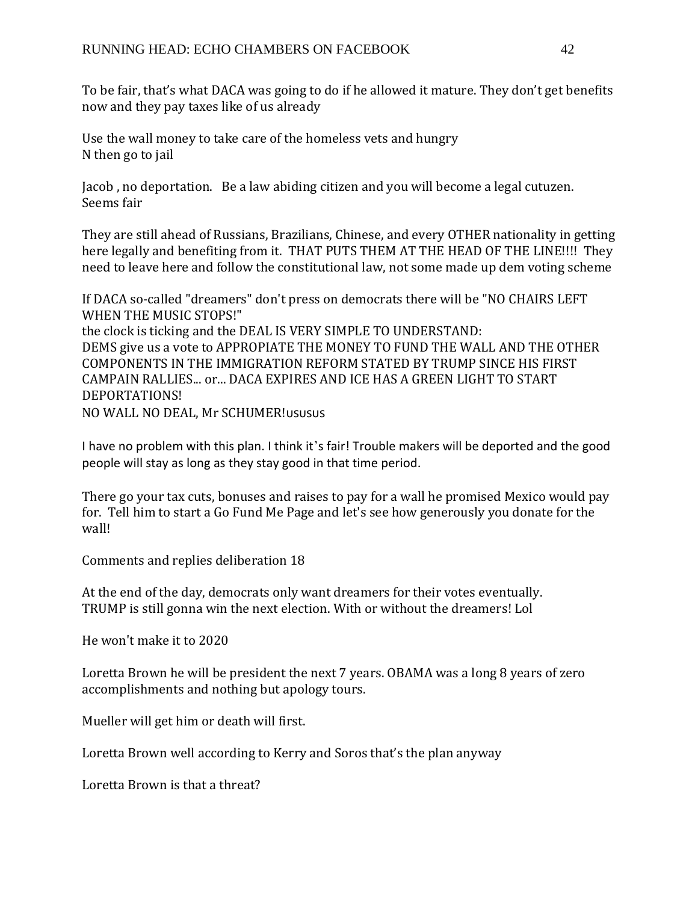To be fair, that's what DACA was going to do if he allowed it mature. They don't get benefits now and they pay taxes like of us already

Use the wall money to take care of the homeless vets and hungry
N then go to jail

Jacob , no deportation.   Be a law abiding citizen and you will become a legal cutuzen.
Seems fair

They are still ahead of Russians, Brazilians, Chinese, and every OTHER nationality in getting here legally and benefiting from it.  THAT PUTS THEM AT THE HEAD OF THE LINE!!!!  They need to leave here and follow the constitutional law, not some made up dem voting scheme

If DACA so-called "dreamers" don't press on democrats there will be "NO CHAIRS LEFT WHEN THE MUSIC STOPS!"
the clock is ticking and the DEAL IS VERY SIMPLE TO UNDERSTAND:
DEMS give us a vote to APPROPIATE THE MONEY TO FUND THE WALL AND THE OTHER COMPONENTS IN THE IMMIGRATION REFORM STATED BY TRUMP SINCE HIS FIRST CAMPAIN RALLIES... or... DACA EXPIRES AND ICE HAS A GREEN LIGHT TO START DEPORTATIONS!
NO WALL NO DEAL, Mr SCHUMER!ususus

I have no problem with this plan. I think it's fair! Trouble makers will be deported and the good people will stay as long as they stay good in that time period.

There go your tax cuts, bonuses and raises to pay for a wall he promised Mexico would pay for.  Tell him to start a Go Fund Me Page and let's see how generously you donate for the wall!

Comments and replies deliberation 18

At the end of the day, democrats only want dreamers for their votes eventually.
TRUMP is still gonna win the next election. With or without the dreamers! Lol

He won't make it to 2020

Loretta Brown he will be president the next 7 years. OBAMA was a long 8 years of zero accomplishments and nothing but apology tours.

Mueller will get him or death will first.

Loretta Brown well according to Kerry and Soros that's the plan anyway

Loretta Brown is that a threat?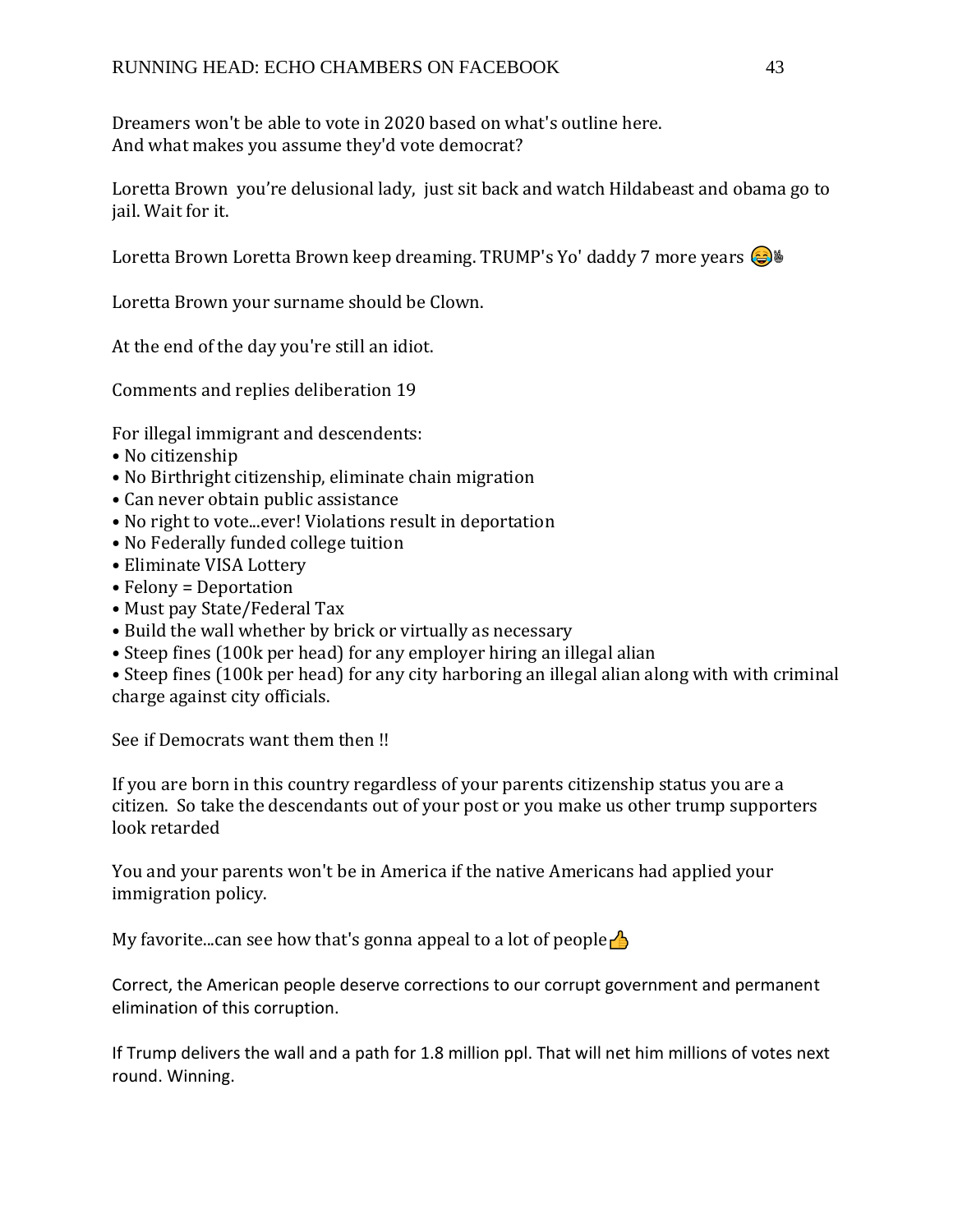Dreamers won't be able to vote in 2020 based on what's outline here.
And what makes you assume they'd vote democrat?

Loretta Brown you're delusional lady, just sit back and watch Hildabeast and obama go to jail. Wait for it.

Loretta Brown Loretta Brown keep dreaming. TRUMP's Yo' daddy 7 more years 😂✌

Loretta Brown your surname should be Clown.

At the end of the day you're still an idiot.

Comments and replies deliberation 19

For illegal immigrant and descendents:

- No citizenship
- No Birthright citizenship, eliminate chain migration
- Can never obtain public assistance
- No right to vote...ever! Violations result in deportation
- No Federally funded college tuition
- Eliminate VISA Lottery
- Felony = Deportation
- Must pay State/Federal Tax
- Build the wall whether by brick or virtually as necessary
- Steep fines (100k per head) for any employer hiring an illegal alian
- Steep fines (100k per head) for any city harboring an illegal alian along with with criminal charge against city officials.

See if Democrats want them then !!

If you are born in this country regardless of your parents citizenship status you are a citizen. So take the descendants out of your post or you make us other trump supporters look retarded

You and your parents won't be in America if the native Americans had applied your immigration policy.

My favorite...can see how that's gonna appeal to a lot of people👍

Correct, the American people deserve corrections to our corrupt government and permanent elimination of this corruption.

If Trump delivers the wall and a path for 1.8 million ppl. That will net him millions of votes next round. Winning.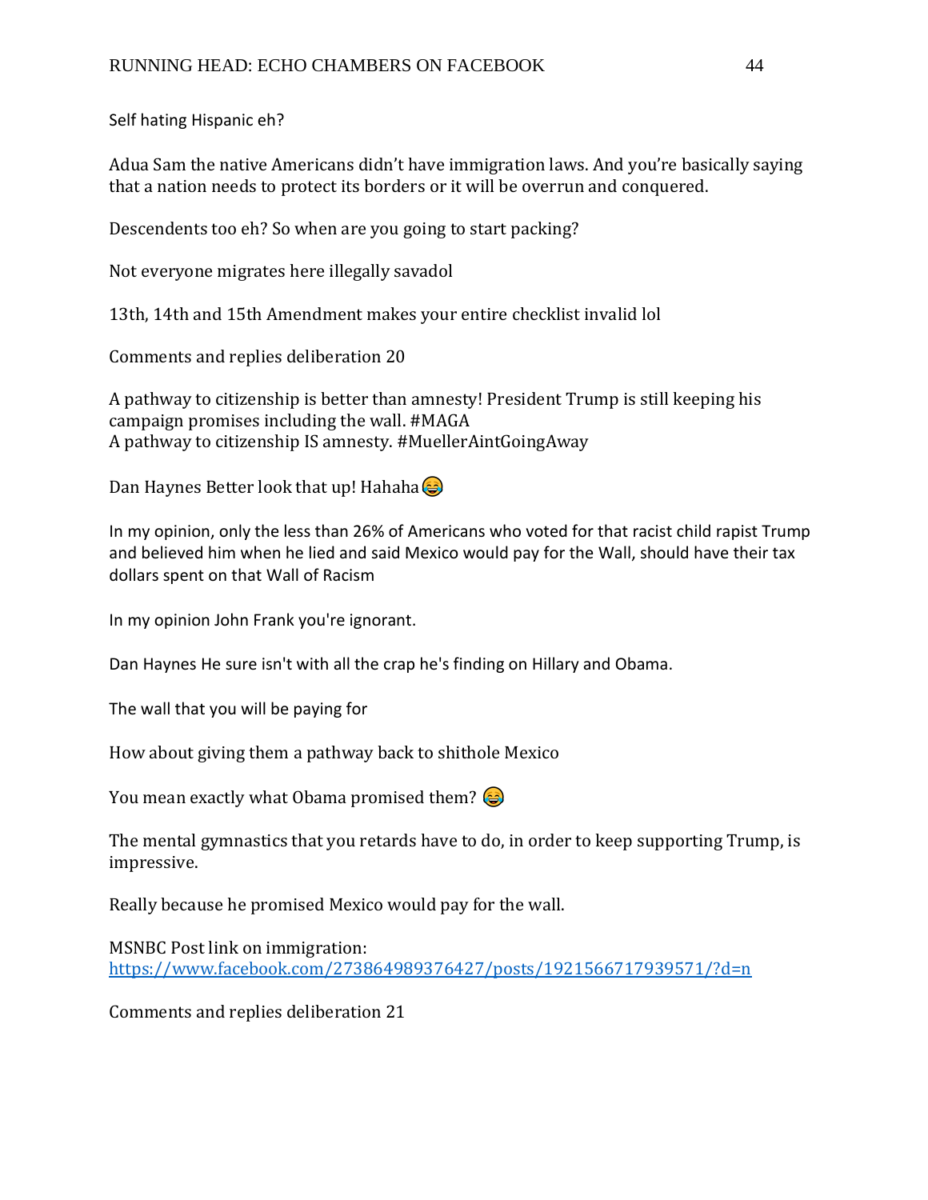Self hating Hispanic eh?

Adua Sam the native Americans didn't have immigration laws. And you're basically saying that a nation needs to protect its borders or it will be overrun and conquered.

Descendents too eh? So when are you going to start packing?

Not everyone migrates here illegally savadol

13th, 14th and 15th Amendment makes your entire checklist invalid lol

Comments and replies deliberation 20

A pathway to citizenship is better than amnesty! President Trump is still keeping his campaign promises including the wall. #MAGA
A pathway to citizenship IS amnesty. #MuellerAintGoingAway

Dan Haynes Better look that up! Hahaha 😂

In my opinion, only the less than 26% of Americans who voted for that racist child rapist Trump and believed him when he lied and said Mexico would pay for the Wall, should have their tax dollars spent on that Wall of Racism

In my opinion John Frank you're ignorant.

Dan Haynes He sure isn't with all the crap he's finding on Hillary and Obama.

The wall that you will be paying for

How about giving them a pathway back to shithole Mexico

You mean exactly what Obama promised them? 😂

The mental gymnastics that you retards have to do, in order to keep supporting Trump, is impressive.

Really because he promised Mexico would pay for the wall.

MSNBC Post link on immigration:
https://www.facebook.com/273864989376427/posts/1921566717939571/?d=n

Comments and replies deliberation 21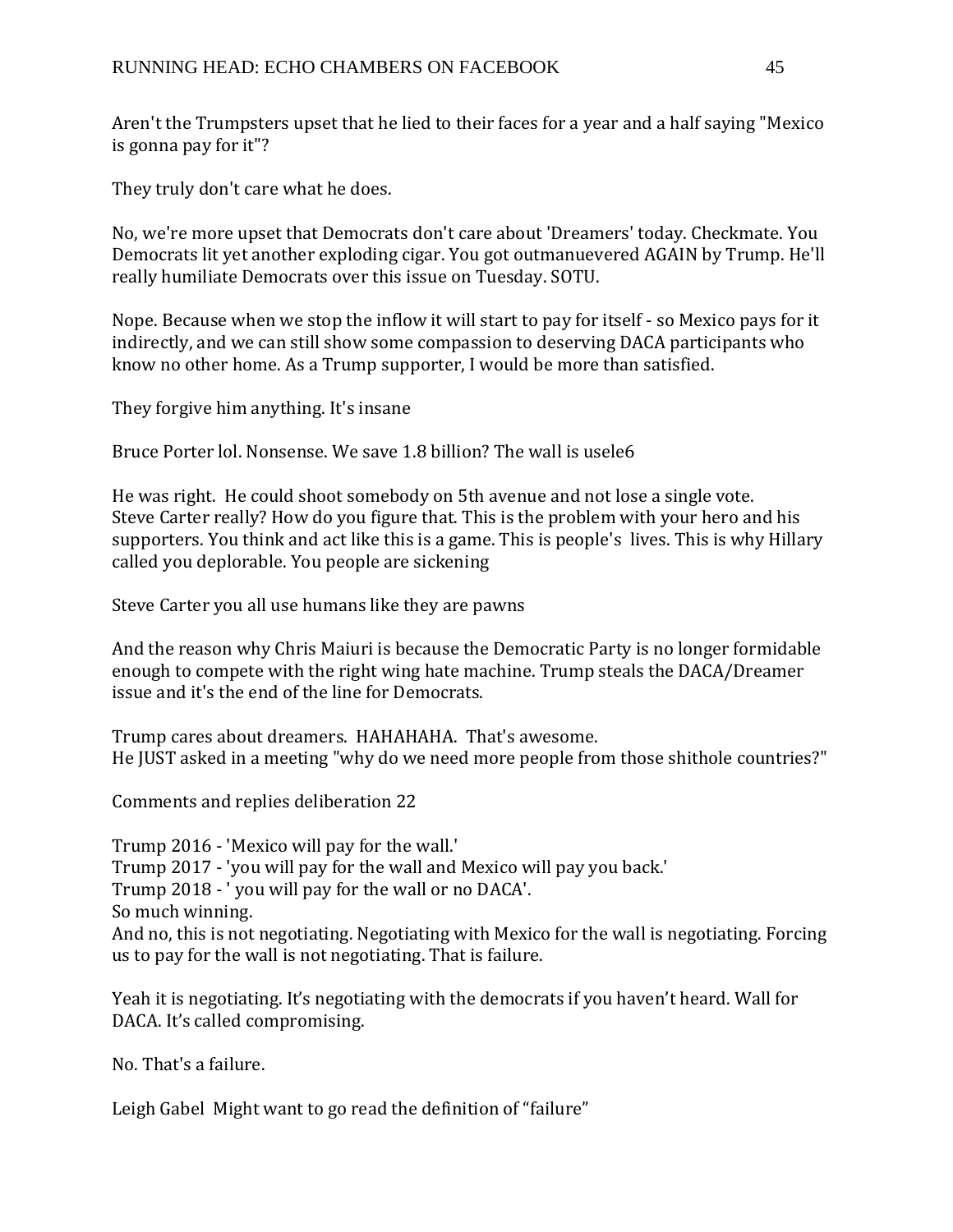Aren't the Trumpsters upset that he lied to their faces for a year and a half saying "Mexico is gonna pay for it"?

They truly don't care what he does.

No, we're more upset that Democrats don't care about 'Dreamers' today. Checkmate. You Democrats lit yet another exploding cigar. You got outmanuevered AGAIN by Trump. He'll really humiliate Democrats over this issue on Tuesday. SOTU.

Nope. Because when we stop the inflow it will start to pay for itself - so Mexico pays for it indirectly, and we can still show some compassion to deserving DACA participants who know no other home. As a Trump supporter, I would be more than satisfied.

They forgive him anything. It's insane

Bruce Porter lol. Nonsense. We save 1.8 billion? The wall is usele6

He was right. He could shoot somebody on 5th avenue and not lose a single vote.
Steve Carter really? How do you figure that. This is the problem with your hero and his supporters. You think and act like this is a game. This is people's lives. This is why Hillary called you deplorable. You people are sickening

Steve Carter you all use humans like they are pawns

And the reason why Chris Maiuri is because the Democratic Party is no longer formidable enough to compete with the right wing hate machine. Trump steals the DACA/Dreamer issue and it's the end of the line for Democrats.

Trump cares about dreamers. HAHAHAHA. That's awesome.
He JUST asked in a meeting "why do we need more people from those shithole countries?"

Comments and replies deliberation 22

Trump 2016 - 'Mexico will pay for the wall.'
Trump 2017 - 'you will pay for the wall and Mexico will pay you back.'
Trump 2018 - ' you will pay for the wall or no DACA'.
So much winning.
And no, this is not negotiating. Negotiating with Mexico for the wall is negotiating. Forcing us to pay for the wall is not negotiating. That is failure.

Yeah it is negotiating. It's negotiating with the democrats if you haven't heard. Wall for DACA. It's called compromising.

No. That's a failure.

Leigh Gabel Might want to go read the definition of "failure"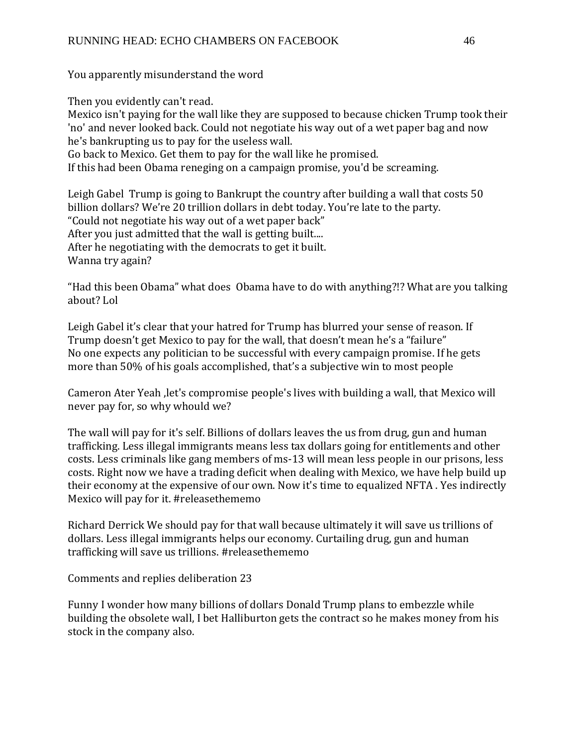You apparently misunderstand the word

Then you evidently can't read.
Mexico isn't paying for the wall like they are supposed to because chicken Trump took their 'no' and never looked back. Could not negotiate his way out of a wet paper bag and now he's bankrupting us to pay for the useless wall.
Go back to Mexico. Get them to pay for the wall like he promised.
If this had been Obama reneging on a campaign promise, you'd be screaming.

Leigh Gabel Trump is going to Bankrupt the country after building a wall that costs 50 billion dollars? We're 20 trillion dollars in debt today. You're late to the party.
"Could not negotiate his way out of a wet paper back"
After you just admitted that the wall is getting built....
After he negotiating with the democrats to get it built.
Wanna try again?

"Had this been Obama" what does Obama have to do with anything?!? What are you talking about? Lol

Leigh Gabel it's clear that your hatred for Trump has blurred your sense of reason. If Trump doesn't get Mexico to pay for the wall, that doesn't mean he's a "failure"
No one expects any politician to be successful with every campaign promise. If he gets more than 50% of his goals accomplished, that's a subjective win to most people

Cameron Ater Yeah ,let's compromise people's lives with building a wall, that Mexico will never pay for, so why whould we?

The wall will pay for it's self. Billions of dollars leaves the us from drug, gun and human trafficking. Less illegal immigrants means less tax dollars going for entitlements and other costs. Less criminals like gang members of ms-13 will mean less people in our prisons, less costs. Right now we have a trading deficit when dealing with Mexico, we have help build up their economy at the expensive of our own. Now it's time to equalized NFTA . Yes indirectly Mexico will pay for it. #releasethememo

Richard Derrick We should pay for that wall because ultimately it will save us trillions of dollars. Less illegal immigrants helps our economy. Curtailing drug, gun and human trafficking will save us trillions. #releasethememo

Comments and replies deliberation 23

Funny I wonder how many billions of dollars Donald Trump plans to embezzle while building the obsolete wall, I bet Halliburton gets the contract so he makes money from his stock in the company also.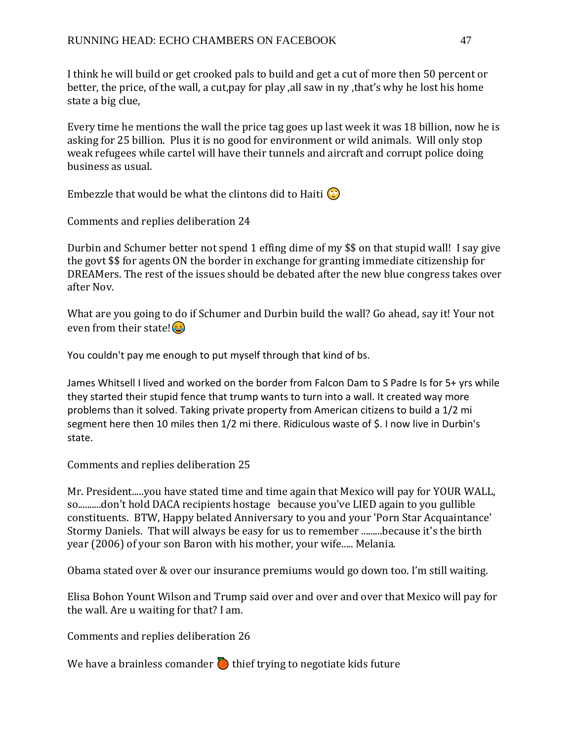I think he will build or get crooked pals to build and get a cut of more then 50 percent or better, the price, of the wall, a cut,pay for play ,all saw in ny ,that's why he lost his home state a big clue,

Every time he mentions the wall the price tag goes up last week it was 18 billion, now he is asking for 25 billion. Plus it is no good for environment or wild animals. Will only stop weak refugees while cartel will have their tunnels and aircraft and corrupt police doing business as usual.

Embezzle that would be what the clintons did to Haiti 🙄

Comments and replies deliberation 24

Durbin and Schumer better not spend 1 effing dime of my $$ on that stupid wall! I say give the govt $$ for agents ON the border in exchange for granting immediate citizenship for DREAMers. The rest of the issues should be debated after the new blue congress takes over after Nov.

What are you going to do if Schumer and Durbin build the wall? Go ahead, say it! Your not even from their state!😂

You couldn't pay me enough to put myself through that kind of bs.

James Whitsell I lived and worked on the border from Falcon Dam to S Padre Is for 5+ yrs while they started their stupid fence that trump wants to turn into a wall. It created way more problems than it solved. Taking private property from American citizens to build a 1/2 mi segment here then 10 miles then 1/2 mi there. Ridiculous waste of $. I now live in Durbin's state.

Comments and replies deliberation 25

Mr. President.....you have stated time and time again that Mexico will pay for YOUR WALL, so..........don't hold DACA recipients hostage because you've LIED again to you gullible constituents. BTW, Happy belated Anniversary to you and your 'Porn Star Acquaintance' Stormy Daniels. That will always be easy for us to remember .........because it's the birth year (2006) of your son Baron with his mother, your wife..... Melania.

Obama stated over & over our insurance premiums would go down too. I'm still waiting.

Elisa Bohon Yount Wilson and Trump said over and over and over that Mexico will pay for the wall. Are u waiting for that? I am.

Comments and replies deliberation 26

We have a brainless comander 🍊 thief trying to negotiate kids future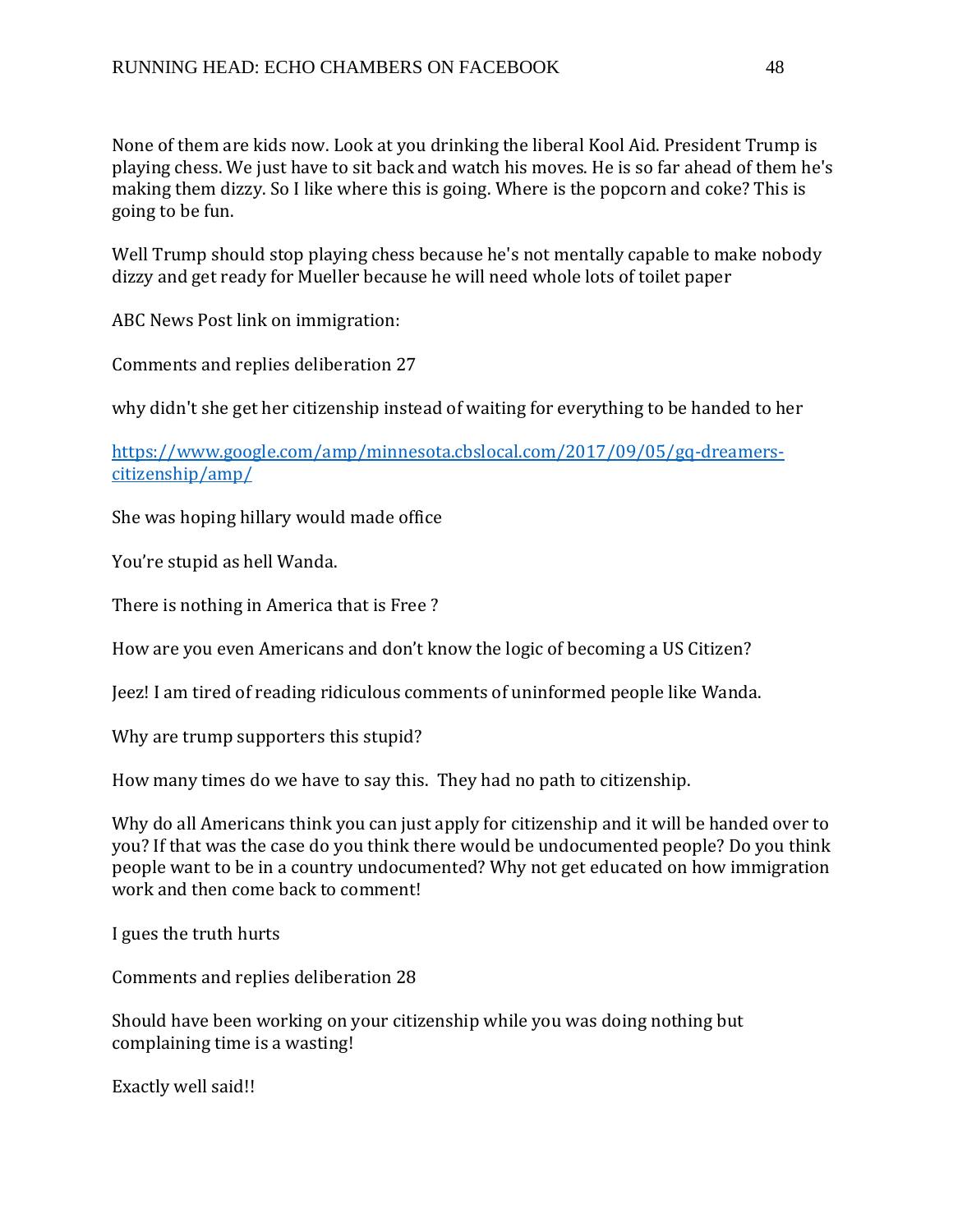None of them are kids now. Look at you drinking the liberal Kool Aid. President Trump is playing chess. We just have to sit back and watch his moves. He is so far ahead of them he's making them dizzy. So I like where this is going. Where is the popcorn and coke? This is going to be fun.

Well Trump should stop playing chess because he's not mentally capable to make nobody dizzy and get ready for Mueller because he will need whole lots of toilet paper

ABC News Post link on immigration:

Comments and replies deliberation 27

why didn't she get her citizenship instead of waiting for everything to be handed to her

https://www.google.com/amp/minnesota.cbslocal.com/2017/09/05/gq-dreamers-citizenship/amp/

She was hoping hillary would made office

You're stupid as hell Wanda.

There is nothing in America that is Free ?

How are you even Americans and don't know the logic of becoming a US Citizen?

Jeez! I am tired of reading ridiculous comments of uninformed people like Wanda.

Why are trump supporters this stupid?

How many times do we have to say this. They had no path to citizenship.

Why do all Americans think you can just apply for citizenship and it will be handed over to you? If that was the case do you think there would be undocumented people? Do you think people want to be in a country undocumented? Why not get educated on how immigration work and then come back to comment!

I gues the truth hurts

Comments and replies deliberation 28

Should have been working on your citizenship while you was doing nothing but complaining time is a wasting!

Exactly well said!!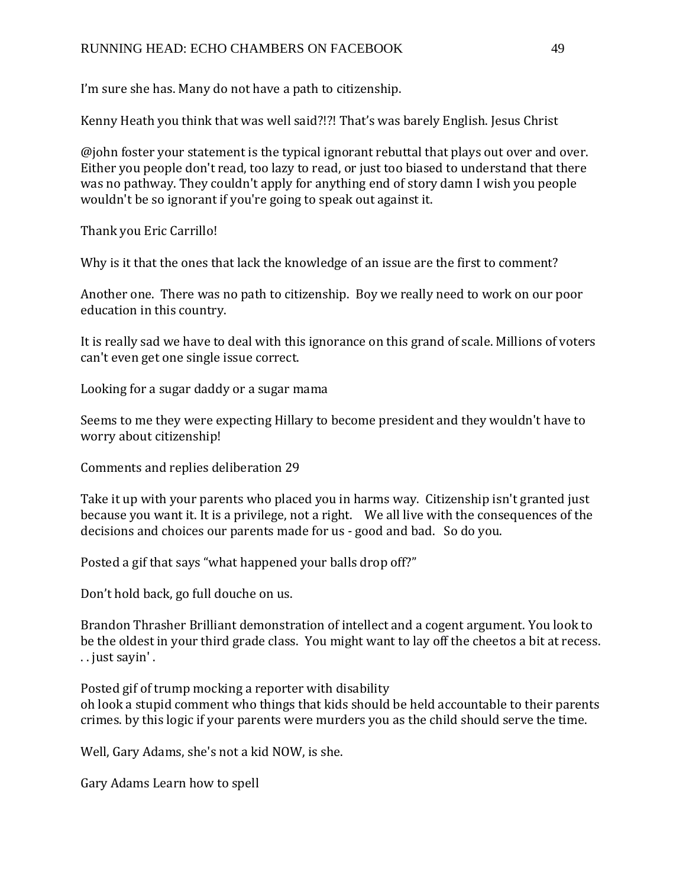I'm sure she has. Many do not have a path to citizenship.

Kenny Heath you think that was well said?!?! That's was barely English. Jesus Christ

@john foster your statement is the typical ignorant rebuttal that plays out over and over. Either you people don't read, too lazy to read, or just too biased to understand that there was no pathway. They couldn't apply for anything end of story damn I wish you people wouldn't be so ignorant if you're going to speak out against it.

Thank you Eric Carrillo!

Why is it that the ones that lack the knowledge of an issue are the first to comment?

Another one. There was no path to citizenship. Boy we really need to work on our poor education in this country.

It is really sad we have to deal with this ignorance on this grand of scale. Millions of voters can't even get one single issue correct.

Looking for a sugar daddy or a sugar mama

Seems to me they were expecting Hillary to become president and they wouldn't have to worry about citizenship!

Comments and replies deliberation 29

Take it up with your parents who placed you in harms way. Citizenship isn't granted just because you want it. It is a privilege, not a right. We all live with the consequences of the decisions and choices our parents made for us - good and bad. So do you.

Posted a gif that says "what happened your balls drop off?"

Don't hold back, go full douche on us.

Brandon Thrasher Brilliant demonstration of intellect and a cogent argument. You look to be the oldest in your third grade class. You might want to lay off the cheetos a bit at recess. . . just sayin' .

Posted gif of trump mocking a reporter with disability
oh look a stupid comment who things that kids should be held accountable to their parents crimes. by this logic if your parents were murders you as the child should serve the time.

Well, Gary Adams, she's not a kid NOW, is she.

Gary Adams Learn how to spell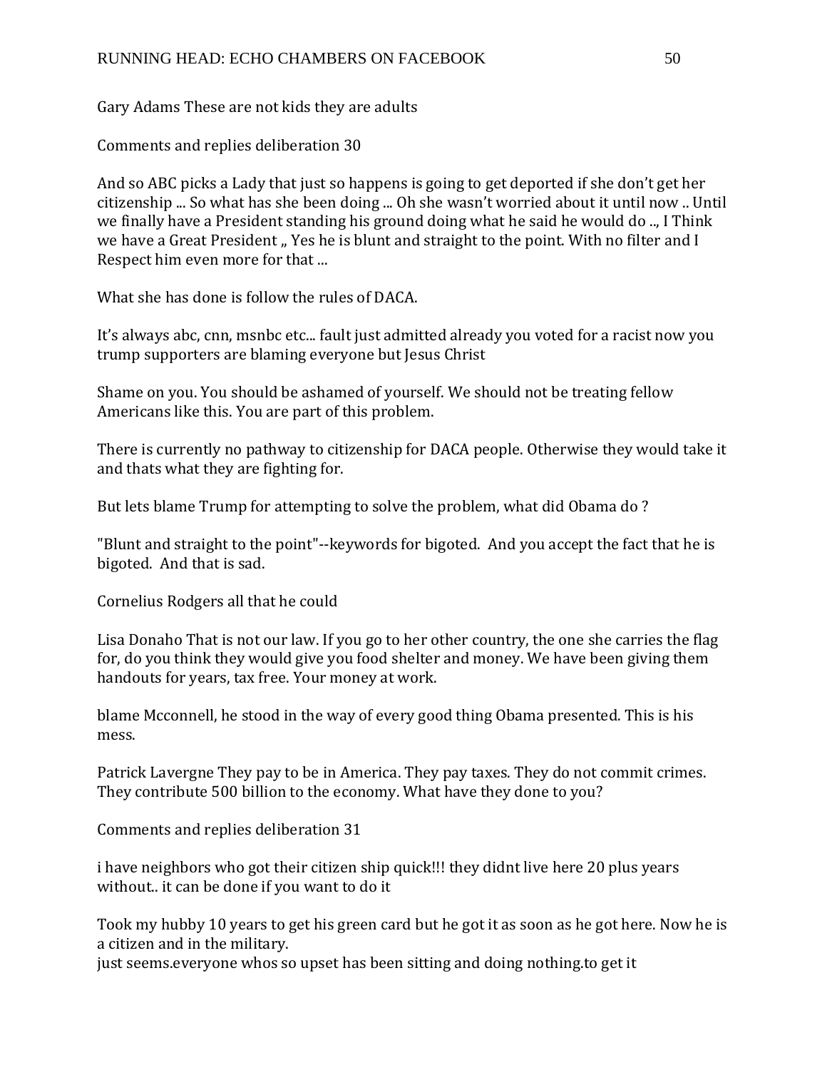Gary Adams These are not kids they are adults

Comments and replies deliberation 30

And so ABC picks a Lady that just so happens is going to get deported if she don't get her citizenship ... So what has she been doing ... Oh she wasn't worried about it until now .. Until we finally have a President standing his ground doing what he said he would do .., I Think we have a Great President „ Yes he is blunt and straight to the point. With no filter and I Respect him even more for that ...

What she has done is follow the rules of DACA.

It's always abc, cnn, msnbc etc... fault just admitted already you voted for a racist now you trump supporters are blaming everyone but Jesus Christ

Shame on you. You should be ashamed of yourself. We should not be treating fellow Americans like this. You are part of this problem.

There is currently no pathway to citizenship for DACA people. Otherwise they would take it and thats what they are fighting for.

But lets blame Trump for attempting to solve the problem, what did Obama do ?

"Blunt and straight to the point"--keywords for bigoted. And you accept the fact that he is bigoted. And that is sad.

Cornelius Rodgers all that he could

Lisa Donaho That is not our law. If you go to her other country, the one she carries the flag for, do you think they would give you food shelter and money. We have been giving them handouts for years, tax free. Your money at work.

blame Mcconnell, he stood in the way of every good thing Obama presented. This is his mess.

Patrick Lavergne They pay to be in America. They pay taxes. They do not commit crimes. They contribute 500 billion to the economy. What have they done to you?

Comments and replies deliberation 31

i have neighbors who got their citizen ship quick!!! they didnt live here 20 plus years without.. it can be done if you want to do it

Took my hubby 10 years to get his green card but he got it as soon as he got here. Now he is a citizen and in the military.
just seems.everyone whos so upset has been sitting and doing nothing.to get it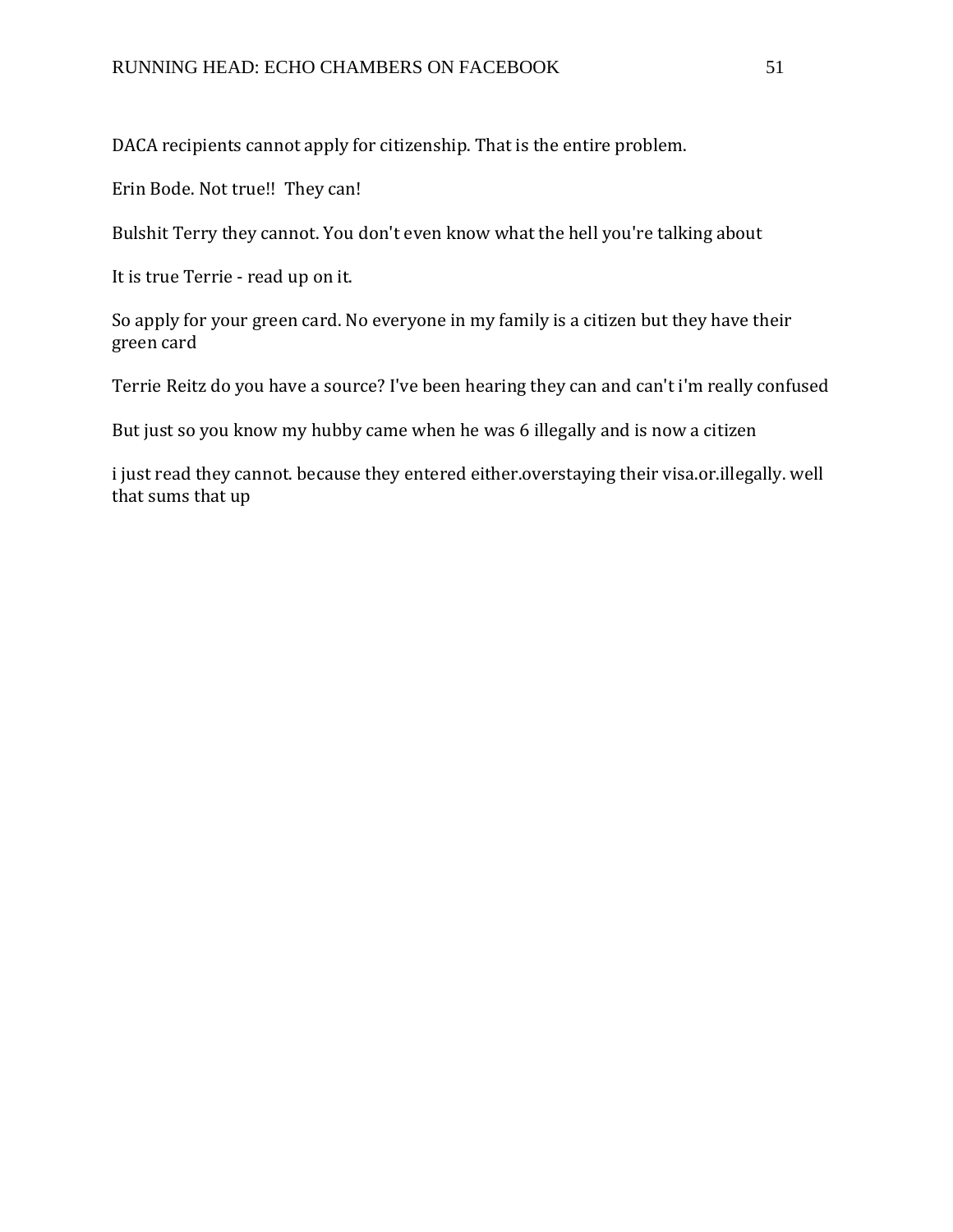DACA recipients cannot apply for citizenship. That is the entire problem.

Erin Bode. Not true!! They can!

Bulshit Terry they cannot. You don't even know what the hell you're talking about

It is true Terrie - read up on it.

So apply for your green card. No everyone in my family is a citizen but they have their green card

Terrie Reitz do you have a source? I've been hearing they can and can't i'm really confused

But just so you know my hubby came when he was 6 illegally and is now a citizen

i just read they cannot. because they entered either.overstaying their visa.or.illegally. well that sums that up